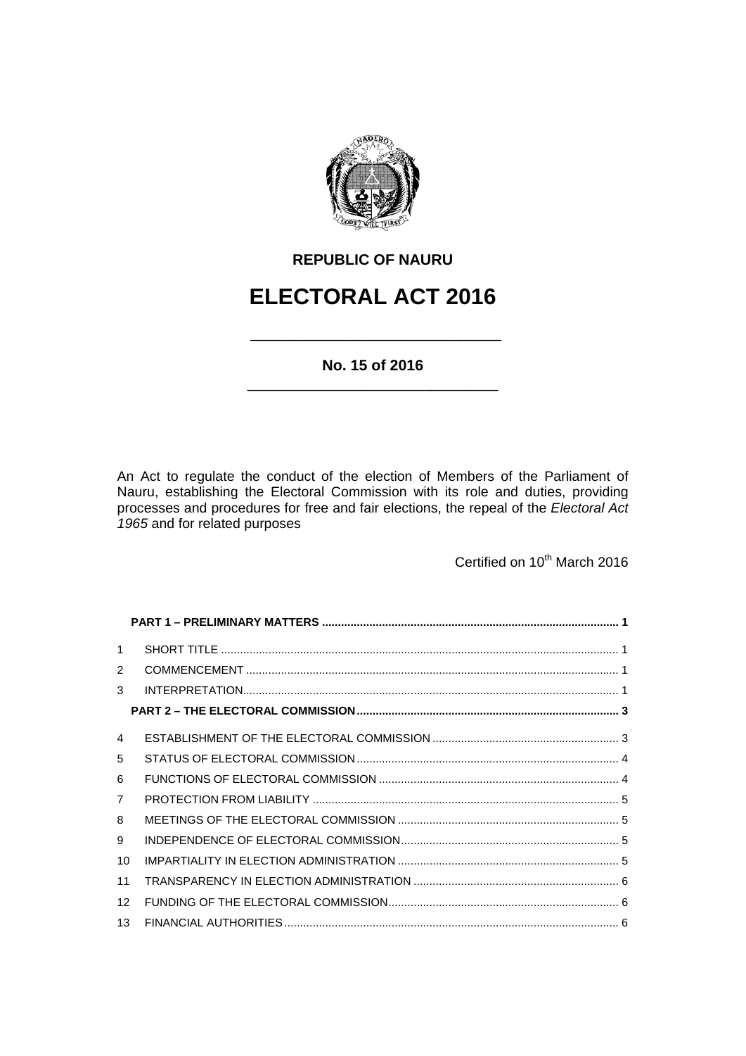**REPUBLIC OF NAURU**

# ELECTORAL ACT 2016

**No. 15 of 2016**

An Act to regulate the conduct of the election of Members of the Parliament of Nauru, establishing the Electoral Commission with its role and duties, providing processes and procedures for free and fair elections, the repeal of the *Electoral Act 1965* and for related purposes

Certified on 10th March 2016

| | | |
|---|---|---|
| | **PART 1 – PRELIMINARY MATTERS** | **1** |
| 1 | SHORT TITLE | 1 |
| 2 | COMMENCEMENT | 1 |
| 3 | INTERPRETATION | 1 |
| | **PART 2 – THE ELECTORAL COMMISSION** | **3** |
| 4 | ESTABLISHMENT OF THE ELECTORAL COMMISSION | 3 |
| 5 | STATUS OF ELECTORAL COMMISSION | 4 |
| 6 | FUNCTIONS OF ELECTORAL COMMISSION | 4 |
| 7 | PROTECTION FROM LIABILITY | 5 |
| 8 | MEETINGS OF THE ELECTORAL COMMISSION | 5 |
| 9 | INDEPENDENCE OF ELECTORAL COMMISSION | 5 |
| 10 | IMPARTIALITY IN ELECTION ADMINISTRATION | 5 |
| 11 | TRANSPARENCY IN ELECTION ADMINISTRATION | 6 |
| 12 | FUNDING OF THE ELECTORAL COMMISSION | 6 |
| 13 | FINANCIAL AUTHORITIES | 6 |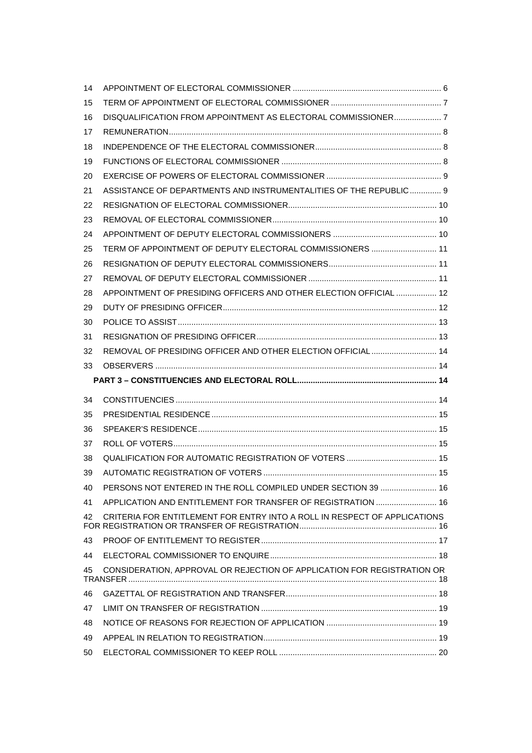| | | |
|---|---|---|
| 14 | APPOINTMENT OF ELECTORAL COMMISSIONER | 6 |
| 15 | TERM OF APPOINTMENT OF ELECTORAL COMMISSIONER | 7 |
| 16 | DISQUALIFICATION FROM APPOINTMENT AS ELECTORAL COMMISSIONER | 7 |
| 17 | REMUNERATION | 8 |
| 18 | INDEPENDENCE OF THE ELECTORAL COMMISSIONER | 8 |
| 19 | FUNCTIONS OF ELECTORAL COMMISSIONER | 8 |
| 20 | EXERCISE OF POWERS OF ELECTORAL COMMISSIONER | 9 |
| 21 | ASSISTANCE OF DEPARTMENTS AND INSTRUMENTALITIES OF THE REPUBLIC | 9 |
| 22 | RESIGNATION OF ELECTORAL COMMISSIONER | 10 |
| 23 | REMOVAL OF ELECTORAL COMMISSIONER | 10 |
| 24 | APPOINTMENT OF DEPUTY ELECTORAL COMMISSIONERS | 10 |
| 25 | TERM OF APPOINTMENT OF DEPUTY ELECTORAL COMMISSIONERS | 11 |
| 26 | RESIGNATION OF DEPUTY ELECTORAL COMMISSIONERS | 11 |
| 27 | REMOVAL OF DEPUTY ELECTORAL COMMISSIONER | 11 |
| 28 | APPOINTMENT OF PRESIDING OFFICERS AND OTHER ELECTION OFFICIAL | 12 |
| 29 | DUTY OF PRESIDING OFFICER | 12 |
| 30 | POLICE TO ASSIST | 13 |
| 31 | RESIGNATION OF PRESIDING OFFICER | 13 |
| 32 | REMOVAL OF PRESIDING OFFICER AND OTHER ELECTION OFFICIAL | 14 |
| 33 | OBSERVERS | 14 |
| | **PART 3 – CONSTITUENCIES AND ELECTORAL ROLL** | **14** |
| 34 | CONSTITUENCIES | 14 |
| 35 | PRESIDENTIAL RESIDENCE | 15 |
| 36 | SPEAKER'S RESIDENCE | 15 |
| 37 | ROLL OF VOTERS | 15 |
| 38 | QUALIFICATION FOR AUTOMATIC REGISTRATION OF VOTERS | 15 |
| 39 | AUTOMATIC REGISTRATION OF VOTERS | 15 |
| 40 | PERSONS NOT ENTERED IN THE ROLL COMPILED UNDER SECTION 39 | 16 |
| 41 | APPLICATION AND ENTITLEMENT FOR TRANSFER OF REGISTRATION | 16 |
| 42 | CRITERIA FOR ENTITLEMENT FOR ENTRY INTO A ROLL IN RESPECT OF APPLICATIONS FOR REGISTRATION OR TRANSFER OF REGISTRATION | 16 |
| 43 | PROOF OF ENTITLEMENT TO REGISTER | 17 |
| 44 | ELECTORAL COMMISSIONER TO ENQUIRE | 18 |
| 45 | CONSIDERATION, APPROVAL OR REJECTION OF APPLICATION FOR REGISTRATION OR TRANSFER | 18 |
| 46 | GAZETTAL OF REGISTRATION AND TRANSFER | 18 |
| 47 | LIMIT ON TRANSFER OF REGISTRATION | 19 |
| 48 | NOTICE OF REASONS FOR REJECTION OF APPLICATION | 19 |
| 49 | APPEAL IN RELATION TO REGISTRATION | 19 |
| 50 | ELECTORAL COMMISSIONER TO KEEP ROLL | 20 |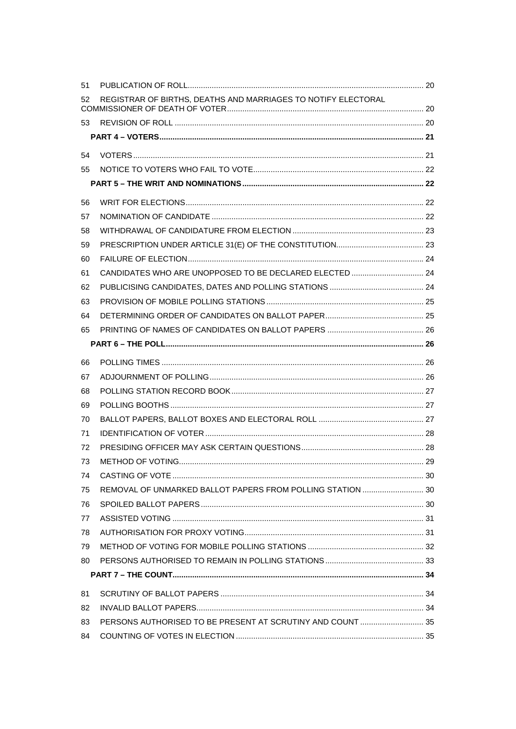51 PUBLICATION OF ROLL ........ 20

52 REGISTRAR OF BIRTHS, DEATHS AND MARRIAGES TO NOTIFY ELECTORAL COMMISSIONER OF DEATH OF VOTER ........ 20

53 REVISION OF ROLL ........ 20

**PART 4 – VOTERS ........ 21**

54 VOTERS ........ 21

55 NOTICE TO VOTERS WHO FAIL TO VOTE ........ 22

**PART 5 – THE WRIT AND NOMINATIONS ........ 22**

56 WRIT FOR ELECTIONS ........ 22

57 NOMINATION OF CANDIDATE ........ 22

58 WITHDRAWAL OF CANDIDATURE FROM ELECTION ........ 23

59 PRESCRIPTION UNDER ARTICLE 31(E) OF THE CONSTITUTION ........ 23

60 FAILURE OF ELECTION ........ 24

61 CANDIDATES WHO ARE UNOPPOSED TO BE DECLARED ELECTED ........ 24

62 PUBLICISING CANDIDATES, DATES AND POLLING STATIONS ........ 24

63 PROVISION OF MOBILE POLLING STATIONS ........ 25

64 DETERMINING ORDER OF CANDIDATES ON BALLOT PAPER ........ 25

65 PRINTING OF NAMES OF CANDIDATES ON BALLOT PAPERS ........ 26

**PART 6 – THE POLL ........ 26**

66 POLLING TIMES ........ 26

67 ADJOURNMENT OF POLLING ........ 26

68 POLLING STATION RECORD BOOK ........ 27

69 POLLING BOOTHS ........ 27

70 BALLOT PAPERS, BALLOT BOXES AND ELECTORAL ROLL ........ 27

71 IDENTIFICATION OF VOTER ........ 28

72 PRESIDING OFFICER MAY ASK CERTAIN QUESTIONS ........ 28

73 METHOD OF VOTING ........ 29

74 CASTING OF VOTE ........ 30

75 REMOVAL OF UNMARKED BALLOT PAPERS FROM POLLING STATION ........ 30

76 SPOILED BALLOT PAPERS ........ 30

77 ASSISTED VOTING ........ 31

78 AUTHORISATION FOR PROXY VOTING ........ 31

79 METHOD OF VOTING FOR MOBILE POLLING STATIONS ........ 32

80 PERSONS AUTHORISED TO REMAIN IN POLLING STATIONS ........ 33

**PART 7 – THE COUNT ........ 34**

81 SCRUTINY OF BALLOT PAPERS ........ 34

82 INVALID BALLOT PAPERS ........ 34

83 PERSONS AUTHORISED TO BE PRESENT AT SCRUTINY AND COUNT ........ 35

84 COUNTING OF VOTES IN ELECTION ........ 35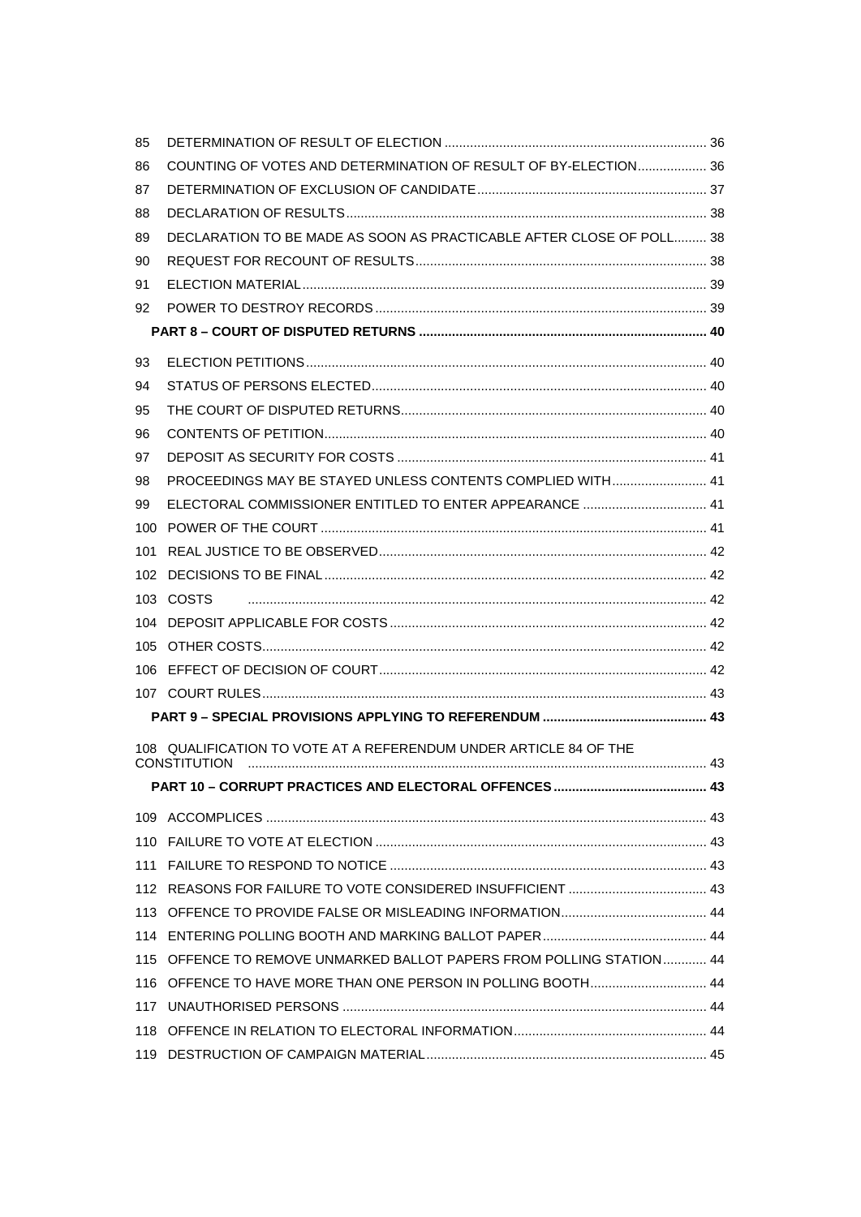85 DETERMINATION OF RESULT OF ELECTION ........................................................................ 36

86 COUNTING OF VOTES AND DETERMINATION OF RESULT OF BY-ELECTION................... 36

87 DETERMINATION OF EXCLUSION OF CANDIDATE............................................................... 37

88 DECLARATION OF RESULTS.................................................................................................. 38

89 DECLARATION TO BE MADE AS SOON AS PRACTICABLE AFTER CLOSE OF POLL......... 38

90 REQUEST FOR RECOUNT OF RESULTS................................................................................ 38

91 ELECTION MATERIAL.............................................................................................................. 39

92 POWER TO DESTROY RECORDS........................................................................................... 39

**PART 8 – COURT OF DISPUTED RETURNS .............................................................................. 40**

93 ELECTION PETITIONS.............................................................................................................. 40

94 STATUS OF PERSONS ELECTED............................................................................................ 40

95 THE COURT OF DISPUTED RETURNS.................................................................................... 40

96 CONTENTS OF PETITION......................................................................................................... 40

97 DEPOSIT AS SECURITY FOR COSTS ..................................................................................... 41

98 PROCEEDINGS MAY BE STAYED UNLESS CONTENTS COMPLIED WITH.......................... 41

99 ELECTORAL COMMISSIONER ENTITLED TO ENTER APPEARANCE .................................. 41

100 POWER OF THE COURT .......................................................................................................... 41

101 REAL JUSTICE TO BE OBSERVED.......................................................................................... 42

102 DECISIONS TO BE FINAL......................................................................................................... 42

103 COSTS ....................................................................................................................................... 42

104 DEPOSIT APPLICABLE FOR COSTS....................................................................................... 42

105 OTHER COSTS.......................................................................................................................... 42

106 EFFECT OF DECISION OF COURT.......................................................................................... 42

107 COURT RULES.......................................................................................................................... 43

**PART 9 – SPECIAL PROVISIONS APPLYING TO REFERENDUM ............................................. 43**

108 QUALIFICATION TO VOTE AT A REFERENDUM UNDER ARTICLE 84 OF THE CONSTITUTION ............................................................................................................................. 43

**PART 10 – CORRUPT PRACTICES AND ELECTORAL OFFENCES.......................................... 43**

109 ACCOMPLICES ......................................................................................................................... 43

110 FAILURE TO VOTE AT ELECTION ........................................................................................... 43

111 FAILURE TO RESPOND TO NOTICE ....................................................................................... 43

112 REASONS FOR FAILURE TO VOTE CONSIDERED INSUFFICIENT ...................................... 43

113 OFFENCE TO PROVIDE FALSE OR MISLEADING INFORMATION........................................ 44

114 ENTERING POLLING BOOTH AND MARKING BALLOT PAPER............................................. 44

115 OFFENCE TO REMOVE UNMARKED BALLOT PAPERS FROM POLLING STATION............ 44

116 OFFENCE TO HAVE MORE THAN ONE PERSON IN POLLING BOOTH................................ 44

117 UNAUTHORISED PERSONS .................................................................................................... 44

118 OFFENCE IN RELATION TO ELECTORAL INFORMATION..................................................... 44

119 DESTRUCTION OF CAMPAIGN MATERIAL............................................................................. 45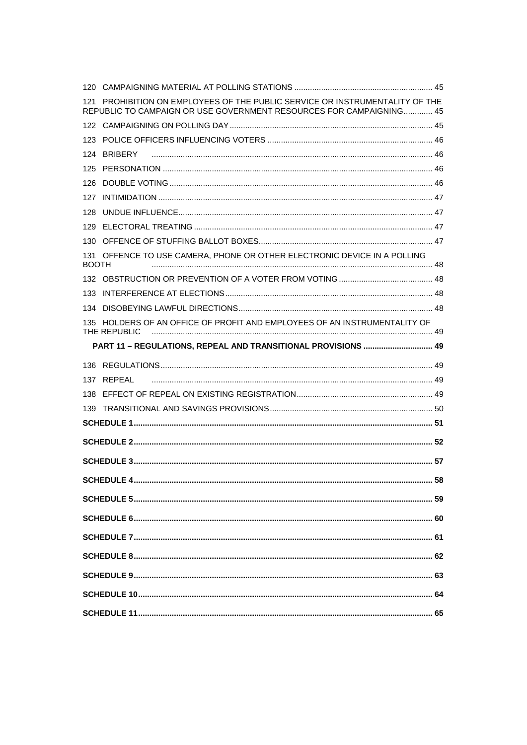120 CAMPAIGNING MATERIAL AT POLLING STATIONS ........................................................... 45

121 PROHIBITION ON EMPLOYEES OF THE PUBLIC SERVICE OR INSTRUMENTALITY OF THE REPUBLIC TO CAMPAIGN OR USE GOVERNMENT RESOURCES FOR CAMPAIGNING............ 45

122 CAMPAIGNING ON POLLING DAY ........................................................................... 45

123 POLICE OFFICERS INFLUENCING VOTERS ........................................................... 46

124 BRIBERY ........................................................................................................ 46

125 PERSONATION ................................................................................................ 46

126 DOUBLE VOTING .............................................................................................. 46

127 INTIMIDATION .................................................................................................. 47

128 UNDUE INFLUENCE.......................................................................................... 47

129 ELECTORAL TREATING .................................................................................... 47

130 OFFENCE OF STUFFING BALLOT BOXES............................................................ 47

131 OFFENCE TO USE CAMERA, PHONE OR OTHER ELECTRONIC DEVICE IN A POLLING BOOTH ............................................................................................................... 48

132 OBSTRUCTION OR PREVENTION OF A VOTER FROM VOTING ................................ 48

133 INTERFERENCE AT ELECTIONS ......................................................................... 48

134 DISOBEYING LAWFUL DIRECTIONS..................................................................... 48

135 HOLDERS OF AN OFFICE OF PROFIT AND EMPLOYEES OF AN INSTRUMENTALITY OF THE REPUBLIC ............................................................................................... 49

**PART 11 – REGULATIONS, REPEAL AND TRANSITIONAL PROVISIONS ............................. 49**

136 REGULATIONS ................................................................................................. 49

137 REPEAL ........................................................................................................... 49

138 EFFECT OF REPEAL ON EXISTING REGISTRATION ............................................... 49

139 TRANSITIONAL AND SAVINGS PROVISIONS .......................................................... 50

**SCHEDULE 1 ................................................................................................. 51**

**SCHEDULE 2 ................................................................................................. 52**

**SCHEDULE 3 ................................................................................................. 57**

**SCHEDULE 4 ................................................................................................. 58**

**SCHEDULE 5 ................................................................................................. 59**

**SCHEDULE 6 ................................................................................................. 60**

**SCHEDULE 7 ................................................................................................. 61**

**SCHEDULE 8 ................................................................................................. 62**

**SCHEDULE 9 ................................................................................................. 63**

**SCHEDULE 10 ............................................................................................... 64**

**SCHEDULE 11 ............................................................................................... 65**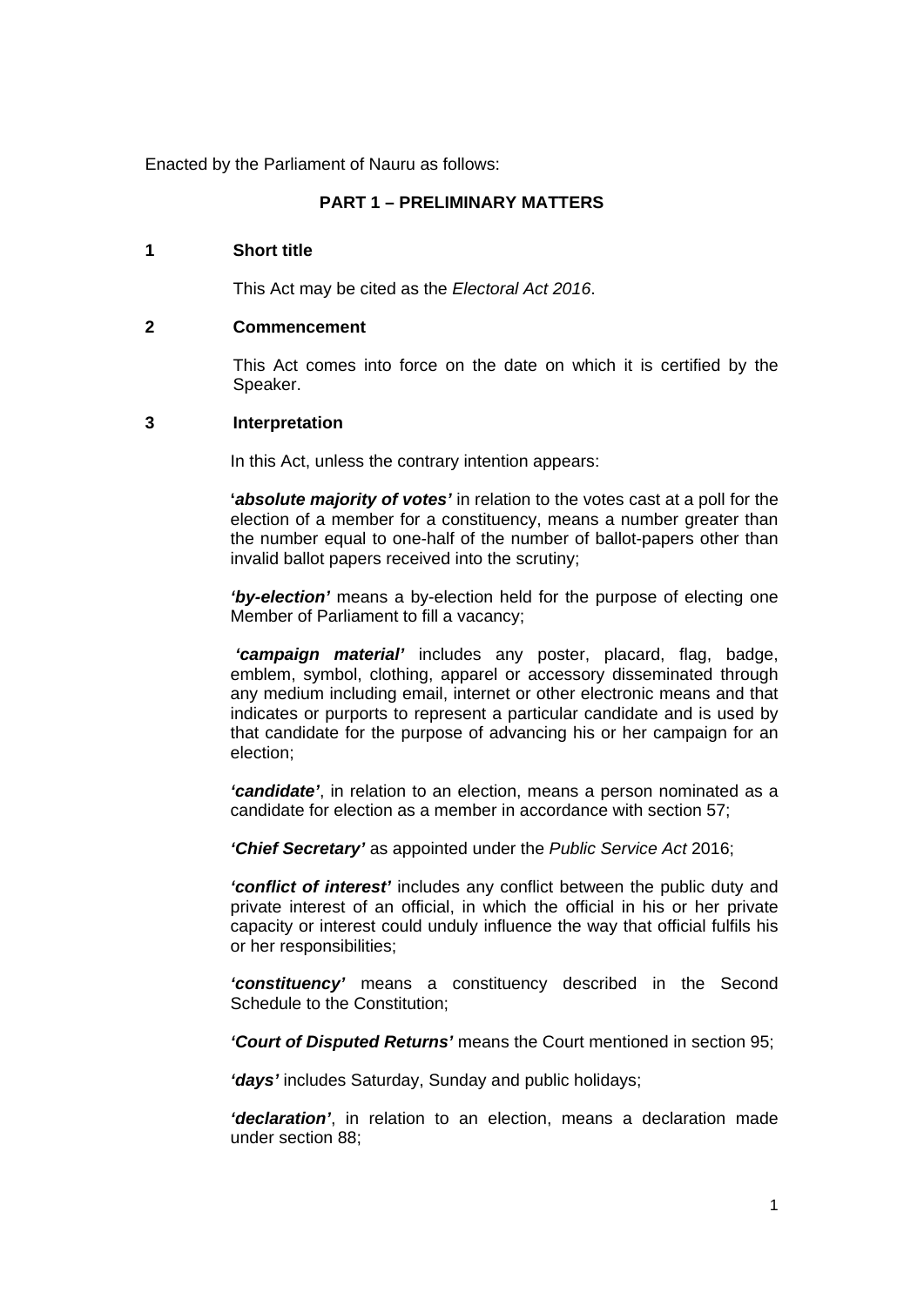Enacted by the Parliament of Nauru as follows:

## PART 1 – PRELIMINARY MATTERS

### 1 Short title

This Act may be cited as the *Electoral Act 2016*.

### 2 Commencement

This Act comes into force on the date on which it is certified by the Speaker.

### 3 Interpretation

In this Act, unless the contrary intention appears:

**'*absolute majority of votes'*** in relation to the votes cast at a poll for the election of a member for a constituency, means a number greater than the number equal to one-half of the number of ballot-papers other than invalid ballot papers received into the scrutiny;

***'by-election'*** means a by-election held for the purpose of electing one Member of Parliament to fill a vacancy;

***'campaign material'*** includes any poster, placard, flag, badge, emblem, symbol, clothing, apparel or accessory disseminated through any medium including email, internet or other electronic means and that indicates or purports to represent a particular candidate and is used by that candidate for the purpose of advancing his or her campaign for an election;

***'candidate'***, in relation to an election, means a person nominated as a candidate for election as a member in accordance with section 57;

***'Chief Secretary'*** as appointed under the *Public Service Act* 2016;

***'conflict of interest'*** includes any conflict between the public duty and private interest of an official, in which the official in his or her private capacity or interest could unduly influence the way that official fulfils his or her responsibilities;

***'constituency'*** means a constituency described in the Second Schedule to the Constitution;

***'Court of Disputed Returns'*** means the Court mentioned in section 95;

***'days'*** includes Saturday, Sunday and public holidays;

***'declaration'***, in relation to an election, means a declaration made under section 88;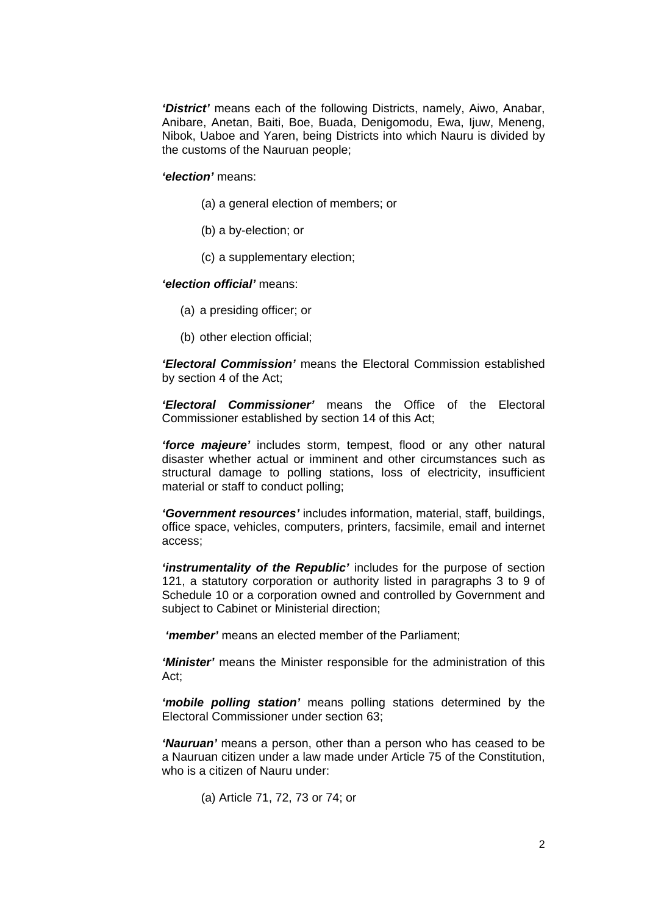***'District'*** means each of the following Districts, namely, Aiwo, Anabar, Anibare, Anetan, Baiti, Boe, Buada, Denigomodu, Ewa, Ijuw, Meneng, Nibok, Uaboe and Yaren, being Districts into which Nauru is divided by the customs of the Nauruan people;

***'election'*** means:

(a) a general election of members; or

(b) a by-election; or

(c) a supplementary election;

***'election official'*** means:

(a) a presiding officer; or

(b) other election official;

***'Electoral Commission'*** means the Electoral Commission established by section 4 of the Act;

***'Electoral Commissioner'*** means the Office of the Electoral Commissioner established by section 14 of this Act;

***'force majeure'*** includes storm, tempest, flood or any other natural disaster whether actual or imminent and other circumstances such as structural damage to polling stations, loss of electricity, insufficient material or staff to conduct polling;

***'Government resources'*** includes information, material, staff, buildings, office space, vehicles, computers, printers, facsimile, email and internet access;

***'instrumentality of the Republic'*** includes for the purpose of section 121, a statutory corporation or authority listed in paragraphs 3 to 9 of Schedule 10 or a corporation owned and controlled by Government and subject to Cabinet or Ministerial direction;

***'member'*** means an elected member of the Parliament;

***'Minister'*** means the Minister responsible for the administration of this Act;

***'mobile polling station'*** means polling stations determined by the Electoral Commissioner under section 63;

***'Nauruan'*** means a person, other than a person who has ceased to be a Nauruan citizen under a law made under Article 75 of the Constitution, who is a citizen of Nauru under:

(a) Article 71, 72, 73 or 74; or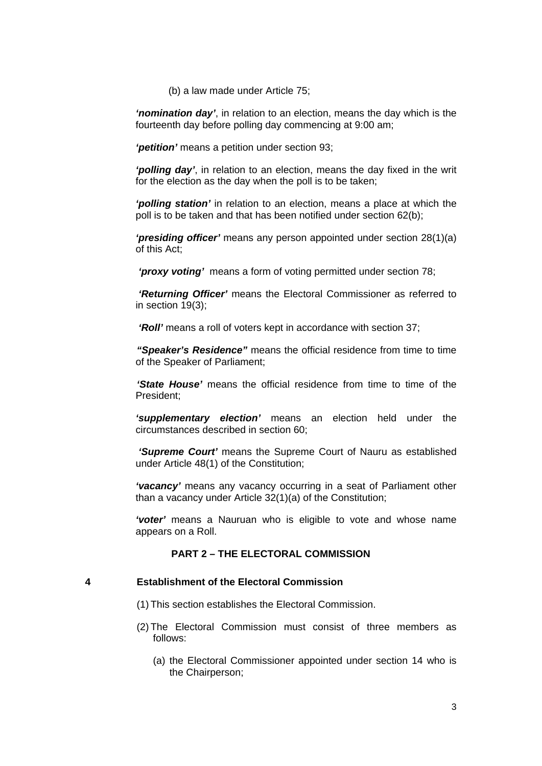(b) a law made under Article 75;

***'nomination day'***, in relation to an election, means the day which is the fourteenth day before polling day commencing at 9:00 am;

***'petition'*** means a petition under section 93;

***'polling day'***, in relation to an election, means the day fixed in the writ for the election as the day when the poll is to be taken;

***'polling station'*** in relation to an election, means a place at which the poll is to be taken and that has been notified under section 62(b);

***'presiding officer'*** means any person appointed under section 28(1)(a) of this Act;

***'proxy voting'*** means a form of voting permitted under section 78;

***'Returning Officer'*** means the Electoral Commissioner as referred to in section 19(3);

***'Roll'*** means a roll of voters kept in accordance with section 37;

***"Speaker's Residence"*** means the official residence from time to time of the Speaker of Parliament;

***'State House'*** means the official residence from time to time of the President;

***'supplementary election'*** means an election held under the circumstances described in section 60;

***'Supreme Court'*** means the Supreme Court of Nauru as established under Article 48(1) of the Constitution;

***'vacancy'*** means any vacancy occurring in a seat of Parliament other than a vacancy under Article 32(1)(a) of the Constitution;

***'voter'*** means a Nauruan who is eligible to vote and whose name appears on a Roll.

## PART 2 – THE ELECTORAL COMMISSION

### 4 Establishment of the Electoral Commission

(1) This section establishes the Electoral Commission.

(2) The Electoral Commission must consist of three members as follows:

(a) the Electoral Commissioner appointed under section 14 who is the Chairperson;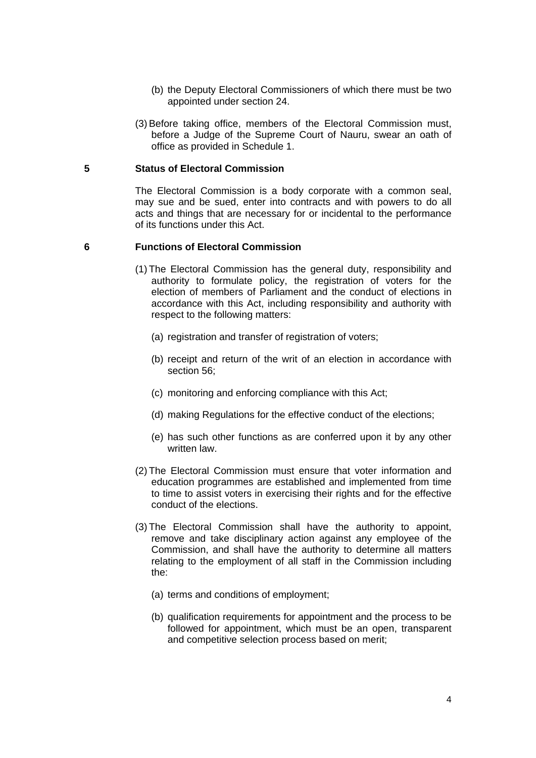(b) the Deputy Electoral Commissioners of which there must be two appointed under section 24.

(3) Before taking office, members of the Electoral Commission must, before a Judge of the Supreme Court of Nauru, swear an oath of office as provided in Schedule 1.

### 5 Status of Electoral Commission

The Electoral Commission is a body corporate with a common seal, may sue and be sued, enter into contracts and with powers to do all acts and things that are necessary for or incidental to the performance of its functions under this Act.

### 6 Functions of Electoral Commission

(1) The Electoral Commission has the general duty, responsibility and authority to formulate policy, the registration of voters for the election of members of Parliament and the conduct of elections in accordance with this Act, including responsibility and authority with respect to the following matters:

(a) registration and transfer of registration of voters;

(b) receipt and return of the writ of an election in accordance with section 56;

(c) monitoring and enforcing compliance with this Act;

(d) making Regulations for the effective conduct of the elections;

(e) has such other functions as are conferred upon it by any other written law.

(2) The Electoral Commission must ensure that voter information and education programmes are established and implemented from time to time to assist voters in exercising their rights and for the effective conduct of the elections.

(3) The Electoral Commission shall have the authority to appoint, remove and take disciplinary action against any employee of the Commission, and shall have the authority to determine all matters relating to the employment of all staff in the Commission including the:

(a) terms and conditions of employment;

(b) qualification requirements for appointment and the process to be followed for appointment, which must be an open, transparent and competitive selection process based on merit;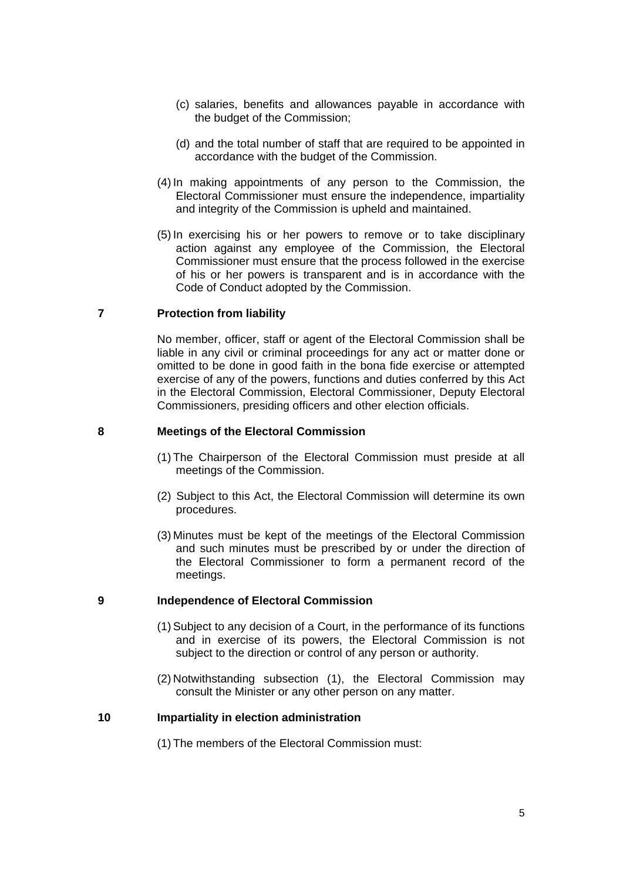(c) salaries, benefits and allowances payable in accordance with the budget of the Commission;

(d) and the total number of staff that are required to be appointed in accordance with the budget of the Commission.

(4) In making appointments of any person to the Commission, the Electoral Commissioner must ensure the independence, impartiality and integrity of the Commission is upheld and maintained.

(5) In exercising his or her powers to remove or to take disciplinary action against any employee of the Commission, the Electoral Commissioner must ensure that the process followed in the exercise of his or her powers is transparent and is in accordance with the Code of Conduct adopted by the Commission.

### 7 Protection from liability

No member, officer, staff or agent of the Electoral Commission shall be liable in any civil or criminal proceedings for any act or matter done or omitted to be done in good faith in the bona fide exercise or attempted exercise of any of the powers, functions and duties conferred by this Act in the Electoral Commission, Electoral Commissioner, Deputy Electoral Commissioners, presiding officers and other election officials.

### 8 Meetings of the Electoral Commission

(1) The Chairperson of the Electoral Commission must preside at all meetings of the Commission.

(2) Subject to this Act, the Electoral Commission will determine its own procedures.

(3) Minutes must be kept of the meetings of the Electoral Commission and such minutes must be prescribed by or under the direction of the Electoral Commissioner to form a permanent record of the meetings.

### 9 Independence of Electoral Commission

(1) Subject to any decision of a Court, in the performance of its functions and in exercise of its powers, the Electoral Commission is not subject to the direction or control of any person or authority.

(2) Notwithstanding subsection (1), the Electoral Commission may consult the Minister or any other person on any matter.

### 10 Impartiality in election administration

(1) The members of the Electoral Commission must: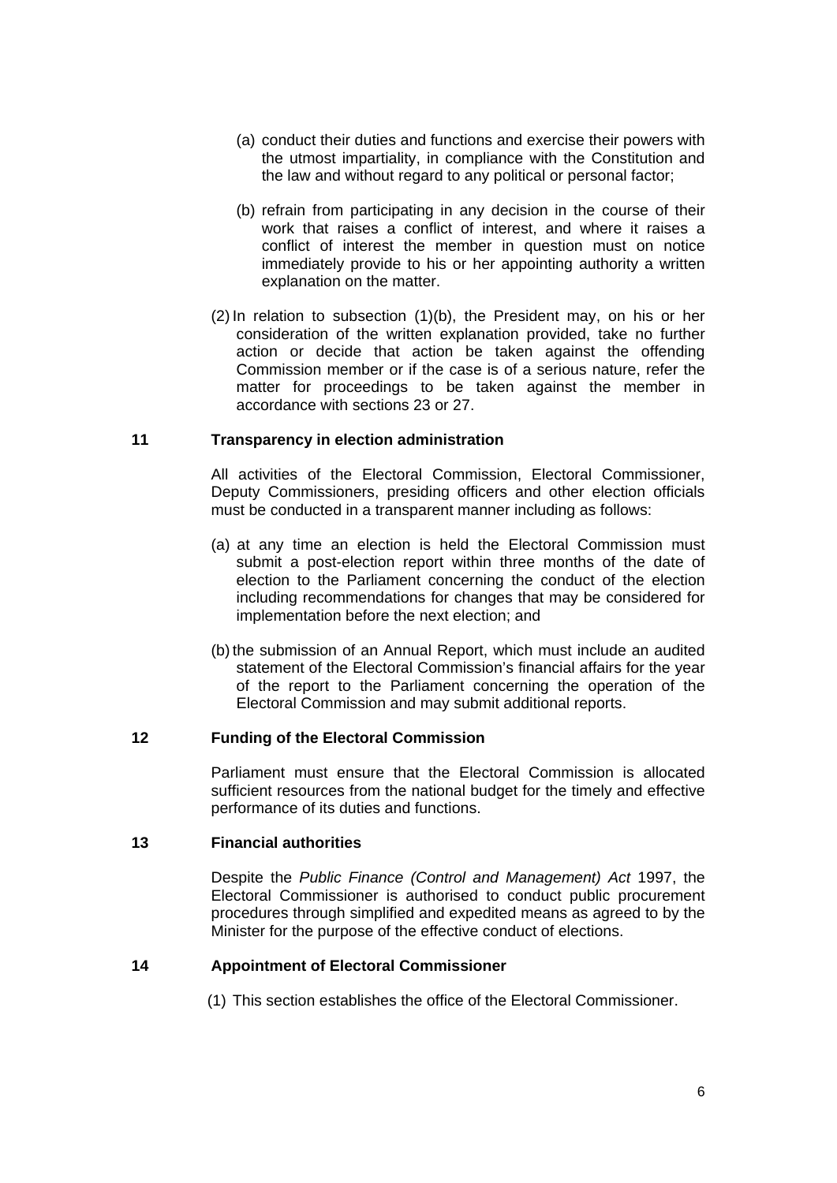(a) conduct their duties and functions and exercise their powers with the utmost impartiality, in compliance with the Constitution and the law and without regard to any political or personal factor;

(b) refrain from participating in any decision in the course of their work that raises a conflict of interest, and where it raises a conflict of interest the member in question must on notice immediately provide to his or her appointing authority a written explanation on the matter.

(2) In relation to subsection (1)(b), the President may, on his or her consideration of the written explanation provided, take no further action or decide that action be taken against the offending Commission member or if the case is of a serious nature, refer the matter for proceedings to be taken against the member in accordance with sections 23 or 27.

**11 Transparency in election administration**

All activities of the Electoral Commission, Electoral Commissioner, Deputy Commissioners, presiding officers and other election officials must be conducted in a transparent manner including as follows:

(a) at any time an election is held the Electoral Commission must submit a post-election report within three months of the date of election to the Parliament concerning the conduct of the election including recommendations for changes that may be considered for implementation before the next election; and

(b) the submission of an Annual Report, which must include an audited statement of the Electoral Commission's financial affairs for the year of the report to the Parliament concerning the operation of the Electoral Commission and may submit additional reports.

**12 Funding of the Electoral Commission**

Parliament must ensure that the Electoral Commission is allocated sufficient resources from the national budget for the timely and effective performance of its duties and functions.

**13 Financial authorities**

Despite the *Public Finance (Control and Management) Act* 1997, the Electoral Commissioner is authorised to conduct public procurement procedures through simplified and expedited means as agreed to by the Minister for the purpose of the effective conduct of elections.

**14 Appointment of Electoral Commissioner**

(1) This section establishes the office of the Electoral Commissioner.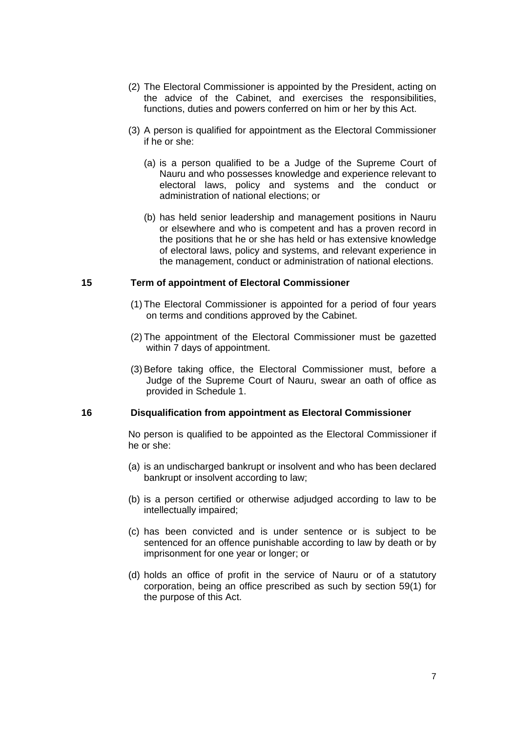(2) The Electoral Commissioner is appointed by the President, acting on the advice of the Cabinet, and exercises the responsibilities, functions, duties and powers conferred on him or her by this Act.

(3) A person is qualified for appointment as the Electoral Commissioner if he or she:

(a) is a person qualified to be a Judge of the Supreme Court of Nauru and who possesses knowledge and experience relevant to electoral laws, policy and systems and the conduct or administration of national elections; or

(b) has held senior leadership and management positions in Nauru or elsewhere and who is competent and has a proven record in the positions that he or she has held or has extensive knowledge of electoral laws, policy and systems, and relevant experience in the management, conduct or administration of national elections.

### 15 Term of appointment of Electoral Commissioner

(1) The Electoral Commissioner is appointed for a period of four years on terms and conditions approved by the Cabinet.

(2) The appointment of the Electoral Commissioner must be gazetted within 7 days of appointment.

(3) Before taking office, the Electoral Commissioner must, before a Judge of the Supreme Court of Nauru, swear an oath of office as provided in Schedule 1.

### 16 Disqualification from appointment as Electoral Commissioner

No person is qualified to be appointed as the Electoral Commissioner if he or she:

(a) is an undischarged bankrupt or insolvent and who has been declared bankrupt or insolvent according to law;

(b) is a person certified or otherwise adjudged according to law to be intellectually impaired;

(c) has been convicted and is under sentence or is subject to be sentenced for an offence punishable according to law by death or by imprisonment for one year or longer; or

(d) holds an office of profit in the service of Nauru or of a statutory corporation, being an office prescribed as such by section 59(1) for the purpose of this Act.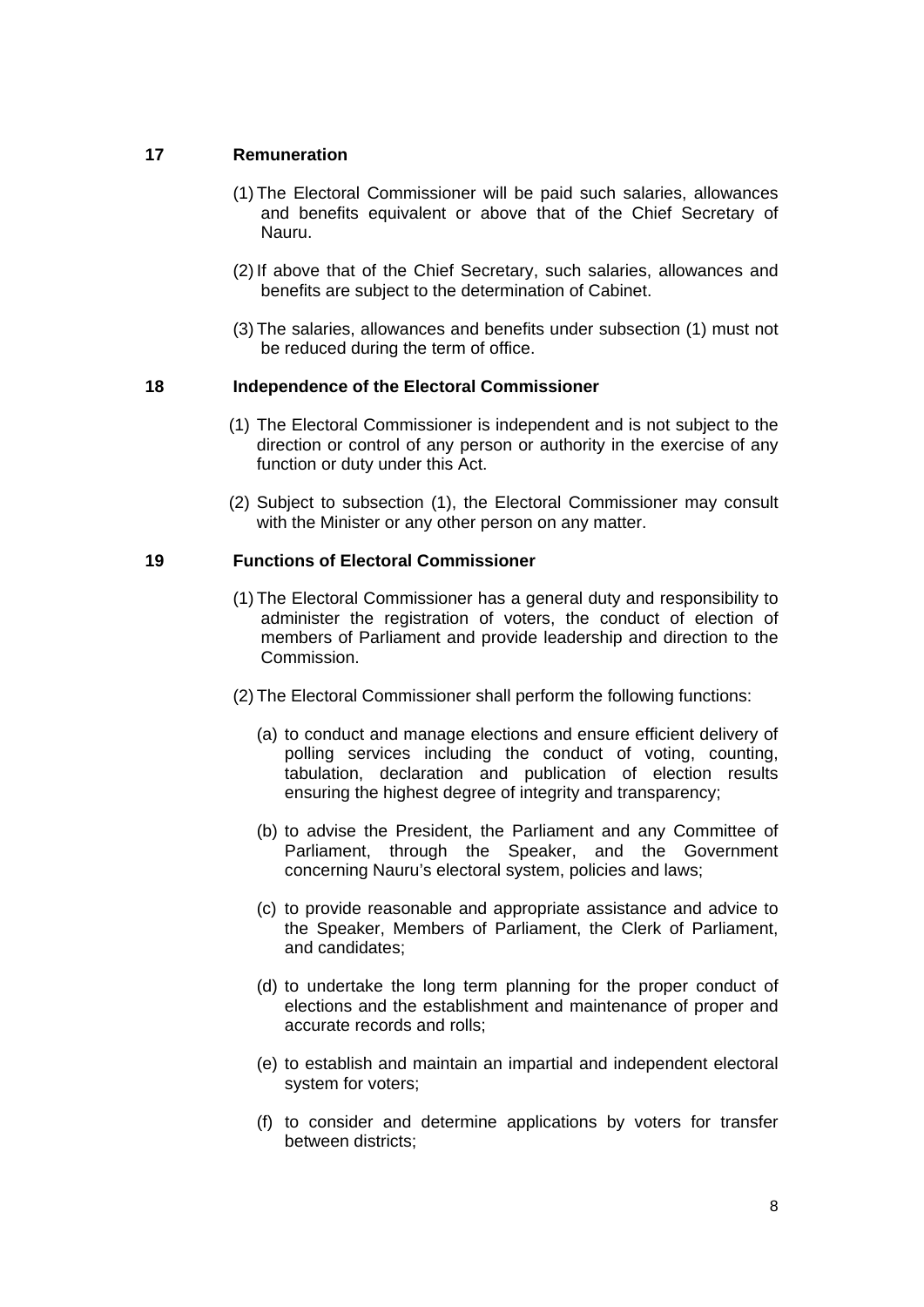**17 Remuneration**

(1) The Electoral Commissioner will be paid such salaries, allowances and benefits equivalent or above that of the Chief Secretary of Nauru.

(2) If above that of the Chief Secretary, such salaries, allowances and benefits are subject to the determination of Cabinet.

(3) The salaries, allowances and benefits under subsection (1) must not be reduced during the term of office.

**18 Independence of the Electoral Commissioner**

(1) The Electoral Commissioner is independent and is not subject to the direction or control of any person or authority in the exercise of any function or duty under this Act.

(2) Subject to subsection (1), the Electoral Commissioner may consult with the Minister or any other person on any matter.

**19 Functions of Electoral Commissioner**

(1) The Electoral Commissioner has a general duty and responsibility to administer the registration of voters, the conduct of election of members of Parliament and provide leadership and direction to the Commission.

(2) The Electoral Commissioner shall perform the following functions:

(a) to conduct and manage elections and ensure efficient delivery of polling services including the conduct of voting, counting, tabulation, declaration and publication of election results ensuring the highest degree of integrity and transparency;

(b) to advise the President, the Parliament and any Committee of Parliament, through the Speaker, and the Government concerning Nauru's electoral system, policies and laws;

(c) to provide reasonable and appropriate assistance and advice to the Speaker, Members of Parliament, the Clerk of Parliament, and candidates;

(d) to undertake the long term planning for the proper conduct of elections and the establishment and maintenance of proper and accurate records and rolls;

(e) to establish and maintain an impartial and independent electoral system for voters;

(f) to consider and determine applications by voters for transfer between districts;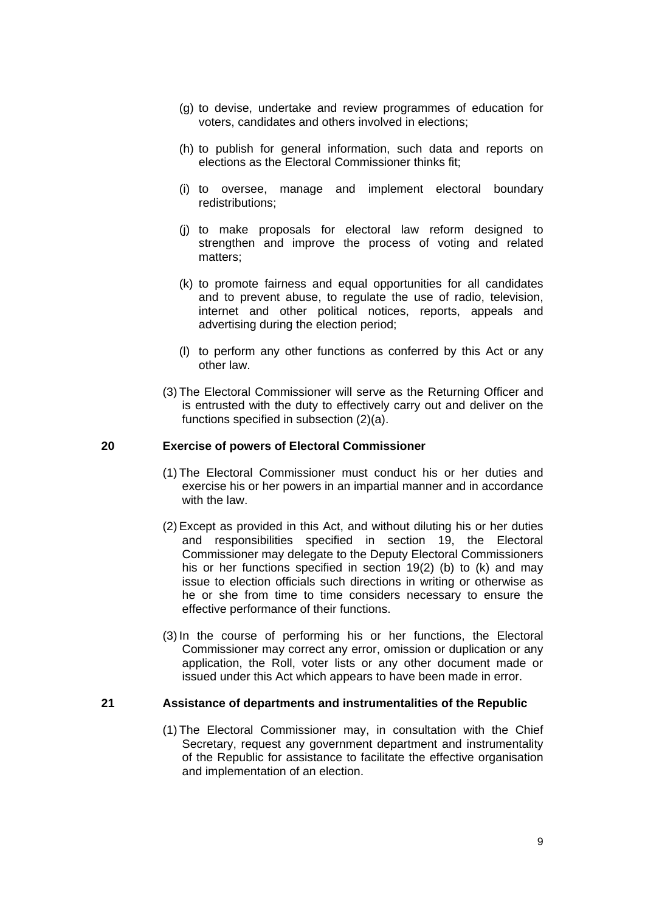(g) to devise, undertake and review programmes of education for voters, candidates and others involved in elections;

(h) to publish for general information, such data and reports on elections as the Electoral Commissioner thinks fit;

(i) to oversee, manage and implement electoral boundary redistributions;

(j) to make proposals for electoral law reform designed to strengthen and improve the process of voting and related matters;

(k) to promote fairness and equal opportunities for all candidates and to prevent abuse, to regulate the use of radio, television, internet and other political notices, reports, appeals and advertising during the election period;

(l) to perform any other functions as conferred by this Act or any other law.

(3) The Electoral Commissioner will serve as the Returning Officer and is entrusted with the duty to effectively carry out and deliver on the functions specified in subsection (2)(a).

## 20 Exercise of powers of Electoral Commissioner

(1) The Electoral Commissioner must conduct his or her duties and exercise his or her powers in an impartial manner and in accordance with the law.

(2) Except as provided in this Act, and without diluting his or her duties and responsibilities specified in section 19, the Electoral Commissioner may delegate to the Deputy Electoral Commissioners his or her functions specified in section 19(2) (b) to (k) and may issue to election officials such directions in writing or otherwise as he or she from time to time considers necessary to ensure the effective performance of their functions.

(3) In the course of performing his or her functions, the Electoral Commissioner may correct any error, omission or duplication or any application, the Roll, voter lists or any other document made or issued under this Act which appears to have been made in error.

## 21 Assistance of departments and instrumentalities of the Republic

(1) The Electoral Commissioner may, in consultation with the Chief Secretary, request any government department and instrumentality of the Republic for assistance to facilitate the effective organisation and implementation of an election.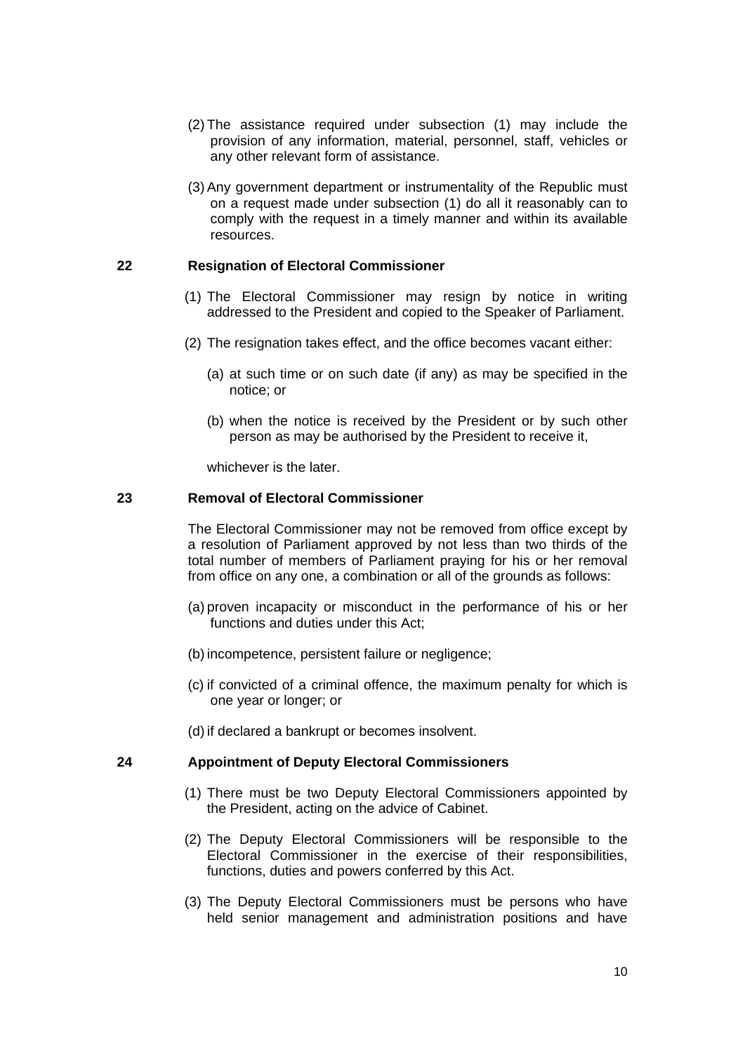(2) The assistance required under subsection (1) may include the provision of any information, material, personnel, staff, vehicles or any other relevant form of assistance.

(3) Any government department or instrumentality of the Republic must on a request made under subsection (1) do all it reasonably can to comply with the request in a timely manner and within its available resources.

### 22 Resignation of Electoral Commissioner

(1) The Electoral Commissioner may resign by notice in writing addressed to the President and copied to the Speaker of Parliament.

(2) The resignation takes effect, and the office becomes vacant either:

(a) at such time or on such date (if any) as may be specified in the notice; or

(b) when the notice is received by the President or by such other person as may be authorised by the President to receive it,

whichever is the later.

### 23 Removal of Electoral Commissioner

The Electoral Commissioner may not be removed from office except by a resolution of Parliament approved by not less than two thirds of the total number of members of Parliament praying for his or her removal from office on any one, a combination or all of the grounds as follows:

(a) proven incapacity or misconduct in the performance of his or her functions and duties under this Act;

(b) incompetence, persistent failure or negligence;

(c) if convicted of a criminal offence, the maximum penalty for which is one year or longer; or

(d) if declared a bankrupt or becomes insolvent.

### 24 Appointment of Deputy Electoral Commissioners

(1) There must be two Deputy Electoral Commissioners appointed by the President, acting on the advice of Cabinet.

(2) The Deputy Electoral Commissioners will be responsible to the Electoral Commissioner in the exercise of their responsibilities, functions, duties and powers conferred by this Act.

(3) The Deputy Electoral Commissioners must be persons who have held senior management and administration positions and have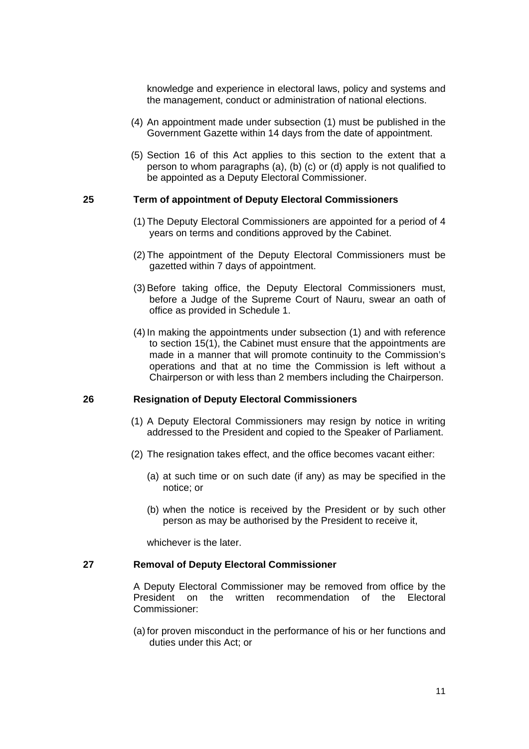knowledge and experience in electoral laws, policy and systems and the management, conduct or administration of national elections.

(4) An appointment made under subsection (1) must be published in the Government Gazette within 14 days from the date of appointment.

(5) Section 16 of this Act applies to this section to the extent that a person to whom paragraphs (a), (b) (c) or (d) apply is not qualified to be appointed as a Deputy Electoral Commissioner.

## 25 Term of appointment of Deputy Electoral Commissioners

(1) The Deputy Electoral Commissioners are appointed for a period of 4 years on terms and conditions approved by the Cabinet.

(2) The appointment of the Deputy Electoral Commissioners must be gazetted within 7 days of appointment.

(3) Before taking office, the Deputy Electoral Commissioners must, before a Judge of the Supreme Court of Nauru, swear an oath of office as provided in Schedule 1.

(4) In making the appointments under subsection (1) and with reference to section 15(1), the Cabinet must ensure that the appointments are made in a manner that will promote continuity to the Commission's operations and that at no time the Commission is left without a Chairperson or with less than 2 members including the Chairperson.

## 26 Resignation of Deputy Electoral Commissioners

(1) A Deputy Electoral Commissioners may resign by notice in writing addressed to the President and copied to the Speaker of Parliament.

(2) The resignation takes effect, and the office becomes vacant either:

(a) at such time or on such date (if any) as may be specified in the notice; or

(b) when the notice is received by the President or by such other person as may be authorised by the President to receive it,

whichever is the later.

## 27 Removal of Deputy Electoral Commissioner

A Deputy Electoral Commissioner may be removed from office by the President on the written recommendation of the Electoral Commissioner:

(a) for proven misconduct in the performance of his or her functions and duties under this Act; or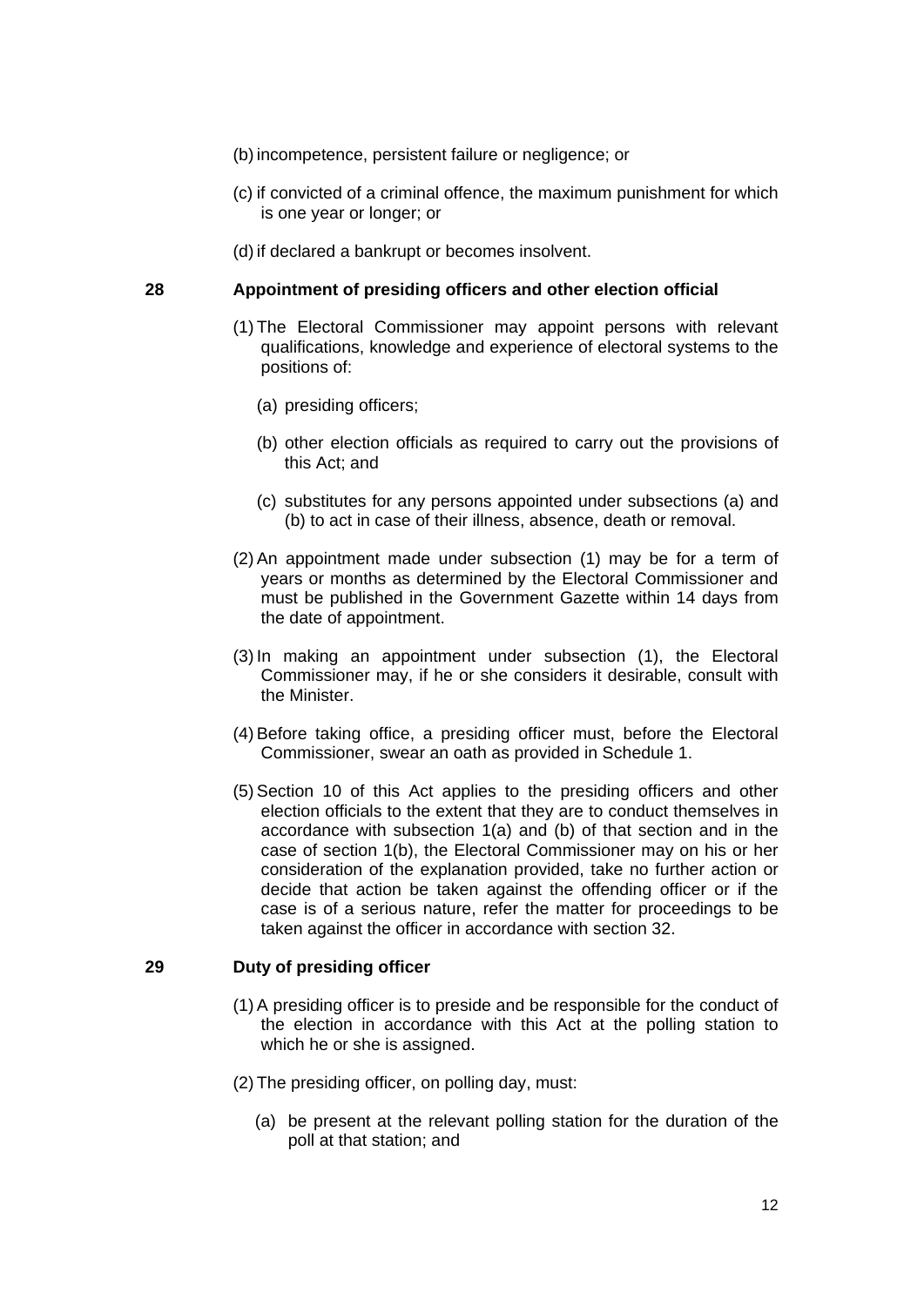(b) incompetence, persistent failure or negligence; or

(c) if convicted of a criminal offence, the maximum punishment for which is one year or longer; or

(d) if declared a bankrupt or becomes insolvent.

### 28 Appointment of presiding officers and other election official

(1) The Electoral Commissioner may appoint persons with relevant qualifications, knowledge and experience of electoral systems to the positions of:

(a) presiding officers;

(b) other election officials as required to carry out the provisions of this Act; and

(c) substitutes for any persons appointed under subsections (a) and (b) to act in case of their illness, absence, death or removal.

(2) An appointment made under subsection (1) may be for a term of years or months as determined by the Electoral Commissioner and must be published in the Government Gazette within 14 days from the date of appointment.

(3) In making an appointment under subsection (1), the Electoral Commissioner may, if he or she considers it desirable, consult with the Minister.

(4) Before taking office, a presiding officer must, before the Electoral Commissioner, swear an oath as provided in Schedule 1.

(5) Section 10 of this Act applies to the presiding officers and other election officials to the extent that they are to conduct themselves in accordance with subsection 1(a) and (b) of that section and in the case of section 1(b), the Electoral Commissioner may on his or her consideration of the explanation provided, take no further action or decide that action be taken against the offending officer or if the case is of a serious nature, refer the matter for proceedings to be taken against the officer in accordance with section 32.

### 29 Duty of presiding officer

(1) A presiding officer is to preside and be responsible for the conduct of the election in accordance with this Act at the polling station to which he or she is assigned.

(2) The presiding officer, on polling day, must:

(a) be present at the relevant polling station for the duration of the poll at that station; and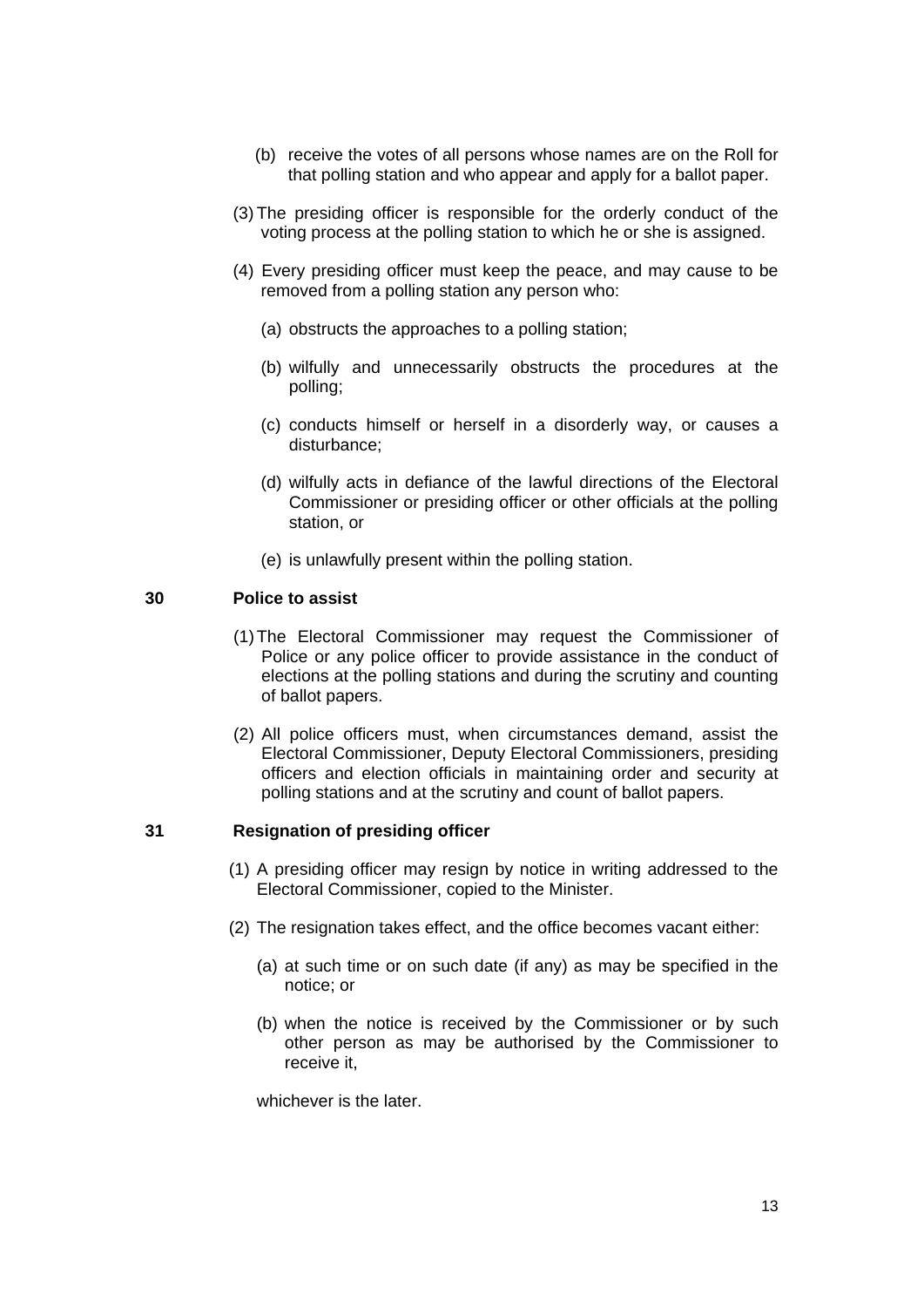(b) receive the votes of all persons whose names are on the Roll for that polling station and who appear and apply for a ballot paper.

(3) The presiding officer is responsible for the orderly conduct of the voting process at the polling station to which he or she is assigned.

(4) Every presiding officer must keep the peace, and may cause to be removed from a polling station any person who:

(a) obstructs the approaches to a polling station;

(b) wilfully and unnecessarily obstructs the procedures at the polling;

(c) conducts himself or herself in a disorderly way, or causes a disturbance;

(d) wilfully acts in defiance of the lawful directions of the Electoral Commissioner or presiding officer or other officials at the polling station, or

(e) is unlawfully present within the polling station.

**30 Police to assist**

(1) The Electoral Commissioner may request the Commissioner of Police or any police officer to provide assistance in the conduct of elections at the polling stations and during the scrutiny and counting of ballot papers.

(2) All police officers must, when circumstances demand, assist the Electoral Commissioner, Deputy Electoral Commissioners, presiding officers and election officials in maintaining order and security at polling stations and at the scrutiny and count of ballot papers.

**31 Resignation of presiding officer**

(1) A presiding officer may resign by notice in writing addressed to the Electoral Commissioner, copied to the Minister.

(2) The resignation takes effect, and the office becomes vacant either:

(a) at such time or on such date (if any) as may be specified in the notice; or

(b) when the notice is received by the Commissioner or by such other person as may be authorised by the Commissioner to receive it,

whichever is the later.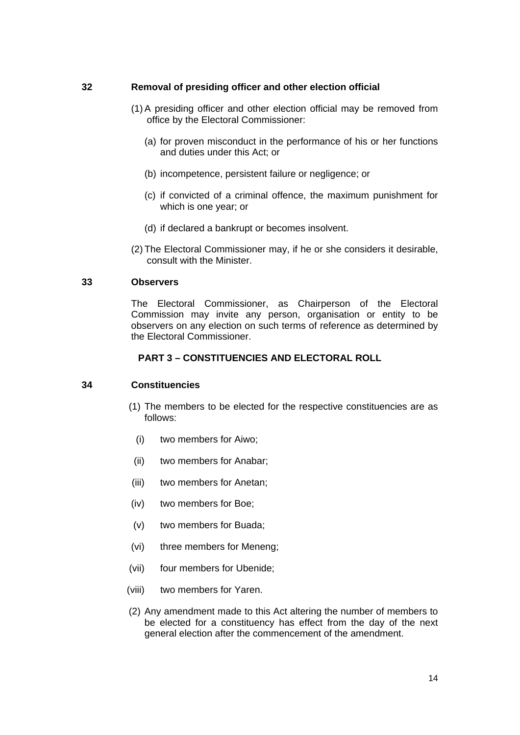**32 Removal of presiding officer and other election official**

(1) A presiding officer and other election official may be removed from office by the Electoral Commissioner:

(a) for proven misconduct in the performance of his or her functions and duties under this Act; or

(b) incompetence, persistent failure or negligence; or

(c) if convicted of a criminal offence, the maximum punishment for which is one year; or

(d) if declared a bankrupt or becomes insolvent.

(2) The Electoral Commissioner may, if he or she considers it desirable, consult with the Minister.

**33 Observers**

The Electoral Commissioner, as Chairperson of the Electoral Commission may invite any person, organisation or entity to be observers on any election on such terms of reference as determined by the Electoral Commissioner.

## PART 3 – CONSTITUENCIES AND ELECTORAL ROLL

**34 Constituencies**

(1) The members to be elected for the respective constituencies are as follows:

(i) two members for Aiwo;

(ii) two members for Anabar;

(iii) two members for Anetan;

(iv) two members for Boe;

(v) two members for Buada;

(vi) three members for Meneng;

(vii) four members for Ubenide;

(viii) two members for Yaren.

(2) Any amendment made to this Act altering the number of members to be elected for a constituency has effect from the day of the next general election after the commencement of the amendment.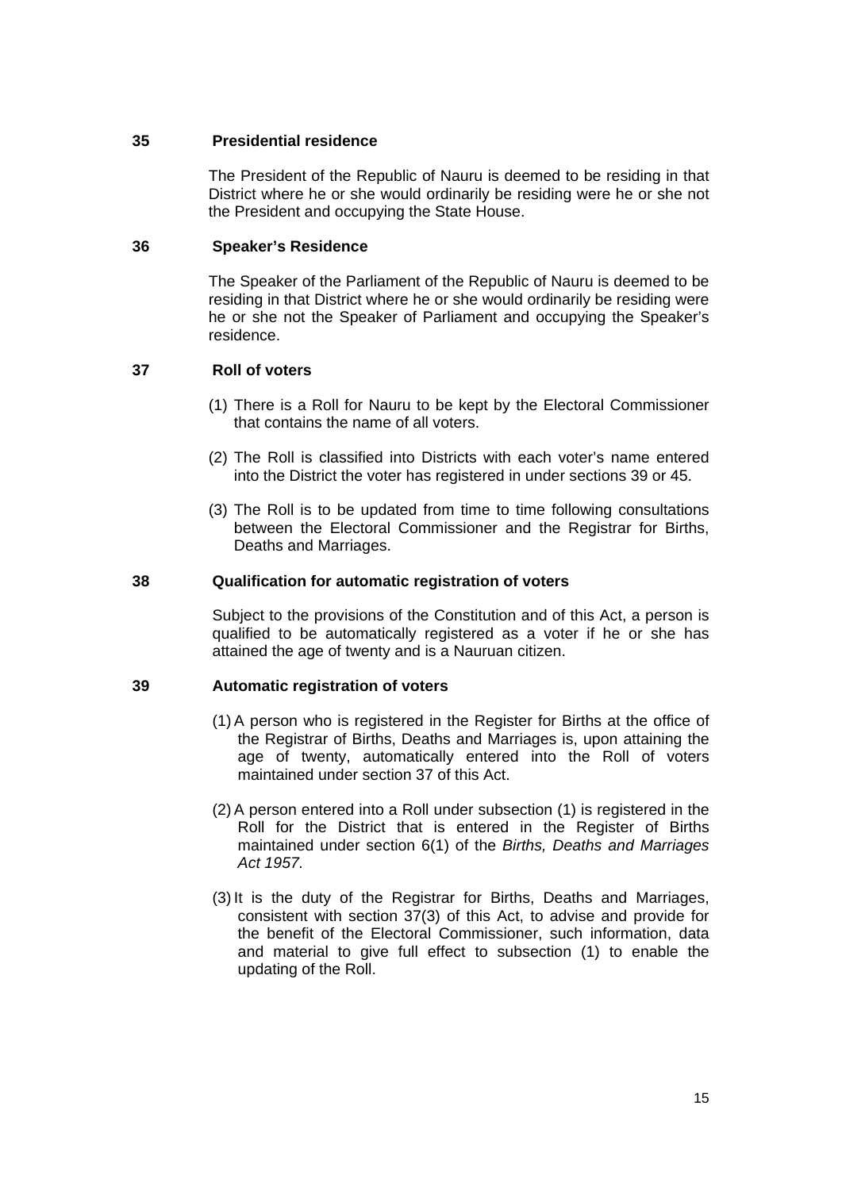**35 Presidential residence**

The President of the Republic of Nauru is deemed to be residing in that District where he or she would ordinarily be residing were he or she not the President and occupying the State House.

**36 Speaker's Residence**

The Speaker of the Parliament of the Republic of Nauru is deemed to be residing in that District where he or she would ordinarily be residing were he or she not the Speaker of Parliament and occupying the Speaker's residence.

**37 Roll of voters**

(1) There is a Roll for Nauru to be kept by the Electoral Commissioner that contains the name of all voters.

(2) The Roll is classified into Districts with each voter's name entered into the District the voter has registered in under sections 39 or 45.

(3) The Roll is to be updated from time to time following consultations between the Electoral Commissioner and the Registrar for Births, Deaths and Marriages.

**38 Qualification for automatic registration of voters**

Subject to the provisions of the Constitution and of this Act, a person is qualified to be automatically registered as a voter if he or she has attained the age of twenty and is a Nauruan citizen.

**39 Automatic registration of voters**

(1) A person who is registered in the Register for Births at the office of the Registrar of Births, Deaths and Marriages is, upon attaining the age of twenty, automatically entered into the Roll of voters maintained under section 37 of this Act.

(2) A person entered into a Roll under subsection (1) is registered in the Roll for the District that is entered in the Register of Births maintained under section 6(1) of the *Births, Deaths and Marriages Act 1957.*

(3) It is the duty of the Registrar for Births, Deaths and Marriages, consistent with section 37(3) of this Act, to advise and provide for the benefit of the Electoral Commissioner, such information, data and material to give full effect to subsection (1) to enable the updating of the Roll.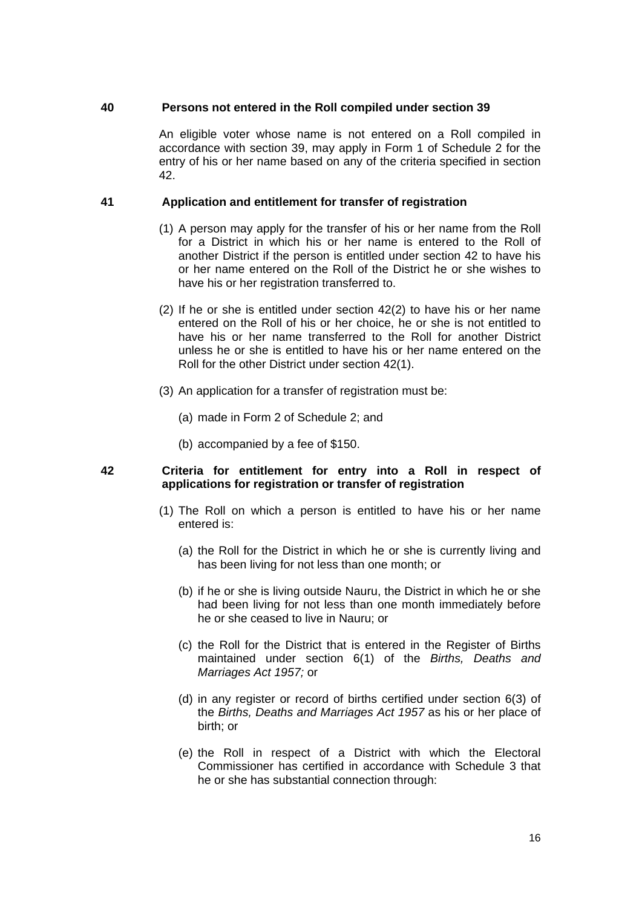### 40 Persons not entered in the Roll compiled under section 39

An eligible voter whose name is not entered on a Roll compiled in accordance with section 39, may apply in Form 1 of Schedule 2 for the entry of his or her name based on any of the criteria specified in section 42.

### 41 Application and entitlement for transfer of registration

(1) A person may apply for the transfer of his or her name from the Roll for a District in which his or her name is entered to the Roll of another District if the person is entitled under section 42 to have his or her name entered on the Roll of the District he or she wishes to have his or her registration transferred to.

(2) If he or she is entitled under section 42(2) to have his or her name entered on the Roll of his or her choice, he or she is not entitled to have his or her name transferred to the Roll for another District unless he or she is entitled to have his or her name entered on the Roll for the other District under section 42(1).

(3) An application for a transfer of registration must be:

(a) made in Form 2 of Schedule 2; and

(b) accompanied by a fee of $150.

### 42 Criteria for entitlement for entry into a Roll in respect of applications for registration or transfer of registration

(1) The Roll on which a person is entitled to have his or her name entered is:

(a) the Roll for the District in which he or she is currently living and has been living for not less than one month; or

(b) if he or she is living outside Nauru, the District in which he or she had been living for not less than one month immediately before he or she ceased to live in Nauru; or

(c) the Roll for the District that is entered in the Register of Births maintained under section 6(1) of the *Births, Deaths and Marriages Act 1957;* or

(d) in any register or record of births certified under section 6(3) of the *Births, Deaths and Marriages Act 1957* as his or her place of birth; or

(e) the Roll in respect of a District with which the Electoral Commissioner has certified in accordance with Schedule 3 that he or she has substantial connection through: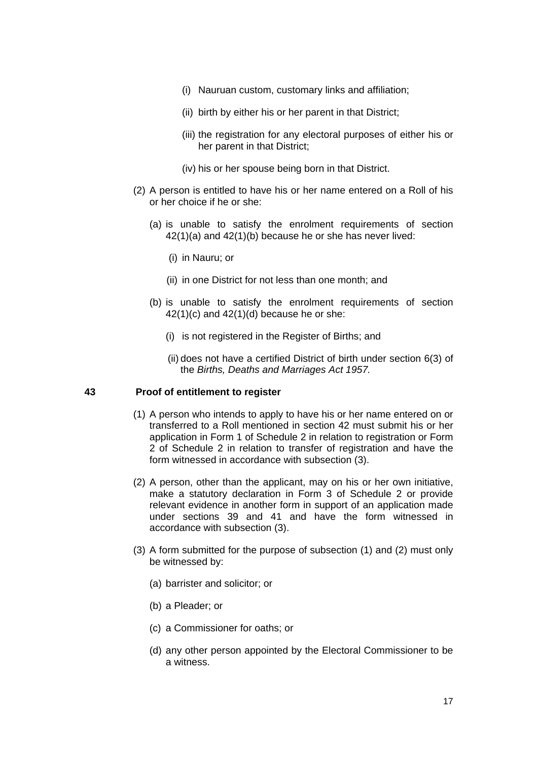(i) Nauruan custom, customary links and affiliation;

(ii) birth by either his or her parent in that District;

(iii) the registration for any electoral purposes of either his or her parent in that District;

(iv) his or her spouse being born in that District.

(2) A person is entitled to have his or her name entered on a Roll of his or her choice if he or she:

(a) is unable to satisfy the enrolment requirements of section 42(1)(a) and 42(1)(b) because he or she has never lived:

(i) in Nauru; or

(ii) in one District for not less than one month; and

(b) is unable to satisfy the enrolment requirements of section 42(1)(c) and 42(1)(d) because he or she:

(i) is not registered in the Register of Births; and

(ii) does not have a certified District of birth under section 6(3) of the *Births, Deaths and Marriages Act 1957.*

### 43 Proof of entitlement to register

(1) A person who intends to apply to have his or her name entered on or transferred to a Roll mentioned in section 42 must submit his or her application in Form 1 of Schedule 2 in relation to registration or Form 2 of Schedule 2 in relation to transfer of registration and have the form witnessed in accordance with subsection (3).

(2) A person, other than the applicant, may on his or her own initiative, make a statutory declaration in Form 3 of Schedule 2 or provide relevant evidence in another form in support of an application made under sections 39 and 41 and have the form witnessed in accordance with subsection (3).

(3) A form submitted for the purpose of subsection (1) and (2) must only be witnessed by:

(a) barrister and solicitor; or

(b) a Pleader; or

(c) a Commissioner for oaths; or

(d) any other person appointed by the Electoral Commissioner to be a witness.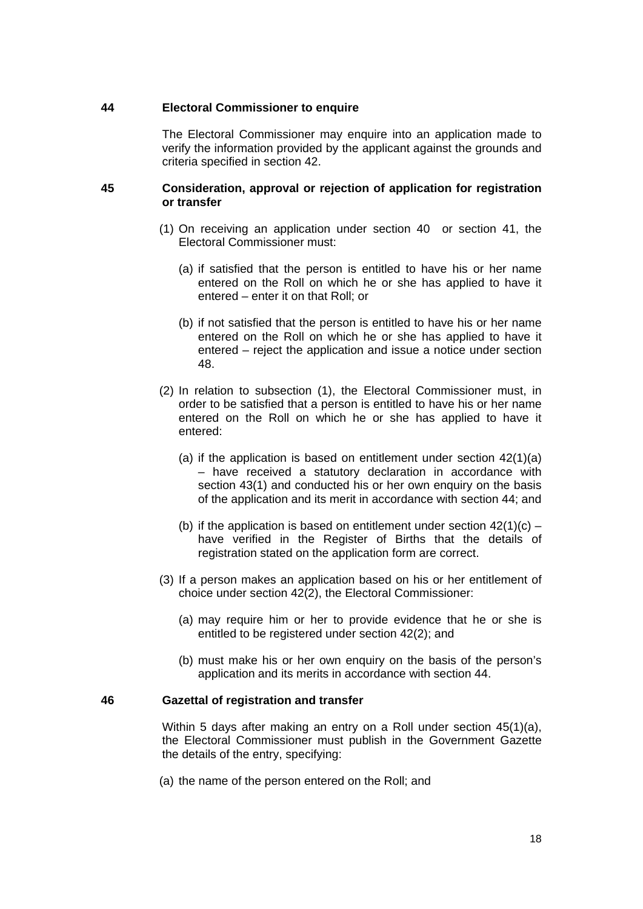### 44 Electoral Commissioner to enquire

The Electoral Commissioner may enquire into an application made to verify the information provided by the applicant against the grounds and criteria specified in section 42.

### 45 Consideration, approval or rejection of application for registration or transfer

(1) On receiving an application under section 40 or section 41, the Electoral Commissioner must:

(a) if satisfied that the person is entitled to have his or her name entered on the Roll on which he or she has applied to have it entered – enter it on that Roll; or

(b) if not satisfied that the person is entitled to have his or her name entered on the Roll on which he or she has applied to have it entered – reject the application and issue a notice under section 48.

(2) In relation to subsection (1), the Electoral Commissioner must, in order to be satisfied that a person is entitled to have his or her name entered on the Roll on which he or she has applied to have it entered:

(a) if the application is based on entitlement under section 42(1)(a) – have received a statutory declaration in accordance with section 43(1) and conducted his or her own enquiry on the basis of the application and its merit in accordance with section 44; and

(b) if the application is based on entitlement under section 42(1)(c) – have verified in the Register of Births that the details of registration stated on the application form are correct.

(3) If a person makes an application based on his or her entitlement of choice under section 42(2), the Electoral Commissioner:

(a) may require him or her to provide evidence that he or she is entitled to be registered under section 42(2); and

(b) must make his or her own enquiry on the basis of the person's application and its merits in accordance with section 44.

### 46 Gazettal of registration and transfer

Within 5 days after making an entry on a Roll under section 45(1)(a), the Electoral Commissioner must publish in the Government Gazette the details of the entry, specifying:

(a) the name of the person entered on the Roll; and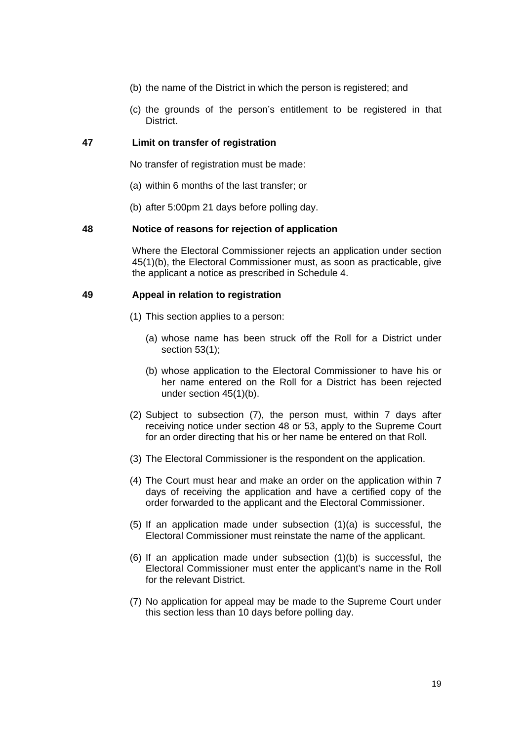(b) the name of the District in which the person is registered; and

(c) the grounds of the person's entitlement to be registered in that District.

**47 Limit on transfer of registration**

No transfer of registration must be made:

(a) within 6 months of the last transfer; or

(b) after 5:00pm 21 days before polling day.

**48 Notice of reasons for rejection of application**

Where the Electoral Commissioner rejects an application under section 45(1)(b), the Electoral Commissioner must, as soon as practicable, give the applicant a notice as prescribed in Schedule 4.

**49 Appeal in relation to registration**

(1) This section applies to a person:

(a) whose name has been struck off the Roll for a District under section 53(1);

(b) whose application to the Electoral Commissioner to have his or her name entered on the Roll for a District has been rejected under section 45(1)(b).

(2) Subject to subsection (7), the person must, within 7 days after receiving notice under section 48 or 53, apply to the Supreme Court for an order directing that his or her name be entered on that Roll.

(3) The Electoral Commissioner is the respondent on the application.

(4) The Court must hear and make an order on the application within 7 days of receiving the application and have a certified copy of the order forwarded to the applicant and the Electoral Commissioner.

(5) If an application made under subsection (1)(a) is successful, the Electoral Commissioner must reinstate the name of the applicant.

(6) If an application made under subsection (1)(b) is successful, the Electoral Commissioner must enter the applicant's name in the Roll for the relevant District.

(7) No application for appeal may be made to the Supreme Court under this section less than 10 days before polling day.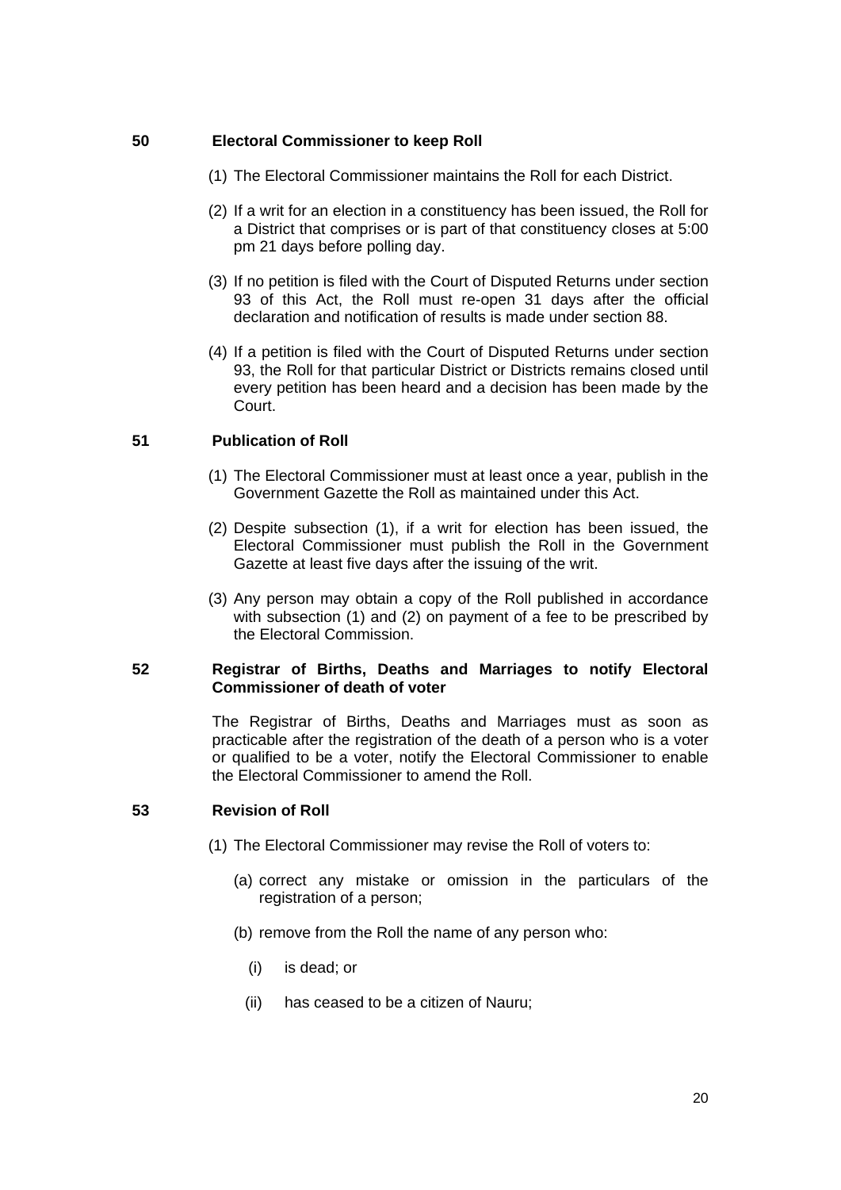**50 Electoral Commissioner to keep Roll**

(1) The Electoral Commissioner maintains the Roll for each District.

(2) If a writ for an election in a constituency has been issued, the Roll for a District that comprises or is part of that constituency closes at 5:00 pm 21 days before polling day.

(3) If no petition is filed with the Court of Disputed Returns under section 93 of this Act, the Roll must re-open 31 days after the official declaration and notification of results is made under section 88.

(4) If a petition is filed with the Court of Disputed Returns under section 93, the Roll for that particular District or Districts remains closed until every petition has been heard and a decision has been made by the Court.

**51 Publication of Roll**

(1) The Electoral Commissioner must at least once a year, publish in the Government Gazette the Roll as maintained under this Act.

(2) Despite subsection (1), if a writ for election has been issued, the Electoral Commissioner must publish the Roll in the Government Gazette at least five days after the issuing of the writ.

(3) Any person may obtain a copy of the Roll published in accordance with subsection (1) and (2) on payment of a fee to be prescribed by the Electoral Commission.

**52 Registrar of Births, Deaths and Marriages to notify Electoral Commissioner of death of voter**

The Registrar of Births, Deaths and Marriages must as soon as practicable after the registration of the death of a person who is a voter or qualified to be a voter, notify the Electoral Commissioner to enable the Electoral Commissioner to amend the Roll.

**53 Revision of Roll**

(1) The Electoral Commissioner may revise the Roll of voters to:

(a) correct any mistake or omission in the particulars of the registration of a person;

(b) remove from the Roll the name of any person who:

(i) is dead; or

(ii) has ceased to be a citizen of Nauru;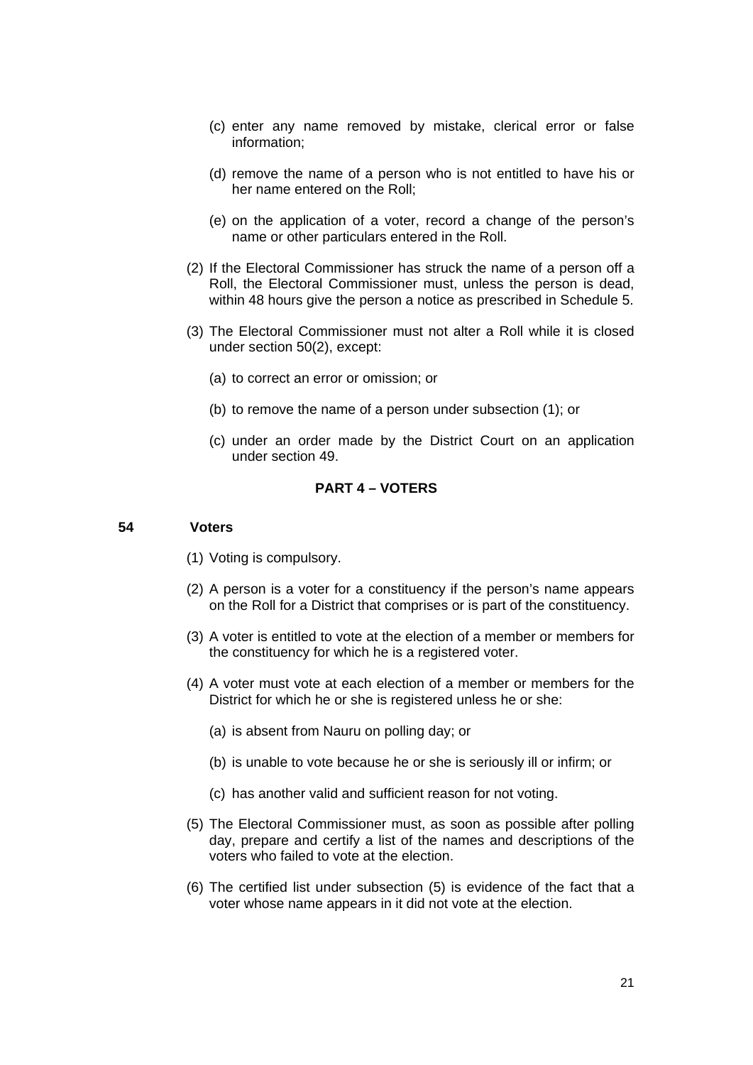(c) enter any name removed by mistake, clerical error or false information;

(d) remove the name of a person who is not entitled to have his or her name entered on the Roll;

(e) on the application of a voter, record a change of the person's name or other particulars entered in the Roll.

(2) If the Electoral Commissioner has struck the name of a person off a Roll, the Electoral Commissioner must, unless the person is dead, within 48 hours give the person a notice as prescribed in Schedule 5.

(3) The Electoral Commissioner must not alter a Roll while it is closed under section 50(2), except:

(a) to correct an error or omission; or

(b) to remove the name of a person under subsection (1); or

(c) under an order made by the District Court on an application under section 49.

## PART 4 – VOTERS

### 54 Voters

(1) Voting is compulsory.

(2) A person is a voter for a constituency if the person's name appears on the Roll for a District that comprises or is part of the constituency.

(3) A voter is entitled to vote at the election of a member or members for the constituency for which he is a registered voter.

(4) A voter must vote at each election of a member or members for the District for which he or she is registered unless he or she:

(a) is absent from Nauru on polling day; or

(b) is unable to vote because he or she is seriously ill or infirm; or

(c) has another valid and sufficient reason for not voting.

(5) The Electoral Commissioner must, as soon as possible after polling day, prepare and certify a list of the names and descriptions of the voters who failed to vote at the election.

(6) The certified list under subsection (5) is evidence of the fact that a voter whose name appears in it did not vote at the election.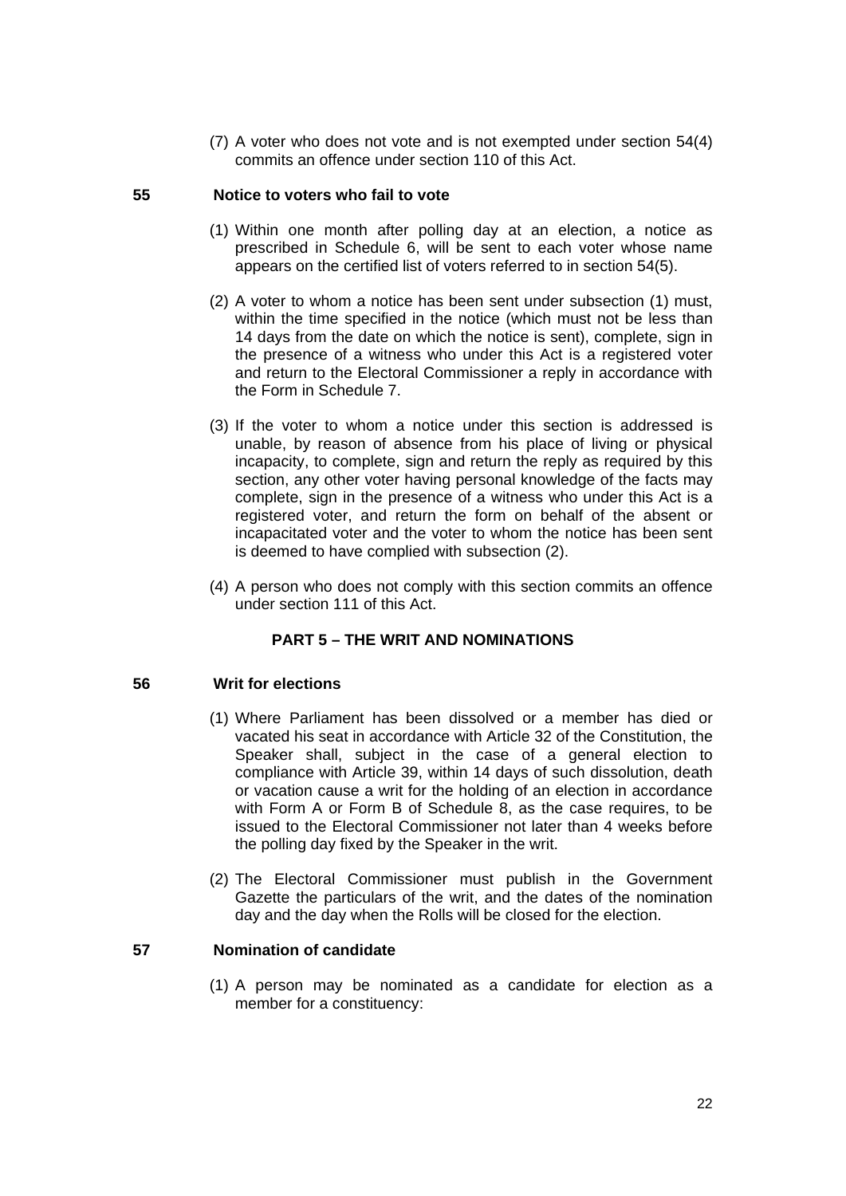(7) A voter who does not vote and is not exempted under section 54(4) commits an offence under section 110 of this Act.

### 55 Notice to voters who fail to vote

(1) Within one month after polling day at an election, a notice as prescribed in Schedule 6, will be sent to each voter whose name appears on the certified list of voters referred to in section 54(5).

(2) A voter to whom a notice has been sent under subsection (1) must, within the time specified in the notice (which must not be less than 14 days from the date on which the notice is sent), complete, sign in the presence of a witness who under this Act is a registered voter and return to the Electoral Commissioner a reply in accordance with the Form in Schedule 7.

(3) If the voter to whom a notice under this section is addressed is unable, by reason of absence from his place of living or physical incapacity, to complete, sign and return the reply as required by this section, any other voter having personal knowledge of the facts may complete, sign in the presence of a witness who under this Act is a registered voter, and return the form on behalf of the absent or incapacitated voter and the voter to whom the notice has been sent is deemed to have complied with subsection (2).

(4) A person who does not comply with this section commits an offence under section 111 of this Act.

## PART 5 – THE WRIT AND NOMINATIONS

### 56 Writ for elections

(1) Where Parliament has been dissolved or a member has died or vacated his seat in accordance with Article 32 of the Constitution, the Speaker shall, subject in the case of a general election to compliance with Article 39, within 14 days of such dissolution, death or vacation cause a writ for the holding of an election in accordance with Form A or Form B of Schedule 8, as the case requires, to be issued to the Electoral Commissioner not later than 4 weeks before the polling day fixed by the Speaker in the writ.

(2) The Electoral Commissioner must publish in the Government Gazette the particulars of the writ, and the dates of the nomination day and the day when the Rolls will be closed for the election.

### 57 Nomination of candidate

(1) A person may be nominated as a candidate for election as a member for a constituency: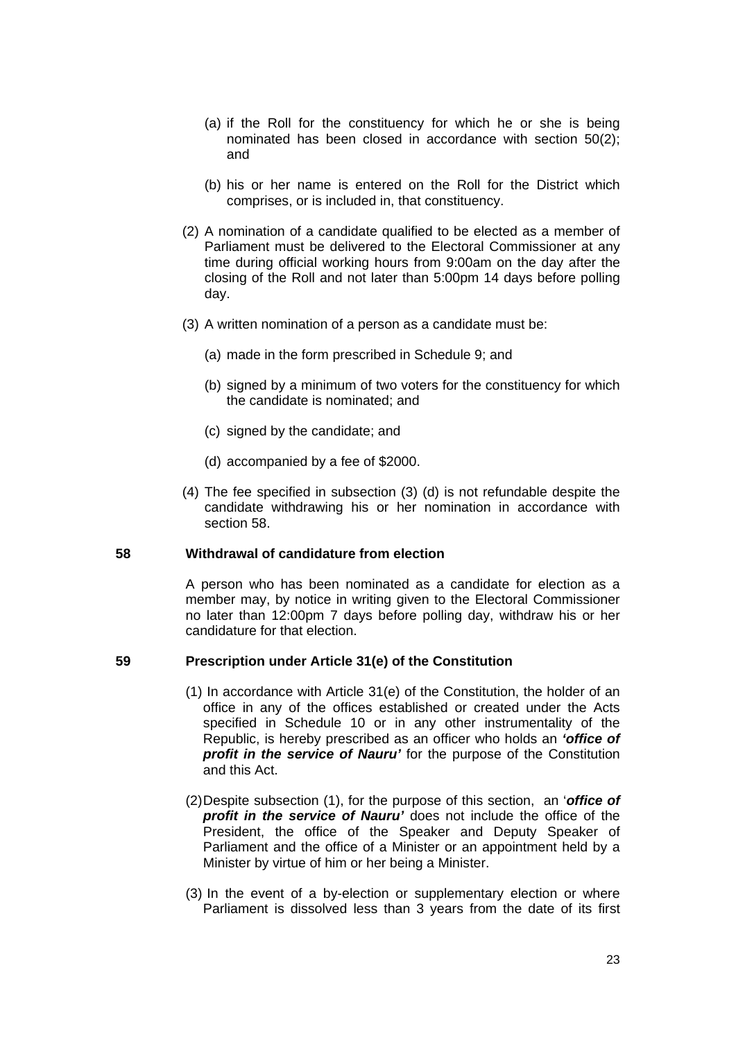(a) if the Roll for the constituency for which he or she is being nominated has been closed in accordance with section 50(2); and

(b) his or her name is entered on the Roll for the District which comprises, or is included in, that constituency.

(2) A nomination of a candidate qualified to be elected as a member of Parliament must be delivered to the Electoral Commissioner at any time during official working hours from 9:00am on the day after the closing of the Roll and not later than 5:00pm 14 days before polling day.

(3) A written nomination of a person as a candidate must be:

(a) made in the form prescribed in Schedule 9; and

(b) signed by a minimum of two voters for the constituency for which the candidate is nominated; and

(c) signed by the candidate; and

(d) accompanied by a fee of $2000.

(4) The fee specified in subsection (3) (d) is not refundable despite the candidate withdrawing his or her nomination in accordance with section 58.

**58 Withdrawal of candidature from election**

A person who has been nominated as a candidate for election as a member may, by notice in writing given to the Electoral Commissioner no later than 12:00pm 7 days before polling day, withdraw his or her candidature for that election.

**59 Prescription under Article 31(e) of the Constitution**

(1) In accordance with Article 31(e) of the Constitution, the holder of an office in any of the offices established or created under the Acts specified in Schedule 10 or in any other instrumentality of the Republic, is hereby prescribed as an officer who holds an ***'office of profit in the service of Nauru'*** for the purpose of the Constitution and this Act.

(2) Despite subsection (1), for the purpose of this section, an '***office of profit in the service of Nauru'*** does not include the office of the President, the office of the Speaker and Deputy Speaker of Parliament and the office of a Minister or an appointment held by a Minister by virtue of him or her being a Minister.

(3) In the event of a by-election or supplementary election or where Parliament is dissolved less than 3 years from the date of its first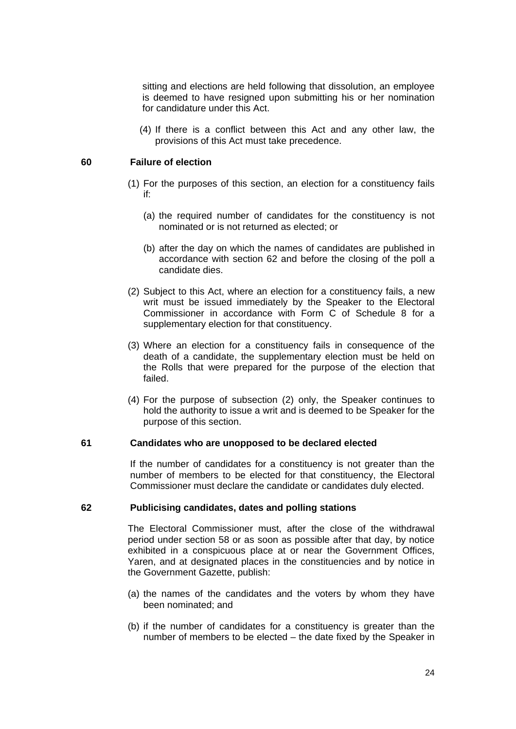sitting and elections are held following that dissolution, an employee is deemed to have resigned upon submitting his or her nomination for candidature under this Act.

(4) If there is a conflict between this Act and any other law, the provisions of this Act must take precedence.

**60 Failure of election**

(1) For the purposes of this section, an election for a constituency fails if:

(a) the required number of candidates for the constituency is not nominated or is not returned as elected; or

(b) after the day on which the names of candidates are published in accordance with section 62 and before the closing of the poll a candidate dies.

(2) Subject to this Act, where an election for a constituency fails, a new writ must be issued immediately by the Speaker to the Electoral Commissioner in accordance with Form C of Schedule 8 for a supplementary election for that constituency.

(3) Where an election for a constituency fails in consequence of the death of a candidate, the supplementary election must be held on the Rolls that were prepared for the purpose of the election that failed.

(4) For the purpose of subsection (2) only, the Speaker continues to hold the authority to issue a writ and is deemed to be Speaker for the purpose of this section.

**61 Candidates who are unopposed to be declared elected**

If the number of candidates for a constituency is not greater than the number of members to be elected for that constituency, the Electoral Commissioner must declare the candidate or candidates duly elected.

**62 Publicising candidates, dates and polling stations**

The Electoral Commissioner must, after the close of the withdrawal period under section 58 or as soon as possible after that day, by notice exhibited in a conspicuous place at or near the Government Offices, Yaren, and at designated places in the constituencies and by notice in the Government Gazette, publish:

(a) the names of the candidates and the voters by whom they have been nominated; and

(b) if the number of candidates for a constituency is greater than the number of members to be elected – the date fixed by the Speaker in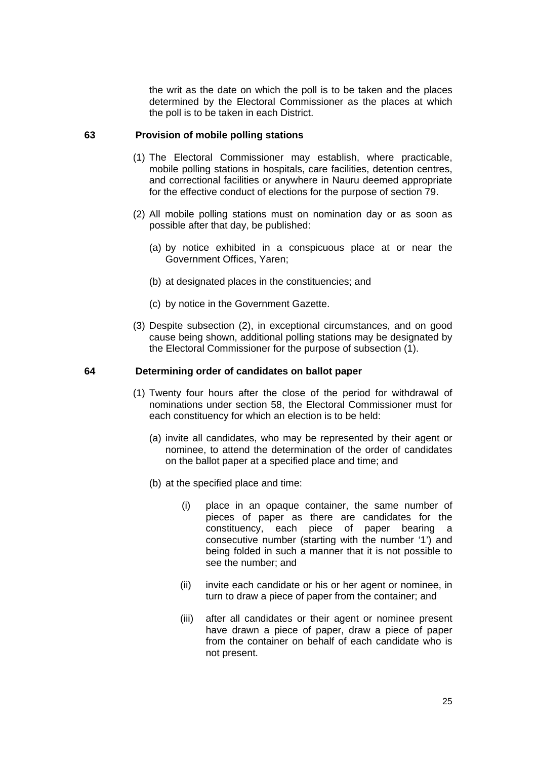the writ as the date on which the poll is to be taken and the places determined by the Electoral Commissioner as the places at which the poll is to be taken in each District.

**63 Provision of mobile polling stations**

(1) The Electoral Commissioner may establish, where practicable, mobile polling stations in hospitals, care facilities, detention centres, and correctional facilities or anywhere in Nauru deemed appropriate for the effective conduct of elections for the purpose of section 79.

(2) All mobile polling stations must on nomination day or as soon as possible after that day, be published:

(a) by notice exhibited in a conspicuous place at or near the Government Offices, Yaren;

(b) at designated places in the constituencies; and

(c) by notice in the Government Gazette.

(3) Despite subsection (2), in exceptional circumstances, and on good cause being shown, additional polling stations may be designated by the Electoral Commissioner for the purpose of subsection (1).

**64 Determining order of candidates on ballot paper**

(1) Twenty four hours after the close of the period for withdrawal of nominations under section 58, the Electoral Commissioner must for each constituency for which an election is to be held:

(a) invite all candidates, who may be represented by their agent or nominee, to attend the determination of the order of candidates on the ballot paper at a specified place and time; and

(b) at the specified place and time:

(i) place in an opaque container, the same number of pieces of paper as there are candidates for the constituency, each piece of paper bearing a consecutive number (starting with the number '1') and being folded in such a manner that it is not possible to see the number; and

(ii) invite each candidate or his or her agent or nominee, in turn to draw a piece of paper from the container; and

(iii) after all candidates or their agent or nominee present have drawn a piece of paper, draw a piece of paper from the container on behalf of each candidate who is not present.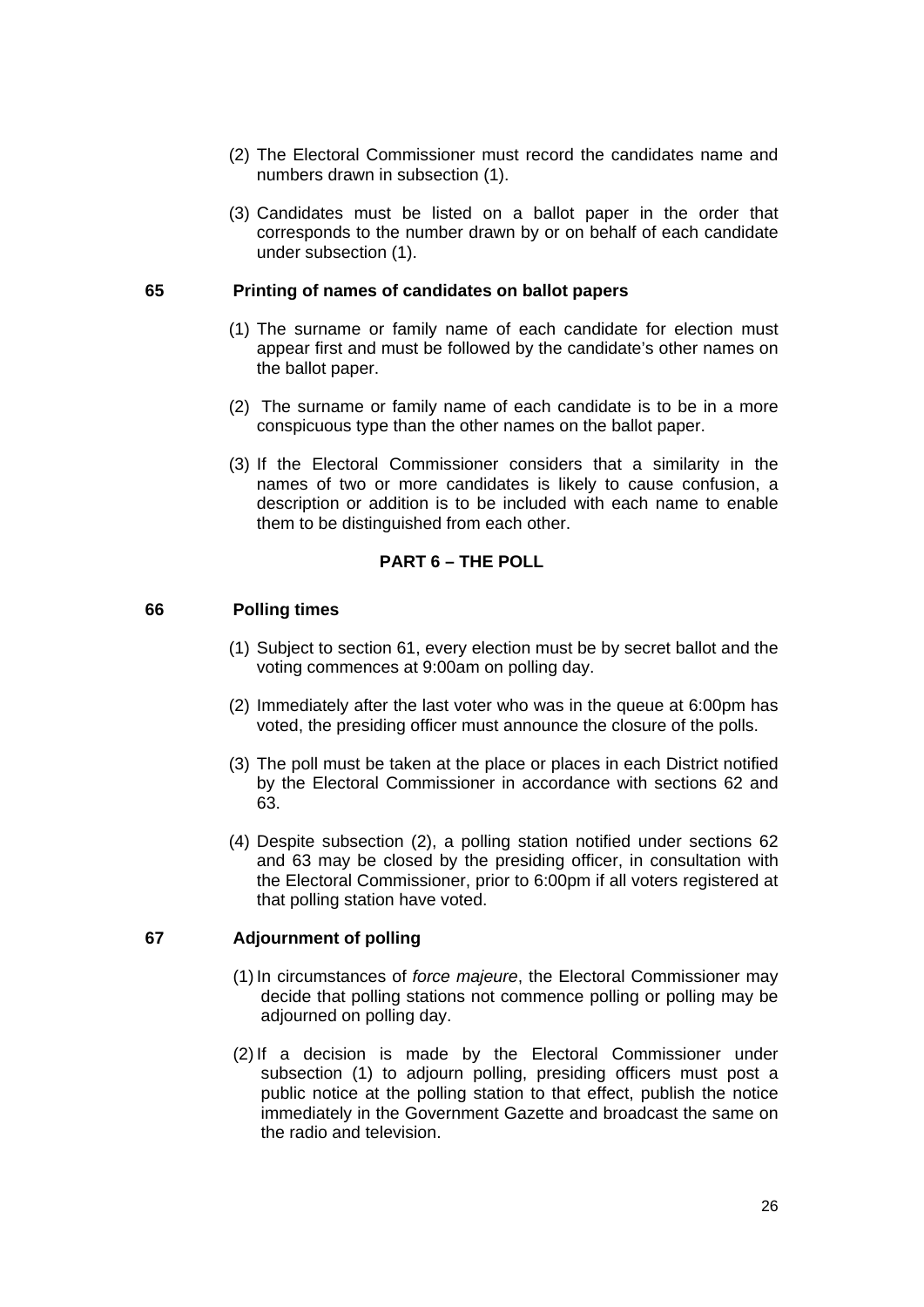(2) The Electoral Commissioner must record the candidates name and numbers drawn in subsection (1).

(3) Candidates must be listed on a ballot paper in the order that corresponds to the number drawn by or on behalf of each candidate under subsection (1).

**65 Printing of names of candidates on ballot papers**

(1) The surname or family name of each candidate for election must appear first and must be followed by the candidate's other names on the ballot paper.

(2) The surname or family name of each candidate is to be in a more conspicuous type than the other names on the ballot paper.

(3) If the Electoral Commissioner considers that a similarity in the names of two or more candidates is likely to cause confusion, a description or addition is to be included with each name to enable them to be distinguished from each other.

## PART 6 – THE POLL

**66 Polling times**

(1) Subject to section 61, every election must be by secret ballot and the voting commences at 9:00am on polling day.

(2) Immediately after the last voter who was in the queue at 6:00pm has voted, the presiding officer must announce the closure of the polls.

(3) The poll must be taken at the place or places in each District notified by the Electoral Commissioner in accordance with sections 62 and 63.

(4) Despite subsection (2), a polling station notified under sections 62 and 63 may be closed by the presiding officer, in consultation with the Electoral Commissioner, prior to 6:00pm if all voters registered at that polling station have voted.

**67 Adjournment of polling**

(1) In circumstances of *force majeure*, the Electoral Commissioner may decide that polling stations not commence polling or polling may be adjourned on polling day.

(2) If a decision is made by the Electoral Commissioner under subsection (1) to adjourn polling, presiding officers must post a public notice at the polling station to that effect, publish the notice immediately in the Government Gazette and broadcast the same on the radio and television.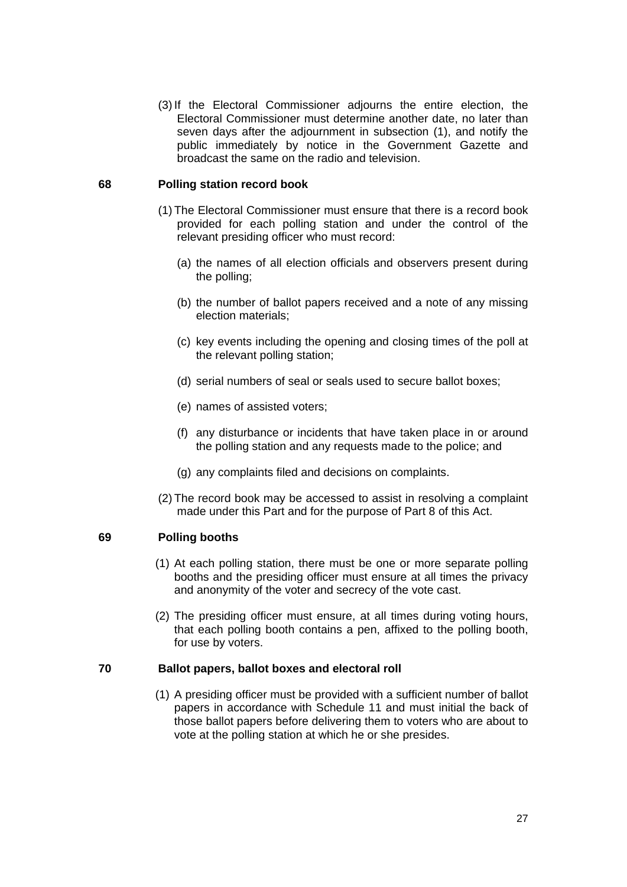(3) If the Electoral Commissioner adjourns the entire election, the Electoral Commissioner must determine another date, no later than seven days after the adjournment in subsection (1), and notify the public immediately by notice in the Government Gazette and broadcast the same on the radio and television.

### 68 Polling station record book

(1) The Electoral Commissioner must ensure that there is a record book provided for each polling station and under the control of the relevant presiding officer who must record:

(a) the names of all election officials and observers present during the polling;

(b) the number of ballot papers received and a note of any missing election materials;

(c) key events including the opening and closing times of the poll at the relevant polling station;

(d) serial numbers of seal or seals used to secure ballot boxes;

(e) names of assisted voters;

(f) any disturbance or incidents that have taken place in or around the polling station and any requests made to the police; and

(g) any complaints filed and decisions on complaints.

(2) The record book may be accessed to assist in resolving a complaint made under this Part and for the purpose of Part 8 of this Act.

### 69 Polling booths

(1) At each polling station, there must be one or more separate polling booths and the presiding officer must ensure at all times the privacy and anonymity of the voter and secrecy of the vote cast.

(2) The presiding officer must ensure, at all times during voting hours, that each polling booth contains a pen, affixed to the polling booth, for use by voters.

### 70 Ballot papers, ballot boxes and electoral roll

(1) A presiding officer must be provided with a sufficient number of ballot papers in accordance with Schedule 11 and must initial the back of those ballot papers before delivering them to voters who are about to vote at the polling station at which he or she presides.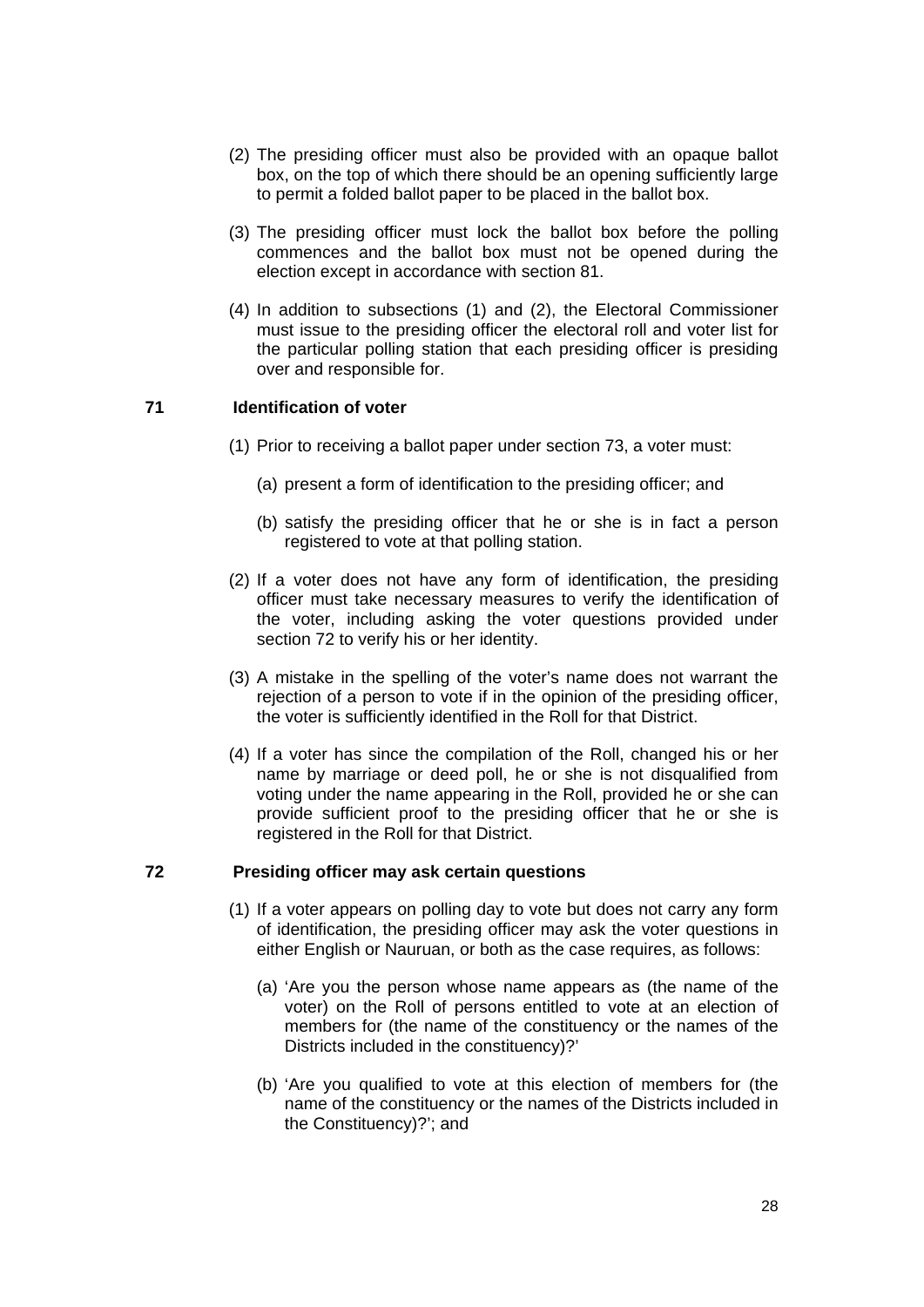(2) The presiding officer must also be provided with an opaque ballot box, on the top of which there should be an opening sufficiently large to permit a folded ballot paper to be placed in the ballot box.

(3) The presiding officer must lock the ballot box before the polling commences and the ballot box must not be opened during the election except in accordance with section 81.

(4) In addition to subsections (1) and (2), the Electoral Commissioner must issue to the presiding officer the electoral roll and voter list for the particular polling station that each presiding officer is presiding over and responsible for.

### 71 Identification of voter

(1) Prior to receiving a ballot paper under section 73, a voter must:

(a) present a form of identification to the presiding officer; and

(b) satisfy the presiding officer that he or she is in fact a person registered to vote at that polling station.

(2) If a voter does not have any form of identification, the presiding officer must take necessary measures to verify the identification of the voter, including asking the voter questions provided under section 72 to verify his or her identity.

(3) A mistake in the spelling of the voter's name does not warrant the rejection of a person to vote if in the opinion of the presiding officer, the voter is sufficiently identified in the Roll for that District.

(4) If a voter has since the compilation of the Roll, changed his or her name by marriage or deed poll, he or she is not disqualified from voting under the name appearing in the Roll, provided he or she can provide sufficient proof to the presiding officer that he or she is registered in the Roll for that District.

### 72 Presiding officer may ask certain questions

(1) If a voter appears on polling day to vote but does not carry any form of identification, the presiding officer may ask the voter questions in either English or Nauruan, or both as the case requires, as follows:

(a) 'Are you the person whose name appears as (the name of the voter) on the Roll of persons entitled to vote at an election of members for (the name of the constituency or the names of the Districts included in the constituency)?'

(b) 'Are you qualified to vote at this election of members for (the name of the constituency or the names of the Districts included in the Constituency)?'; and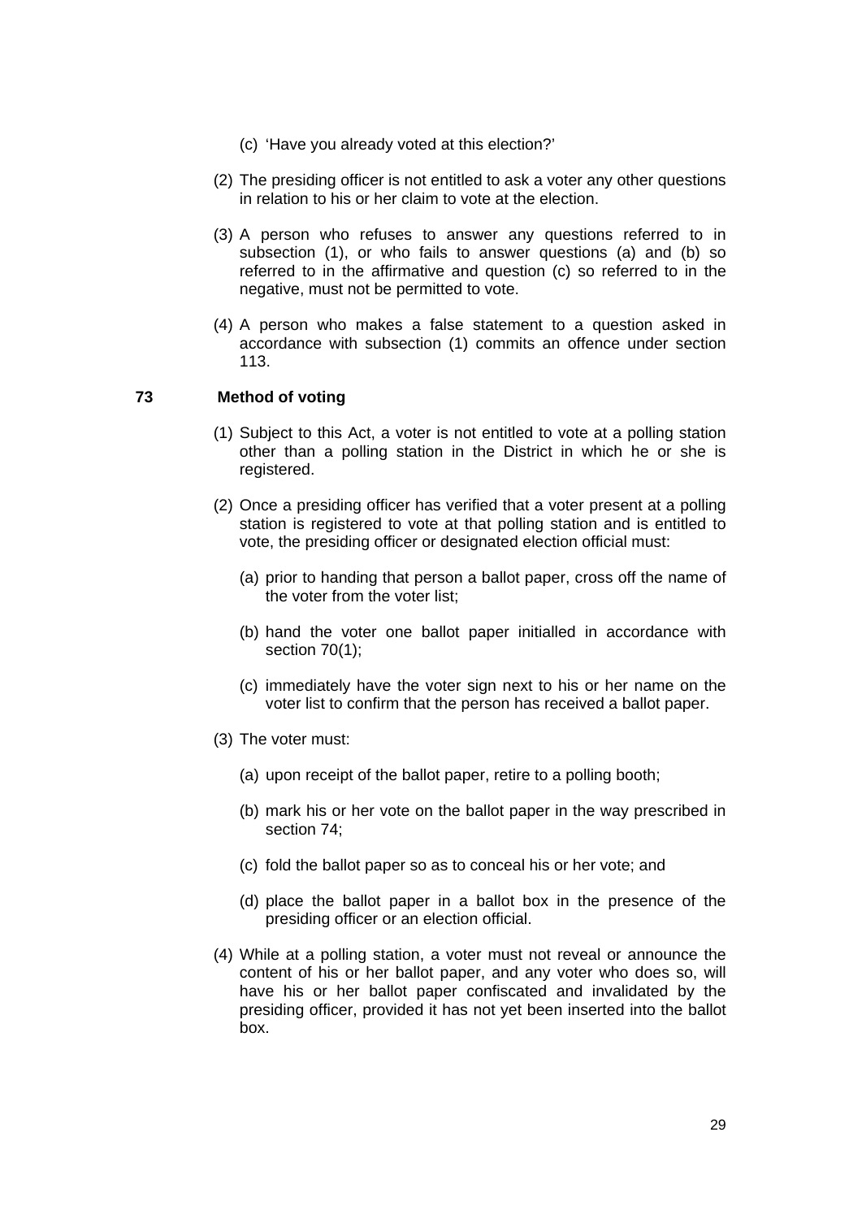(c) 'Have you already voted at this election?'

(2) The presiding officer is not entitled to ask a voter any other questions in relation to his or her claim to vote at the election.

(3) A person who refuses to answer any questions referred to in subsection (1), or who fails to answer questions (a) and (b) so referred to in the affirmative and question (c) so referred to in the negative, must not be permitted to vote.

(4) A person who makes a false statement to a question asked in accordance with subsection (1) commits an offence under section 113.

### 73 Method of voting

(1) Subject to this Act, a voter is not entitled to vote at a polling station other than a polling station in the District in which he or she is registered.

(2) Once a presiding officer has verified that a voter present at a polling station is registered to vote at that polling station and is entitled to vote, the presiding officer or designated election official must:

(a) prior to handing that person a ballot paper, cross off the name of the voter from the voter list;

(b) hand the voter one ballot paper initialled in accordance with section 70(1);

(c) immediately have the voter sign next to his or her name on the voter list to confirm that the person has received a ballot paper.

(3) The voter must:

(a) upon receipt of the ballot paper, retire to a polling booth;

(b) mark his or her vote on the ballot paper in the way prescribed in section 74;

(c) fold the ballot paper so as to conceal his or her vote; and

(d) place the ballot paper in a ballot box in the presence of the presiding officer or an election official.

(4) While at a polling station, a voter must not reveal or announce the content of his or her ballot paper, and any voter who does so, will have his or her ballot paper confiscated and invalidated by the presiding officer, provided it has not yet been inserted into the ballot box.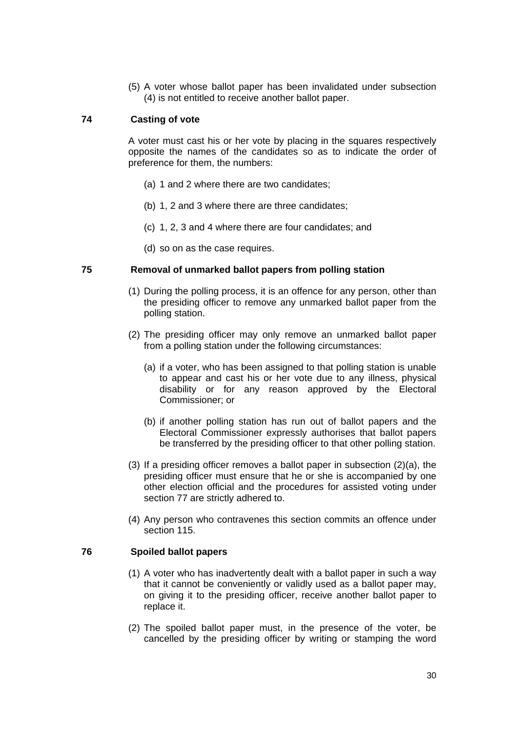(5) A voter whose ballot paper has been invalidated under subsection (4) is not entitled to receive another ballot paper.

### 74 Casting of vote

A voter must cast his or her vote by placing in the squares respectively opposite the names of the candidates so as to indicate the order of preference for them, the numbers:

(a) 1 and 2 where there are two candidates;

(b) 1, 2 and 3 where there are three candidates;

(c) 1, 2, 3 and 4 where there are four candidates; and

(d) so on as the case requires.

### 75 Removal of unmarked ballot papers from polling station

(1) During the polling process, it is an offence for any person, other than the presiding officer to remove any unmarked ballot paper from the polling station.

(2) The presiding officer may only remove an unmarked ballot paper from a polling station under the following circumstances:

(a) if a voter, who has been assigned to that polling station is unable to appear and cast his or her vote due to any illness, physical disability or for any reason approved by the Electoral Commissioner; or

(b) if another polling station has run out of ballot papers and the Electoral Commissioner expressly authorises that ballot papers be transferred by the presiding officer to that other polling station.

(3) If a presiding officer removes a ballot paper in subsection (2)(a), the presiding officer must ensure that he or she is accompanied by one other election official and the procedures for assisted voting under section 77 are strictly adhered to.

(4) Any person who contravenes this section commits an offence under section 115.

### 76 Spoiled ballot papers

(1) A voter who has inadvertently dealt with a ballot paper in such a way that it cannot be conveniently or validly used as a ballot paper may, on giving it to the presiding officer, receive another ballot paper to replace it.

(2) The spoiled ballot paper must, in the presence of the voter, be cancelled by the presiding officer by writing or stamping the word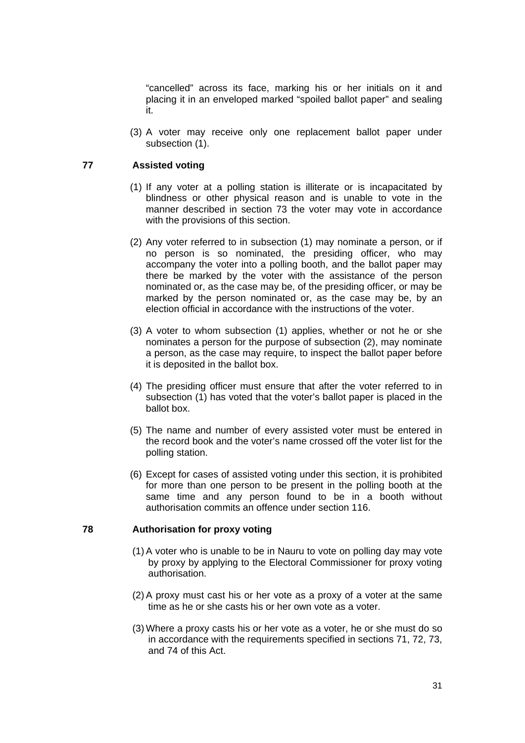"cancelled" across its face, marking his or her initials on it and placing it in an enveloped marked "spoiled ballot paper" and sealing it.

(3) A voter may receive only one replacement ballot paper under subsection (1).

### 77 Assisted voting

(1) If any voter at a polling station is illiterate or is incapacitated by blindness or other physical reason and is unable to vote in the manner described in section 73 the voter may vote in accordance with the provisions of this section.

(2) Any voter referred to in subsection (1) may nominate a person, or if no person is so nominated, the presiding officer, who may accompany the voter into a polling booth, and the ballot paper may there be marked by the voter with the assistance of the person nominated or, as the case may be, of the presiding officer, or may be marked by the person nominated or, as the case may be, by an election official in accordance with the instructions of the voter.

(3) A voter to whom subsection (1) applies, whether or not he or she nominates a person for the purpose of subsection (2), may nominate a person, as the case may require, to inspect the ballot paper before it is deposited in the ballot box.

(4) The presiding officer must ensure that after the voter referred to in subsection (1) has voted that the voter's ballot paper is placed in the ballot box.

(5) The name and number of every assisted voter must be entered in the record book and the voter's name crossed off the voter list for the polling station.

(6) Except for cases of assisted voting under this section, it is prohibited for more than one person to be present in the polling booth at the same time and any person found to be in a booth without authorisation commits an offence under section 116.

### 78 Authorisation for proxy voting

(1) A voter who is unable to be in Nauru to vote on polling day may vote by proxy by applying to the Electoral Commissioner for proxy voting authorisation.

(2) A proxy must cast his or her vote as a proxy of a voter at the same time as he or she casts his or her own vote as a voter.

(3) Where a proxy casts his or her vote as a voter, he or she must do so in accordance with the requirements specified in sections 71, 72, 73, and 74 of this Act.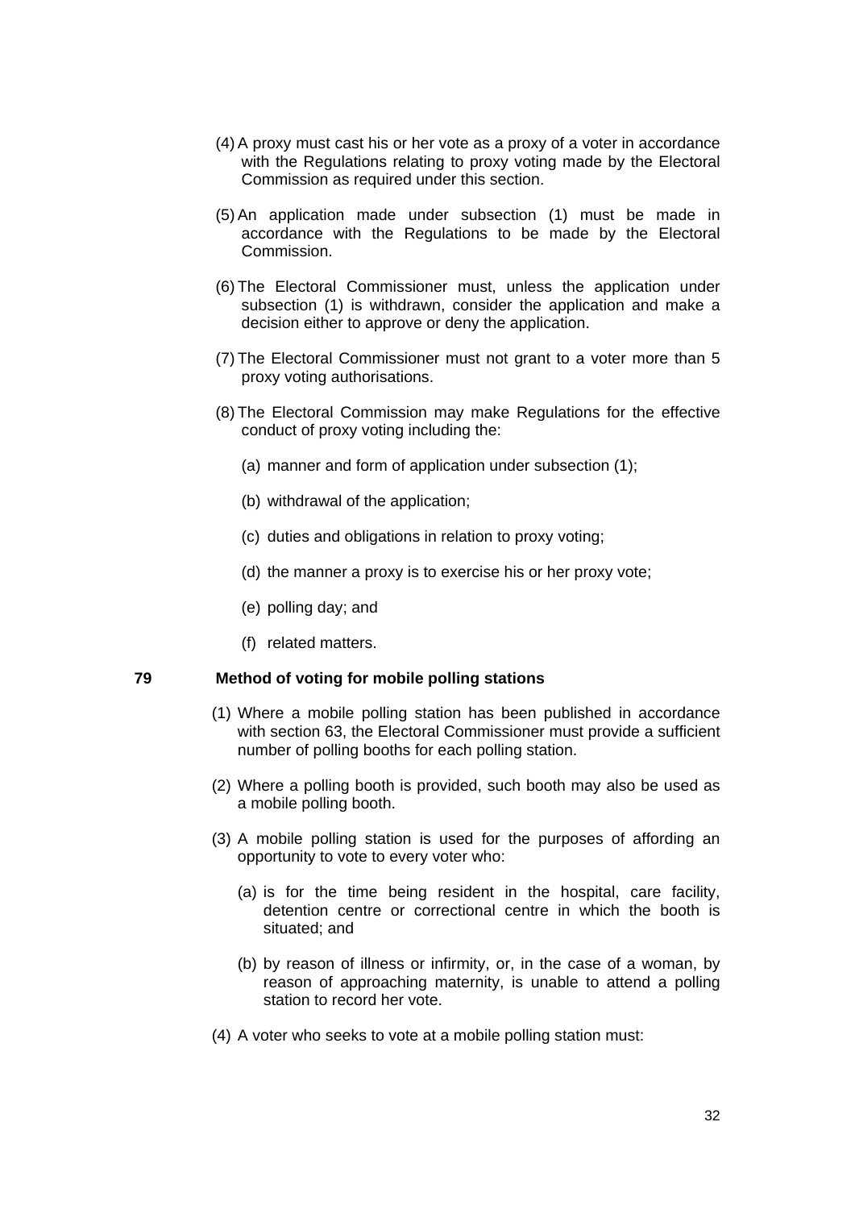(4) A proxy must cast his or her vote as a proxy of a voter in accordance with the Regulations relating to proxy voting made by the Electoral Commission as required under this section.

(5) An application made under subsection (1) must be made in accordance with the Regulations to be made by the Electoral Commission.

(6) The Electoral Commissioner must, unless the application under subsection (1) is withdrawn, consider the application and make a decision either to approve or deny the application.

(7) The Electoral Commissioner must not grant to a voter more than 5 proxy voting authorisations.

(8) The Electoral Commission may make Regulations for the effective conduct of proxy voting including the:

(a) manner and form of application under subsection (1);

(b) withdrawal of the application;

(c) duties and obligations in relation to proxy voting;

(d) the manner a proxy is to exercise his or her proxy vote;

(e) polling day; and

(f) related matters.

### 79 Method of voting for mobile polling stations

(1) Where a mobile polling station has been published in accordance with section 63, the Electoral Commissioner must provide a sufficient number of polling booths for each polling station.

(2) Where a polling booth is provided, such booth may also be used as a mobile polling booth.

(3) A mobile polling station is used for the purposes of affording an opportunity to vote to every voter who:

(a) is for the time being resident in the hospital, care facility, detention centre or correctional centre in which the booth is situated; and

(b) by reason of illness or infirmity, or, in the case of a woman, by reason of approaching maternity, is unable to attend a polling station to record her vote.

(4) A voter who seeks to vote at a mobile polling station must: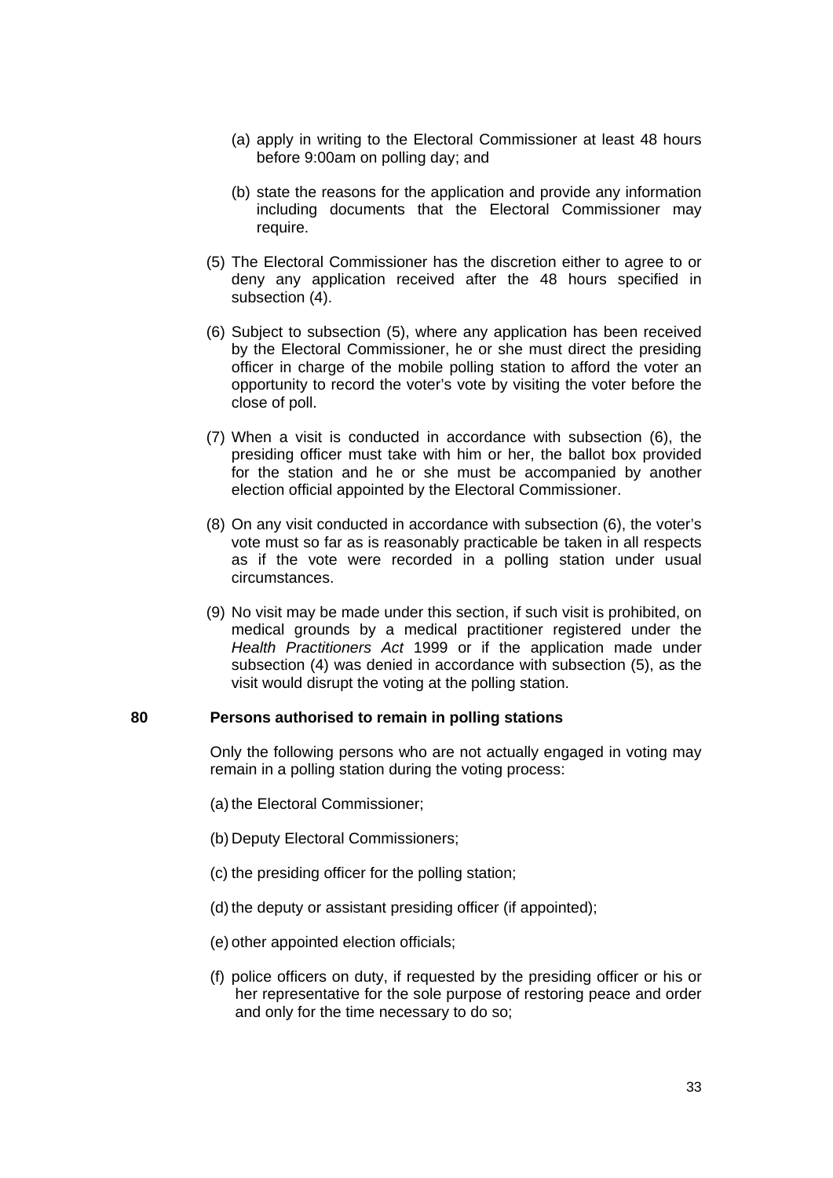(a) apply in writing to the Electoral Commissioner at least 48 hours before 9:00am on polling day; and

(b) state the reasons for the application and provide any information including documents that the Electoral Commissioner may require.

(5) The Electoral Commissioner has the discretion either to agree to or deny any application received after the 48 hours specified in subsection (4).

(6) Subject to subsection (5), where any application has been received by the Electoral Commissioner, he or she must direct the presiding officer in charge of the mobile polling station to afford the voter an opportunity to record the voter's vote by visiting the voter before the close of poll.

(7) When a visit is conducted in accordance with subsection (6), the presiding officer must take with him or her, the ballot box provided for the station and he or she must be accompanied by another election official appointed by the Electoral Commissioner.

(8) On any visit conducted in accordance with subsection (6), the voter's vote must so far as is reasonably practicable be taken in all respects as if the vote were recorded in a polling station under usual circumstances.

(9) No visit may be made under this section, if such visit is prohibited, on medical grounds by a medical practitioner registered under the *Health Practitioners Act* 1999 or if the application made under subsection (4) was denied in accordance with subsection (5), as the visit would disrupt the voting at the polling station.

### 80 Persons authorised to remain in polling stations

Only the following persons who are not actually engaged in voting may remain in a polling station during the voting process:

(a) the Electoral Commissioner;

(b) Deputy Electoral Commissioners;

(c) the presiding officer for the polling station;

(d) the deputy or assistant presiding officer (if appointed);

(e) other appointed election officials;

(f) police officers on duty, if requested by the presiding officer or his or her representative for the sole purpose of restoring peace and order and only for the time necessary to do so;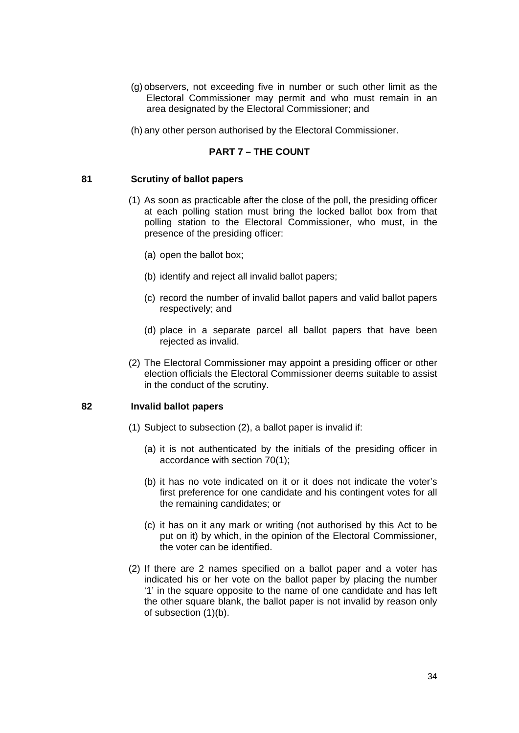(g) observers, not exceeding five in number or such other limit as the Electoral Commissioner may permit and who must remain in an area designated by the Electoral Commissioner; and

(h) any other person authorised by the Electoral Commissioner.

## PART 7 – THE COUNT

### 81 Scrutiny of ballot papers

(1) As soon as practicable after the close of the poll, the presiding officer at each polling station must bring the locked ballot box from that polling station to the Electoral Commissioner, who must, in the presence of the presiding officer:

(a) open the ballot box;

(b) identify and reject all invalid ballot papers;

(c) record the number of invalid ballot papers and valid ballot papers respectively; and

(d) place in a separate parcel all ballot papers that have been rejected as invalid.

(2) The Electoral Commissioner may appoint a presiding officer or other election officials the Electoral Commissioner deems suitable to assist in the conduct of the scrutiny.

### 82 Invalid ballot papers

(1) Subject to subsection (2), a ballot paper is invalid if:

(a) it is not authenticated by the initials of the presiding officer in accordance with section 70(1);

(b) it has no vote indicated on it or it does not indicate the voter's first preference for one candidate and his contingent votes for all the remaining candidates; or

(c) it has on it any mark or writing (not authorised by this Act to be put on it) by which, in the opinion of the Electoral Commissioner, the voter can be identified.

(2) If there are 2 names specified on a ballot paper and a voter has indicated his or her vote on the ballot paper by placing the number '1' in the square opposite to the name of one candidate and has left the other square blank, the ballot paper is not invalid by reason only of subsection (1)(b).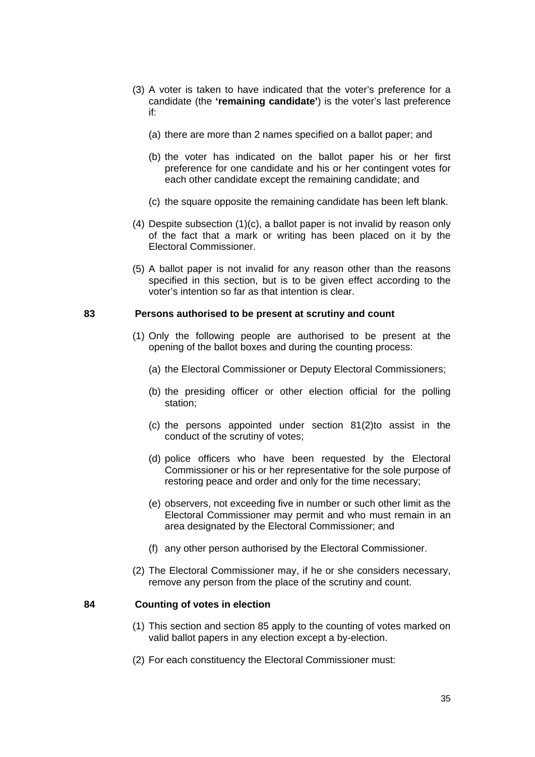(3) A voter is taken to have indicated that the voter's preference for a candidate (the **'remaining candidate'**) is the voter's last preference if:

(a) there are more than 2 names specified on a ballot paper; and

(b) the voter has indicated on the ballot paper his or her first preference for one candidate and his or her contingent votes for each other candidate except the remaining candidate; and

(c) the square opposite the remaining candidate has been left blank.

(4) Despite subsection (1)(c), a ballot paper is not invalid by reason only of the fact that a mark or writing has been placed on it by the Electoral Commissioner.

(5) A ballot paper is not invalid for any reason other than the reasons specified in this section, but is to be given effect according to the voter's intention so far as that intention is clear.

### 83 Persons authorised to be present at scrutiny and count

(1) Only the following people are authorised to be present at the opening of the ballot boxes and during the counting process:

(a) the Electoral Commissioner or Deputy Electoral Commissioners;

(b) the presiding officer or other election official for the polling station;

(c) the persons appointed under section 81(2)to assist in the conduct of the scrutiny of votes;

(d) police officers who have been requested by the Electoral Commissioner or his or her representative for the sole purpose of restoring peace and order and only for the time necessary;

(e) observers, not exceeding five in number or such other limit as the Electoral Commissioner may permit and who must remain in an area designated by the Electoral Commissioner; and

(f) any other person authorised by the Electoral Commissioner.

(2) The Electoral Commissioner may, if he or she considers necessary, remove any person from the place of the scrutiny and count.

### 84 Counting of votes in election

(1) This section and section 85 apply to the counting of votes marked on valid ballot papers in any election except a by-election.

(2) For each constituency the Electoral Commissioner must: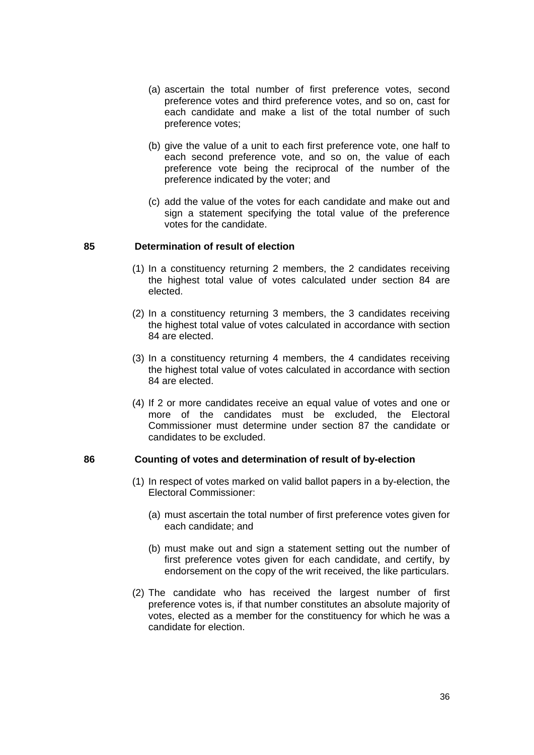(a) ascertain the total number of first preference votes, second preference votes and third preference votes, and so on, cast for each candidate and make a list of the total number of such preference votes;

(b) give the value of a unit to each first preference vote, one half to each second preference vote, and so on, the value of each preference vote being the reciprocal of the number of the preference indicated by the voter; and

(c) add the value of the votes for each candidate and make out and sign a statement specifying the total value of the preference votes for the candidate.

**85 Determination of result of election**

(1) In a constituency returning 2 members, the 2 candidates receiving the highest total value of votes calculated under section 84 are elected.

(2) In a constituency returning 3 members, the 3 candidates receiving the highest total value of votes calculated in accordance with section 84 are elected.

(3) In a constituency returning 4 members, the 4 candidates receiving the highest total value of votes calculated in accordance with section 84 are elected.

(4) If 2 or more candidates receive an equal value of votes and one or more of the candidates must be excluded, the Electoral Commissioner must determine under section 87 the candidate or candidates to be excluded.

**86 Counting of votes and determination of result of by-election**

(1) In respect of votes marked on valid ballot papers in a by-election, the Electoral Commissioner:

(a) must ascertain the total number of first preference votes given for each candidate; and

(b) must make out and sign a statement setting out the number of first preference votes given for each candidate, and certify, by endorsement on the copy of the writ received, the like particulars.

(2) The candidate who has received the largest number of first preference votes is, if that number constitutes an absolute majority of votes, elected as a member for the constituency for which he was a candidate for election.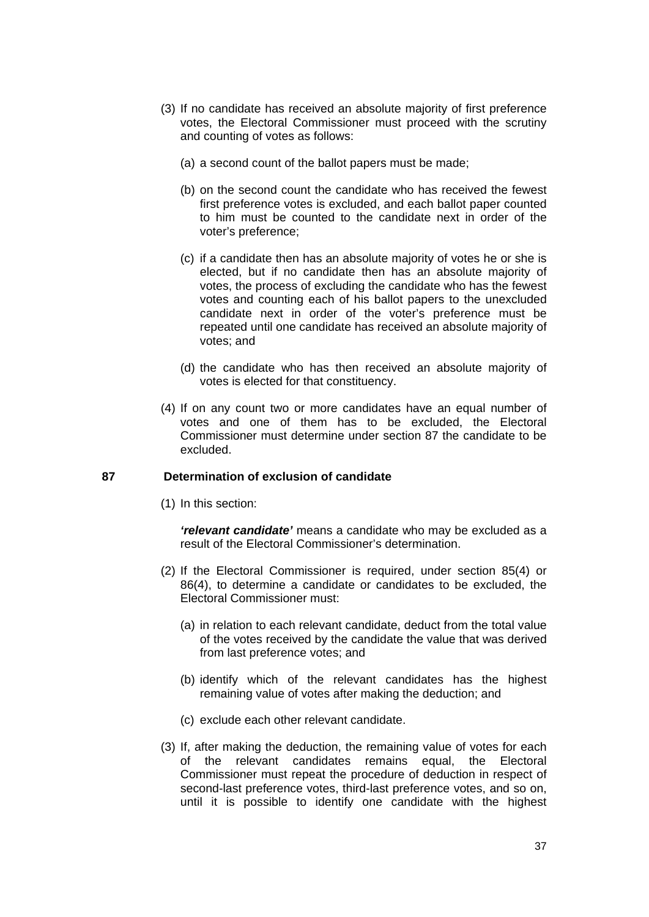(3) If no candidate has received an absolute majority of first preference votes, the Electoral Commissioner must proceed with the scrutiny and counting of votes as follows:

(a) a second count of the ballot papers must be made;

(b) on the second count the candidate who has received the fewest first preference votes is excluded, and each ballot paper counted to him must be counted to the candidate next in order of the voter's preference;

(c) if a candidate then has an absolute majority of votes he or she is elected, but if no candidate then has an absolute majority of votes, the process of excluding the candidate who has the fewest votes and counting each of his ballot papers to the unexcluded candidate next in order of the voter's preference must be repeated until one candidate has received an absolute majority of votes; and

(d) the candidate who has then received an absolute majority of votes is elected for that constituency.

(4) If on any count two or more candidates have an equal number of votes and one of them has to be excluded, the Electoral Commissioner must determine under section 87 the candidate to be excluded.

### 87 Determination of exclusion of candidate

(1) In this section:

***'relevant candidate'*** means a candidate who may be excluded as a result of the Electoral Commissioner's determination.

(2) If the Electoral Commissioner is required, under section 85(4) or 86(4), to determine a candidate or candidates to be excluded, the Electoral Commissioner must:

(a) in relation to each relevant candidate, deduct from the total value of the votes received by the candidate the value that was derived from last preference votes; and

(b) identify which of the relevant candidates has the highest remaining value of votes after making the deduction; and

(c) exclude each other relevant candidate.

(3) If, after making the deduction, the remaining value of votes for each of the relevant candidates remains equal, the Electoral Commissioner must repeat the procedure of deduction in respect of second-last preference votes, third-last preference votes, and so on, until it is possible to identify one candidate with the highest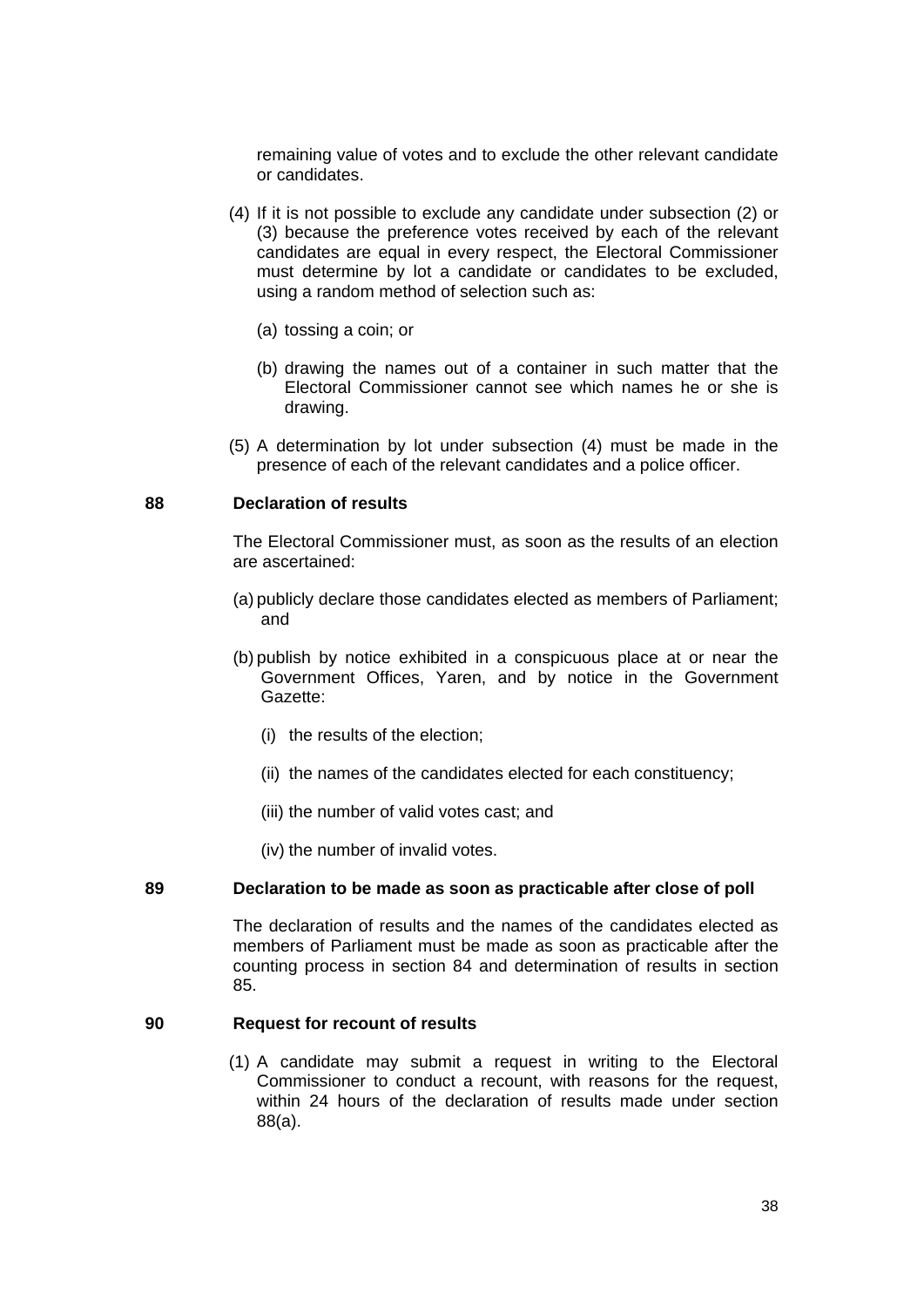remaining value of votes and to exclude the other relevant candidate or candidates.

(4) If it is not possible to exclude any candidate under subsection (2) or (3) because the preference votes received by each of the relevant candidates are equal in every respect, the Electoral Commissioner must determine by lot a candidate or candidates to be excluded, using a random method of selection such as:

(a) tossing a coin; or

(b) drawing the names out of a container in such matter that the Electoral Commissioner cannot see which names he or she is drawing.

(5) A determination by lot under subsection (4) must be made in the presence of each of the relevant candidates and a police officer.

**88 Declaration of results**

The Electoral Commissioner must, as soon as the results of an election are ascertained:

(a) publicly declare those candidates elected as members of Parliament; and

(b) publish by notice exhibited in a conspicuous place at or near the Government Offices, Yaren, and by notice in the Government Gazette:

(i) the results of the election;

(ii) the names of the candidates elected for each constituency;

(iii) the number of valid votes cast; and

(iv) the number of invalid votes.

**89 Declaration to be made as soon as practicable after close of poll**

The declaration of results and the names of the candidates elected as members of Parliament must be made as soon as practicable after the counting process in section 84 and determination of results in section 85.

**90 Request for recount of results**

(1) A candidate may submit a request in writing to the Electoral Commissioner to conduct a recount, with reasons for the request, within 24 hours of the declaration of results made under section 88(a).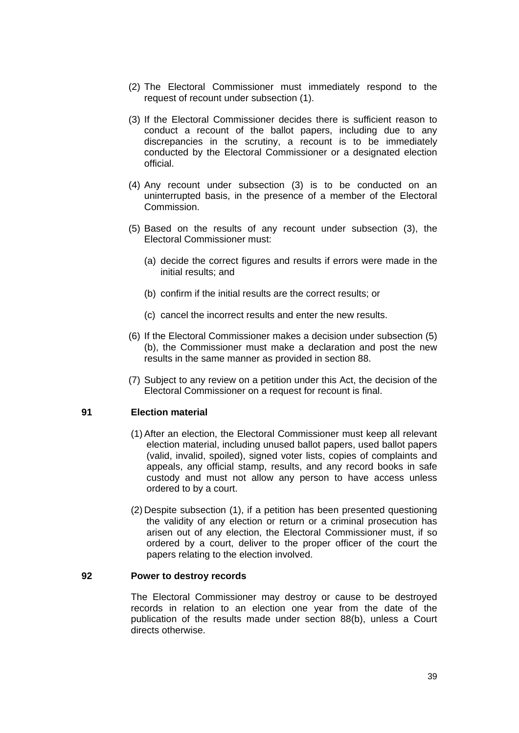(2) The Electoral Commissioner must immediately respond to the request of recount under subsection (1).

(3) If the Electoral Commissioner decides there is sufficient reason to conduct a recount of the ballot papers, including due to any discrepancies in the scrutiny, a recount is to be immediately conducted by the Electoral Commissioner or a designated election official.

(4) Any recount under subsection (3) is to be conducted on an uninterrupted basis, in the presence of a member of the Electoral Commission.

(5) Based on the results of any recount under subsection (3), the Electoral Commissioner must:

   (a) decide the correct figures and results if errors were made in the initial results; and

   (b) confirm if the initial results are the correct results; or

   (c) cancel the incorrect results and enter the new results.

(6) If the Electoral Commissioner makes a decision under subsection (5)(b), the Commissioner must make a declaration and post the new results in the same manner as provided in section 88.

(7) Subject to any review on a petition under this Act, the decision of the Electoral Commissioner on a request for recount is final.

### 91 Election material

(1) After an election, the Electoral Commissioner must keep all relevant election material, including unused ballot papers, used ballot papers (valid, invalid, spoiled), signed voter lists, copies of complaints and appeals, any official stamp, results, and any record books in safe custody and must not allow any person to have access unless ordered to by a court.

(2) Despite subsection (1), if a petition has been presented questioning the validity of any election or return or a criminal prosecution has arisen out of any election, the Electoral Commissioner must, if so ordered by a court, deliver to the proper officer of the court the papers relating to the election involved.

### 92 Power to destroy records

The Electoral Commissioner may destroy or cause to be destroyed records in relation to an election one year from the date of the publication of the results made under section 88(b), unless a Court directs otherwise.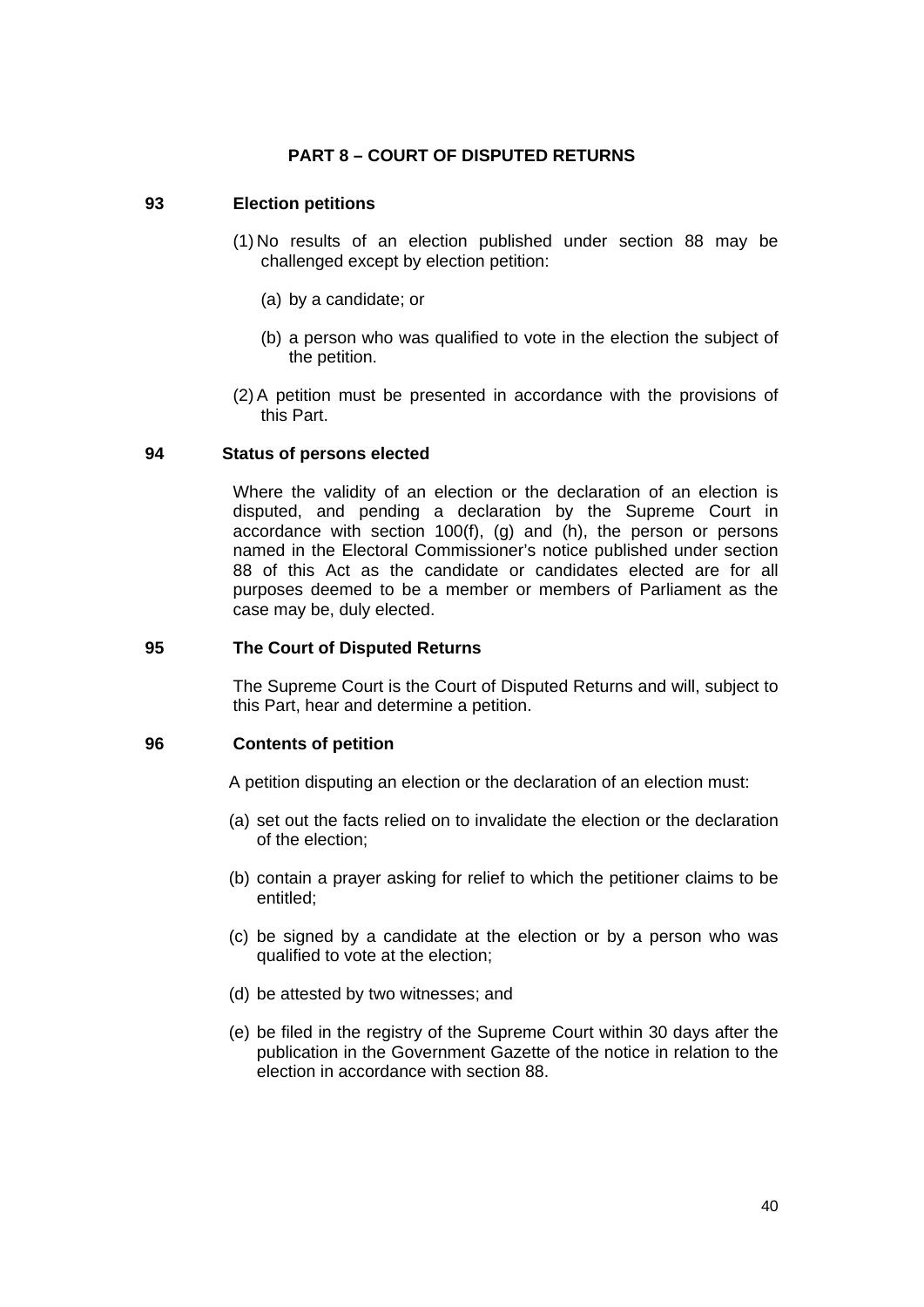## PART 8 – COURT OF DISPUTED RETURNS

### 93 Election petitions

(1) No results of an election published under section 88 may be challenged except by election petition:

(a) by a candidate; or

(b) a person who was qualified to vote in the election the subject of the petition.

(2) A petition must be presented in accordance with the provisions of this Part.

### 94 Status of persons elected

Where the validity of an election or the declaration of an election is disputed, and pending a declaration by the Supreme Court in accordance with section 100(f), (g) and (h), the person or persons named in the Electoral Commissioner's notice published under section 88 of this Act as the candidate or candidates elected are for all purposes deemed to be a member or members of Parliament as the case may be, duly elected.

### 95 The Court of Disputed Returns

The Supreme Court is the Court of Disputed Returns and will, subject to this Part, hear and determine a petition.

### 96 Contents of petition

A petition disputing an election or the declaration of an election must:

(a) set out the facts relied on to invalidate the election or the declaration of the election;

(b) contain a prayer asking for relief to which the petitioner claims to be entitled;

(c) be signed by a candidate at the election or by a person who was qualified to vote at the election;

(d) be attested by two witnesses; and

(e) be filed in the registry of the Supreme Court within 30 days after the publication in the Government Gazette of the notice in relation to the election in accordance with section 88.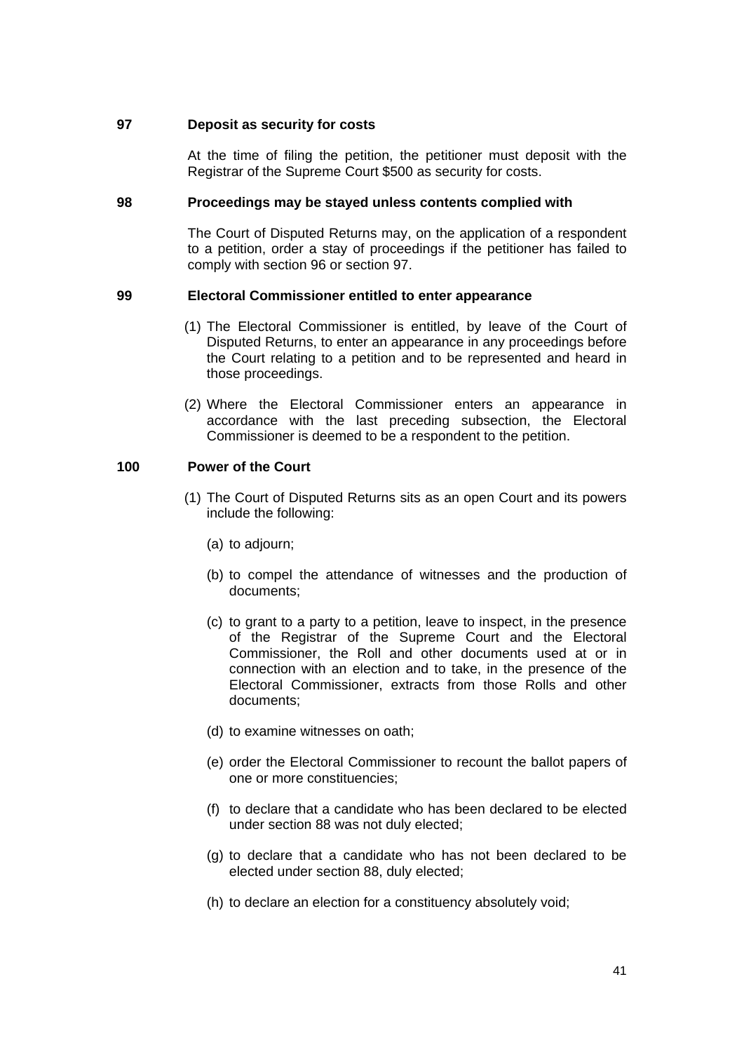**97 Deposit as security for costs**

At the time of filing the petition, the petitioner must deposit with the Registrar of the Supreme Court $500 as security for costs.

**98 Proceedings may be stayed unless contents complied with**

The Court of Disputed Returns may, on the application of a respondent to a petition, order a stay of proceedings if the petitioner has failed to comply with section 96 or section 97.

**99 Electoral Commissioner entitled to enter appearance**

(1) The Electoral Commissioner is entitled, by leave of the Court of Disputed Returns, to enter an appearance in any proceedings before the Court relating to a petition and to be represented and heard in those proceedings.

(2) Where the Electoral Commissioner enters an appearance in accordance with the last preceding subsection, the Electoral Commissioner is deemed to be a respondent to the petition.

**100 Power of the Court**

(1) The Court of Disputed Returns sits as an open Court and its powers include the following:

(a) to adjourn;

(b) to compel the attendance of witnesses and the production of documents;

(c) to grant to a party to a petition, leave to inspect, in the presence of the Registrar of the Supreme Court and the Electoral Commissioner, the Roll and other documents used at or in connection with an election and to take, in the presence of the Electoral Commissioner, extracts from those Rolls and other documents;

(d) to examine witnesses on oath;

(e) order the Electoral Commissioner to recount the ballot papers of one or more constituencies;

(f) to declare that a candidate who has been declared to be elected under section 88 was not duly elected;

(g) to declare that a candidate who has not been declared to be elected under section 88, duly elected;

(h) to declare an election for a constituency absolutely void;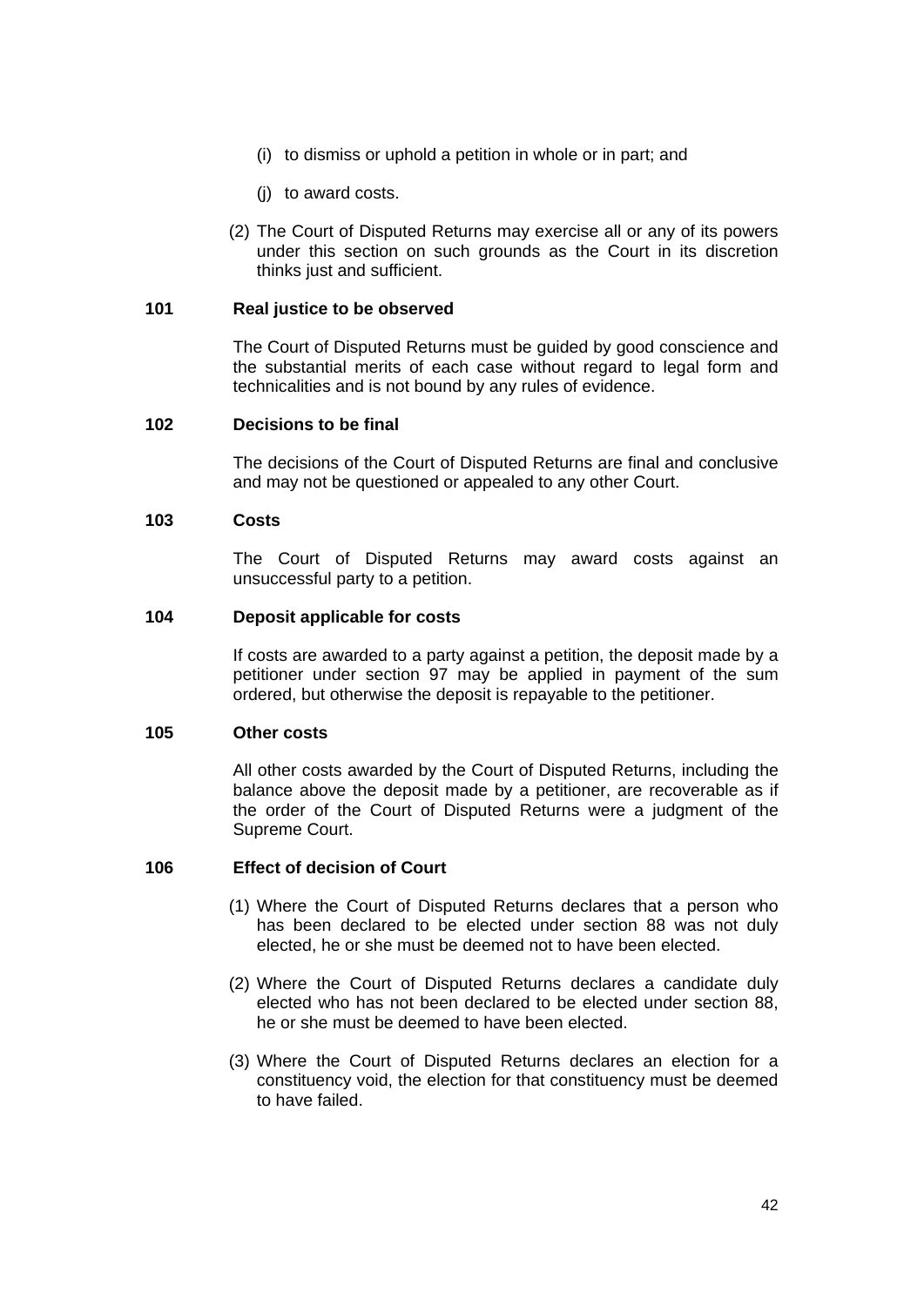(i) to dismiss or uphold a petition in whole or in part; and

(j) to award costs.

(2) The Court of Disputed Returns may exercise all or any of its powers under this section on such grounds as the Court in its discretion thinks just and sufficient.

**101 Real justice to be observed**

The Court of Disputed Returns must be guided by good conscience and the substantial merits of each case without regard to legal form and technicalities and is not bound by any rules of evidence.

**102 Decisions to be final**

The decisions of the Court of Disputed Returns are final and conclusive and may not be questioned or appealed to any other Court.

**103 Costs**

The Court of Disputed Returns may award costs against an unsuccessful party to a petition.

**104 Deposit applicable for costs**

If costs are awarded to a party against a petition, the deposit made by a petitioner under section 97 may be applied in payment of the sum ordered, but otherwise the deposit is repayable to the petitioner.

**105 Other costs**

All other costs awarded by the Court of Disputed Returns, including the balance above the deposit made by a petitioner, are recoverable as if the order of the Court of Disputed Returns were a judgment of the Supreme Court.

**106 Effect of decision of Court**

(1) Where the Court of Disputed Returns declares that a person who has been declared to be elected under section 88 was not duly elected, he or she must be deemed not to have been elected.

(2) Where the Court of Disputed Returns declares a candidate duly elected who has not been declared to be elected under section 88, he or she must be deemed to have been elected.

(3) Where the Court of Disputed Returns declares an election for a constituency void, the election for that constituency must be deemed to have failed.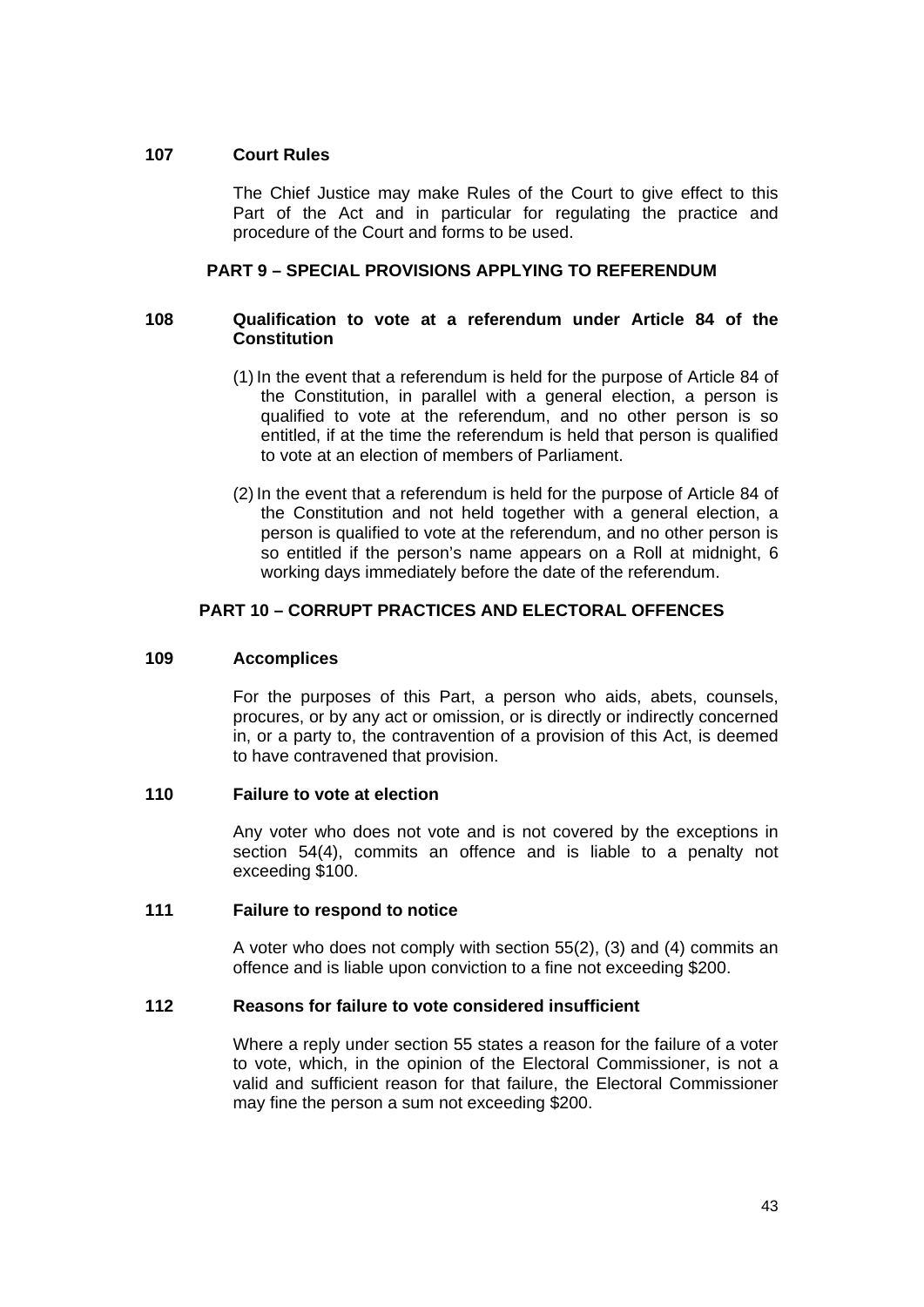### 107 Court Rules

The Chief Justice may make Rules of the Court to give effect to this Part of the Act and in particular for regulating the practice and procedure of the Court and forms to be used.

## PART 9 – SPECIAL PROVISIONS APPLYING TO REFERENDUM

### 108 Qualification to vote at a referendum under Article 84 of the Constitution

(1) In the event that a referendum is held for the purpose of Article 84 of the Constitution, in parallel with a general election, a person is qualified to vote at the referendum, and no other person is so entitled, if at the time the referendum is held that person is qualified to vote at an election of members of Parliament.

(2) In the event that a referendum is held for the purpose of Article 84 of the Constitution and not held together with a general election, a person is qualified to vote at the referendum, and no other person is so entitled if the person's name appears on a Roll at midnight, 6 working days immediately before the date of the referendum.

## PART 10 – CORRUPT PRACTICES AND ELECTORAL OFFENCES

### 109 Accomplices

For the purposes of this Part, a person who aids, abets, counsels, procures, or by any act or omission, or is directly or indirectly concerned in, or a party to, the contravention of a provision of this Act, is deemed to have contravened that provision.

### 110 Failure to vote at election

Any voter who does not vote and is not covered by the exceptions in section 54(4), commits an offence and is liable to a penalty not exceeding $100.

### 111 Failure to respond to notice

A voter who does not comply with section 55(2), (3) and (4) commits an offence and is liable upon conviction to a fine not exceeding $200.

### 112 Reasons for failure to vote considered insufficient

Where a reply under section 55 states a reason for the failure of a voter to vote, which, in the opinion of the Electoral Commissioner, is not a valid and sufficient reason for that failure, the Electoral Commissioner may fine the person a sum not exceeding $200.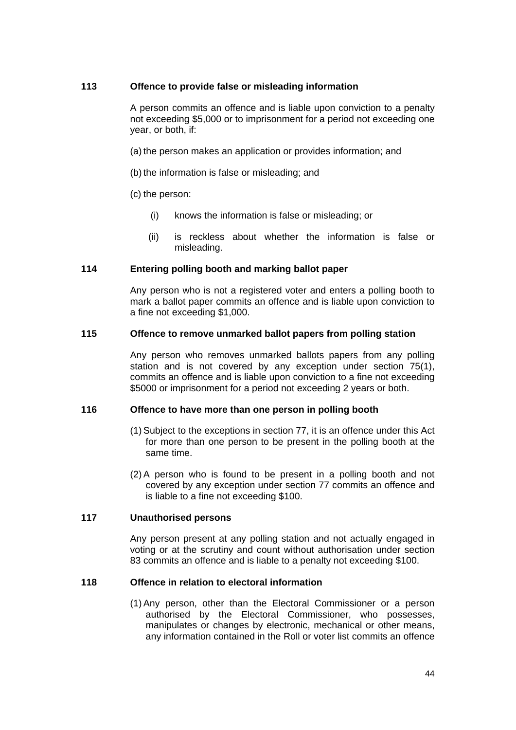### 113 Offence to provide false or misleading information

A person commits an offence and is liable upon conviction to a penalty not exceeding $5,000 or to imprisonment for a period not exceeding one year, or both, if:

(a) the person makes an application or provides information; and

(b) the information is false or misleading; and

(c) the person:

(i) knows the information is false or misleading; or

(ii) is reckless about whether the information is false or misleading.

### 114 Entering polling booth and marking ballot paper

Any person who is not a registered voter and enters a polling booth to mark a ballot paper commits an offence and is liable upon conviction to a fine not exceeding $1,000.

### 115 Offence to remove unmarked ballot papers from polling station

Any person who removes unmarked ballots papers from any polling station and is not covered by any exception under section 75(1), commits an offence and is liable upon conviction to a fine not exceeding $5000 or imprisonment for a period not exceeding 2 years or both.

### 116 Offence to have more than one person in polling booth

(1) Subject to the exceptions in section 77, it is an offence under this Act for more than one person to be present in the polling booth at the same time.

(2) A person who is found to be present in a polling booth and not covered by any exception under section 77 commits an offence and is liable to a fine not exceeding $100.

### 117 Unauthorised persons

Any person present at any polling station and not actually engaged in voting or at the scrutiny and count without authorisation under section 83 commits an offence and is liable to a penalty not exceeding $100.

### 118 Offence in relation to electoral information

(1) Any person, other than the Electoral Commissioner or a person authorised by the Electoral Commissioner, who possesses, manipulates or changes by electronic, mechanical or other means, any information contained in the Roll or voter list commits an offence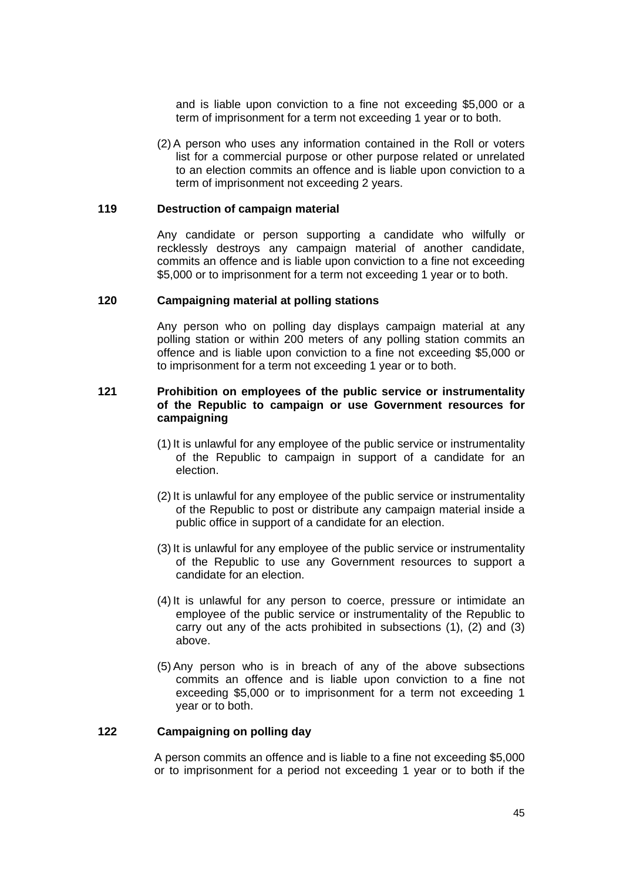and is liable upon conviction to a fine not exceeding $5,000 or a term of imprisonment for a term not exceeding 1 year or to both.

(2) A person who uses any information contained in the Roll or voters list for a commercial purpose or other purpose related or unrelated to an election commits an offence and is liable upon conviction to a term of imprisonment not exceeding 2 years.

### 119 Destruction of campaign material

Any candidate or person supporting a candidate who wilfully or recklessly destroys any campaign material of another candidate, commits an offence and is liable upon conviction to a fine not exceeding $5,000 or to imprisonment for a term not exceeding 1 year or to both.

### 120 Campaigning material at polling stations

Any person who on polling day displays campaign material at any polling station or within 200 meters of any polling station commits an offence and is liable upon conviction to a fine not exceeding $5,000 or to imprisonment for a term not exceeding 1 year or to both.

### 121 Prohibition on employees of the public service or instrumentality of the Republic to campaign or use Government resources for campaigning

(1) It is unlawful for any employee of the public service or instrumentality of the Republic to campaign in support of a candidate for an election.

(2) It is unlawful for any employee of the public service or instrumentality of the Republic to post or distribute any campaign material inside a public office in support of a candidate for an election.

(3) It is unlawful for any employee of the public service or instrumentality of the Republic to use any Government resources to support a candidate for an election.

(4) It is unlawful for any person to coerce, pressure or intimidate an employee of the public service or instrumentality of the Republic to carry out any of the acts prohibited in subsections (1), (2) and (3) above.

(5) Any person who is in breach of any of the above subsections commits an offence and is liable upon conviction to a fine not exceeding $5,000 or to imprisonment for a term not exceeding 1 year or to both.

### 122 Campaigning on polling day

A person commits an offence and is liable to a fine not exceeding $5,000 or to imprisonment for a period not exceeding 1 year or to both if the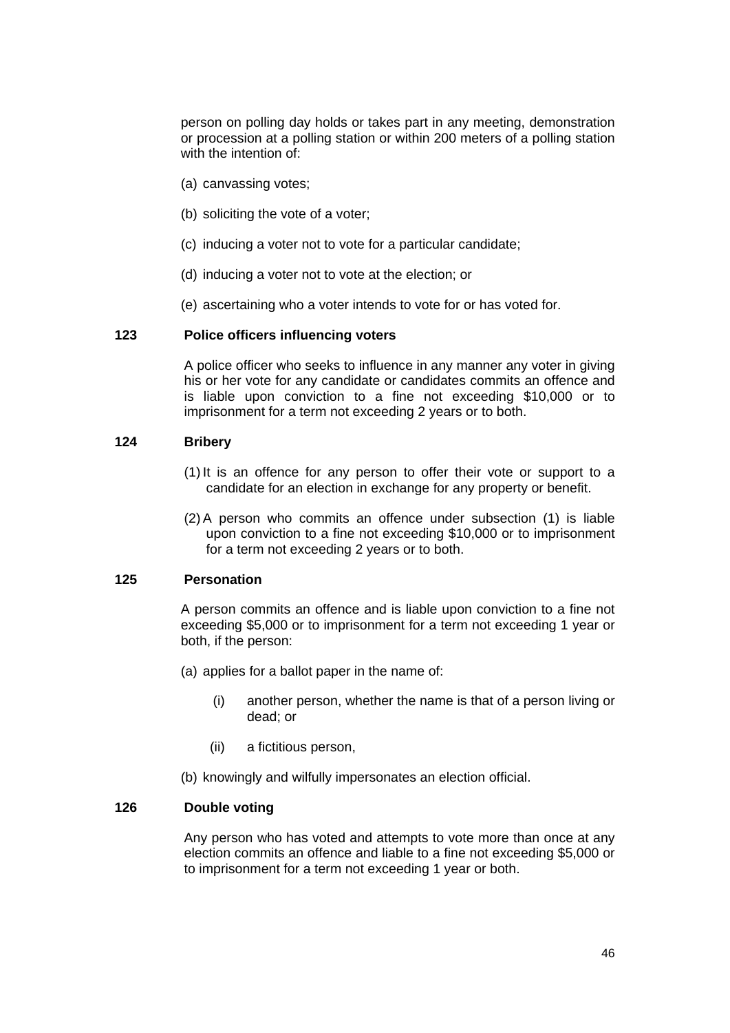person on polling day holds or takes part in any meeting, demonstration or procession at a polling station or within 200 meters of a polling station with the intention of:

(a) canvassing votes;

(b) soliciting the vote of a voter;

(c) inducing a voter not to vote for a particular candidate;

(d) inducing a voter not to vote at the election; or

(e) ascertaining who a voter intends to vote for or has voted for.

### 123 Police officers influencing voters

A police officer who seeks to influence in any manner any voter in giving his or her vote for any candidate or candidates commits an offence and is liable upon conviction to a fine not exceeding $10,000 or to imprisonment for a term not exceeding 2 years or to both.

### 124 Bribery

(1) It is an offence for any person to offer their vote or support to a candidate for an election in exchange for any property or benefit.

(2) A person who commits an offence under subsection (1) is liable upon conviction to a fine not exceeding $10,000 or to imprisonment for a term not exceeding 2 years or to both.

### 125 Personation

A person commits an offence and is liable upon conviction to a fine not exceeding $5,000 or to imprisonment for a term not exceeding 1 year or both, if the person:

(a) applies for a ballot paper in the name of:

  (i) another person, whether the name is that of a person living or dead; or

  (ii) a fictitious person,

(b) knowingly and wilfully impersonates an election official.

### 126 Double voting

Any person who has voted and attempts to vote more than once at any election commits an offence and liable to a fine not exceeding $5,000 or to imprisonment for a term not exceeding 1 year or both.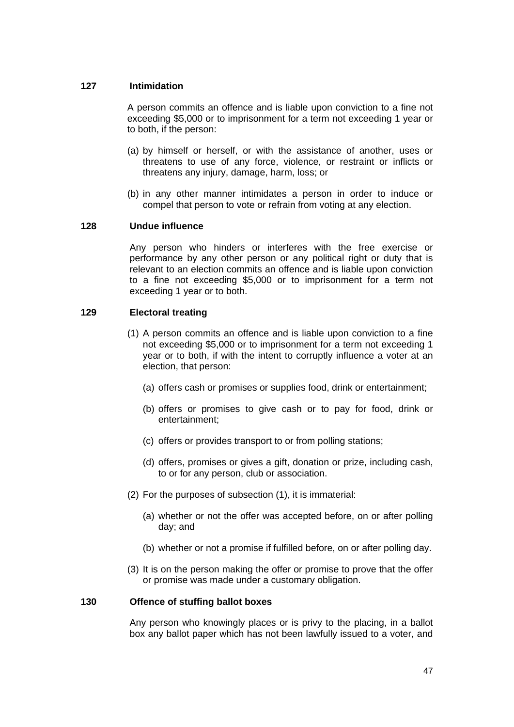### 127 Intimidation

A person commits an offence and is liable upon conviction to a fine not exceeding $5,000 or to imprisonment for a term not exceeding 1 year or to both, if the person:

(a) by himself or herself, or with the assistance of another, uses or threatens to use of any force, violence, or restraint or inflicts or threatens any injury, damage, harm, loss; or

(b) in any other manner intimidates a person in order to induce or compel that person to vote or refrain from voting at any election.

### 128 Undue influence

Any person who hinders or interferes with the free exercise or performance by any other person or any political right or duty that is relevant to an election commits an offence and is liable upon conviction to a fine not exceeding $5,000 or to imprisonment for a term not exceeding 1 year or to both.

### 129 Electoral treating

(1) A person commits an offence and is liable upon conviction to a fine not exceeding $5,000 or to imprisonment for a term not exceeding 1 year or to both, if with the intent to corruptly influence a voter at an election, that person:

(a) offers cash or promises or supplies food, drink or entertainment;

(b) offers or promises to give cash or to pay for food, drink or entertainment;

(c) offers or provides transport to or from polling stations;

(d) offers, promises or gives a gift, donation or prize, including cash, to or for any person, club or association.

(2) For the purposes of subsection (1), it is immaterial:

(a) whether or not the offer was accepted before, on or after polling day; and

(b) whether or not a promise if fulfilled before, on or after polling day.

(3) It is on the person making the offer or promise to prove that the offer or promise was made under a customary obligation.

### 130 Offence of stuffing ballot boxes

Any person who knowingly places or is privy to the placing, in a ballot box any ballot paper which has not been lawfully issued to a voter, and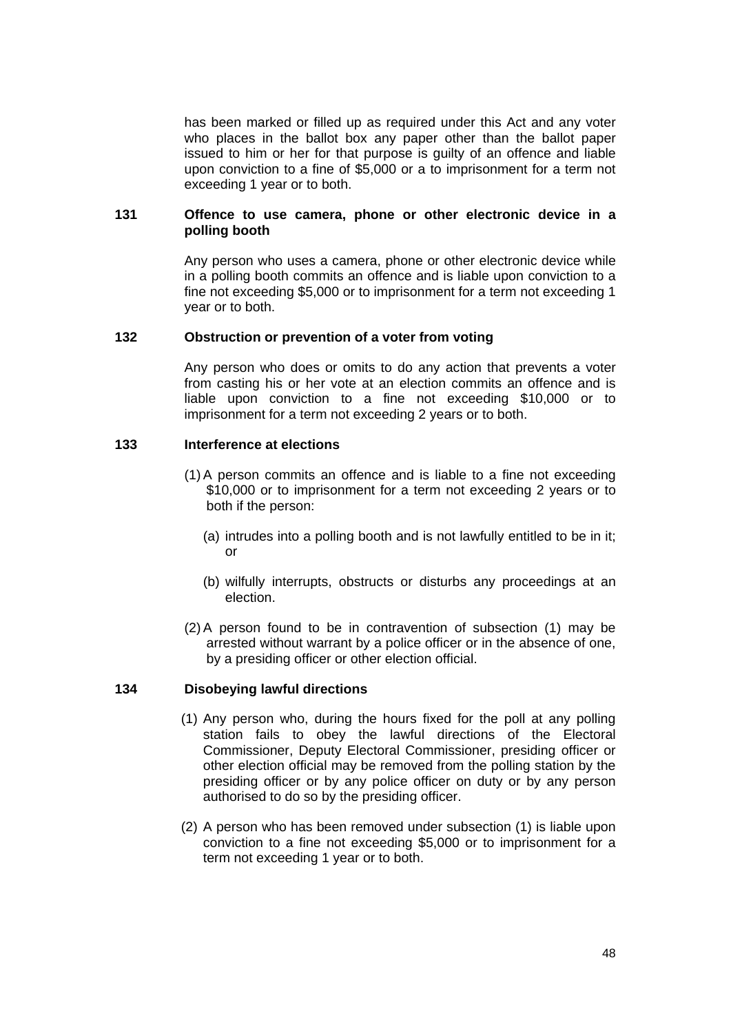has been marked or filled up as required under this Act and any voter who places in the ballot box any paper other than the ballot paper issued to him or her for that purpose is guilty of an offence and liable upon conviction to a fine of $5,000 or a to imprisonment for a term not exceeding 1 year or to both.

**131 Offence to use camera, phone or other electronic device in a polling booth**

Any person who uses a camera, phone or other electronic device while in a polling booth commits an offence and is liable upon conviction to a fine not exceeding $5,000 or to imprisonment for a term not exceeding 1 year or to both.

**132 Obstruction or prevention of a voter from voting**

Any person who does or omits to do any action that prevents a voter from casting his or her vote at an election commits an offence and is liable upon conviction to a fine not exceeding $10,000 or to imprisonment for a term not exceeding 2 years or to both.

**133 Interference at elections**

(1) A person commits an offence and is liable to a fine not exceeding $10,000 or to imprisonment for a term not exceeding 2 years or to both if the person:

(a) intrudes into a polling booth and is not lawfully entitled to be in it; or

(b) wilfully interrupts, obstructs or disturbs any proceedings at an election.

(2) A person found to be in contravention of subsection (1) may be arrested without warrant by a police officer or in the absence of one, by a presiding officer or other election official.

**134 Disobeying lawful directions**

(1) Any person who, during the hours fixed for the poll at any polling station fails to obey the lawful directions of the Electoral Commissioner, Deputy Electoral Commissioner, presiding officer or other election official may be removed from the polling station by the presiding officer or by any police officer on duty or by any person authorised to do so by the presiding officer.

(2) A person who has been removed under subsection (1) is liable upon conviction to a fine not exceeding $5,000 or to imprisonment for a term not exceeding 1 year or to both.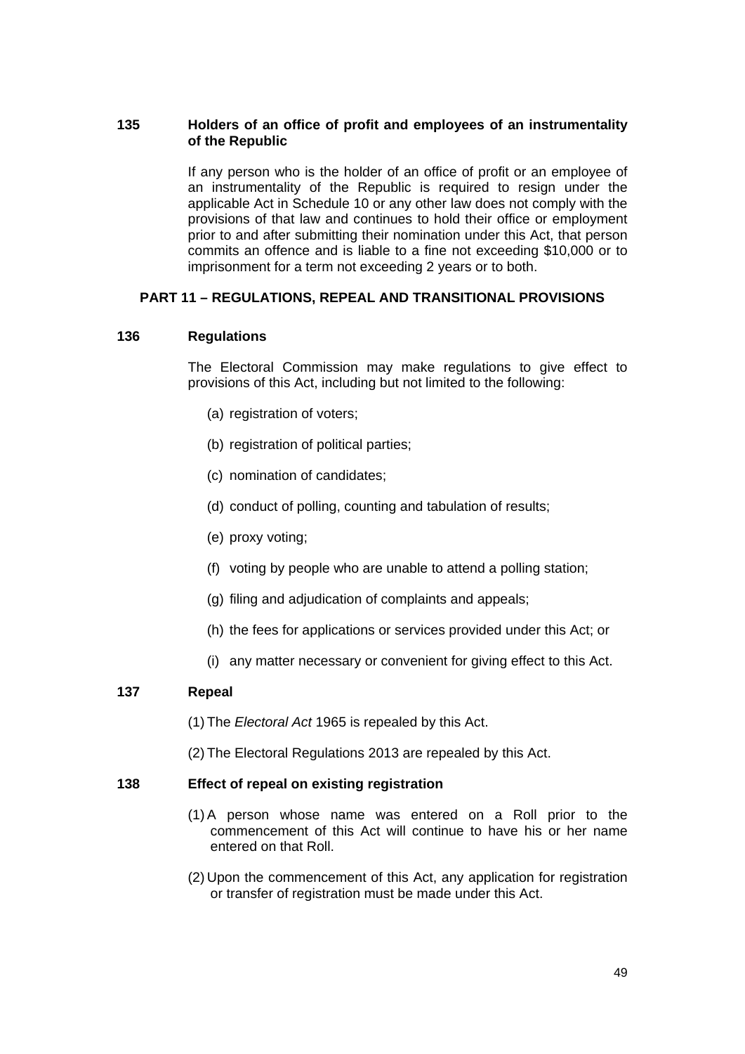**135 Holders of an office of profit and employees of an instrumentality of the Republic**

If any person who is the holder of an office of profit or an employee of an instrumentality of the Republic is required to resign under the applicable Act in Schedule 10 or any other law does not comply with the provisions of that law and continues to hold their office or employment prior to and after submitting their nomination under this Act, that person commits an offence and is liable to a fine not exceeding $10,000 or to imprisonment for a term not exceeding 2 years or to both.

## PART 11 – REGULATIONS, REPEAL AND TRANSITIONAL PROVISIONS

**136 Regulations**

The Electoral Commission may make regulations to give effect to provisions of this Act, including but not limited to the following:

(a) registration of voters;

(b) registration of political parties;

(c) nomination of candidates;

(d) conduct of polling, counting and tabulation of results;

(e) proxy voting;

(f) voting by people who are unable to attend a polling station;

(g) filing and adjudication of complaints and appeals;

(h) the fees for applications or services provided under this Act; or

(i) any matter necessary or convenient for giving effect to this Act.

**137 Repeal**

(1) The *Electoral Act* 1965 is repealed by this Act.

(2) The Electoral Regulations 2013 are repealed by this Act.

**138 Effect of repeal on existing registration**

(1) A person whose name was entered on a Roll prior to the commencement of this Act will continue to have his or her name entered on that Roll.

(2) Upon the commencement of this Act, any application for registration or transfer of registration must be made under this Act.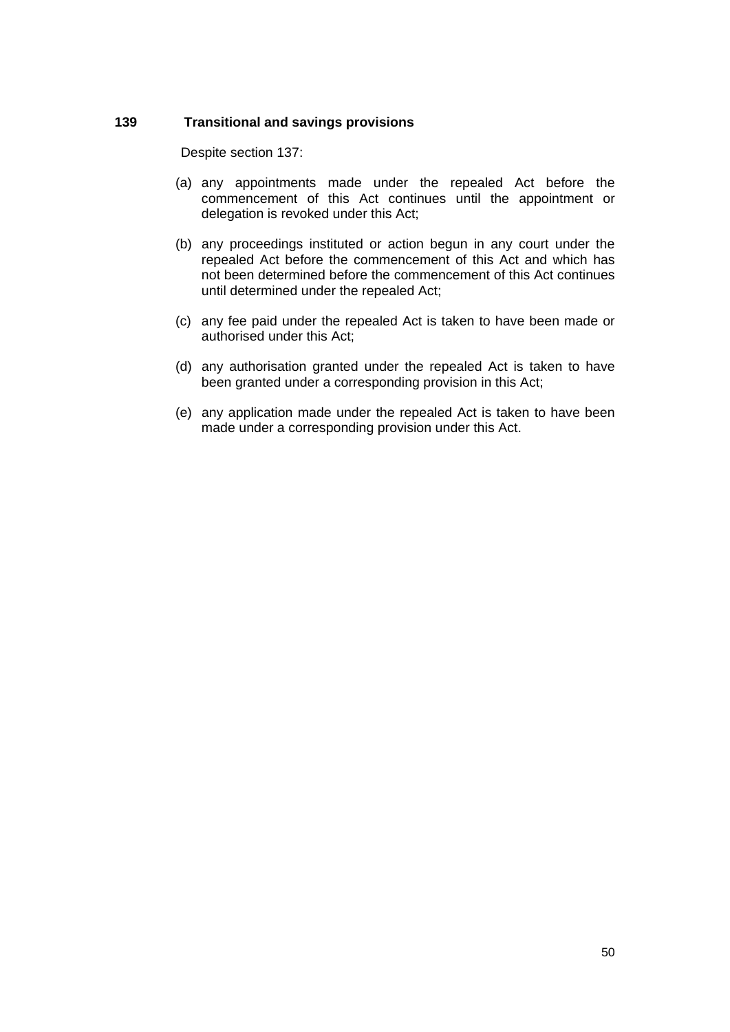**139 Transitional and savings provisions**

Despite section 137:

(a) any appointments made under the repealed Act before the commencement of this Act continues until the appointment or delegation is revoked under this Act;

(b) any proceedings instituted or action begun in any court under the repealed Act before the commencement of this Act and which has not been determined before the commencement of this Act continues until determined under the repealed Act;

(c) any fee paid under the repealed Act is taken to have been made or authorised under this Act;

(d) any authorisation granted under the repealed Act is taken to have been granted under a corresponding provision in this Act;

(e) any application made under the repealed Act is taken to have been made under a corresponding provision under this Act.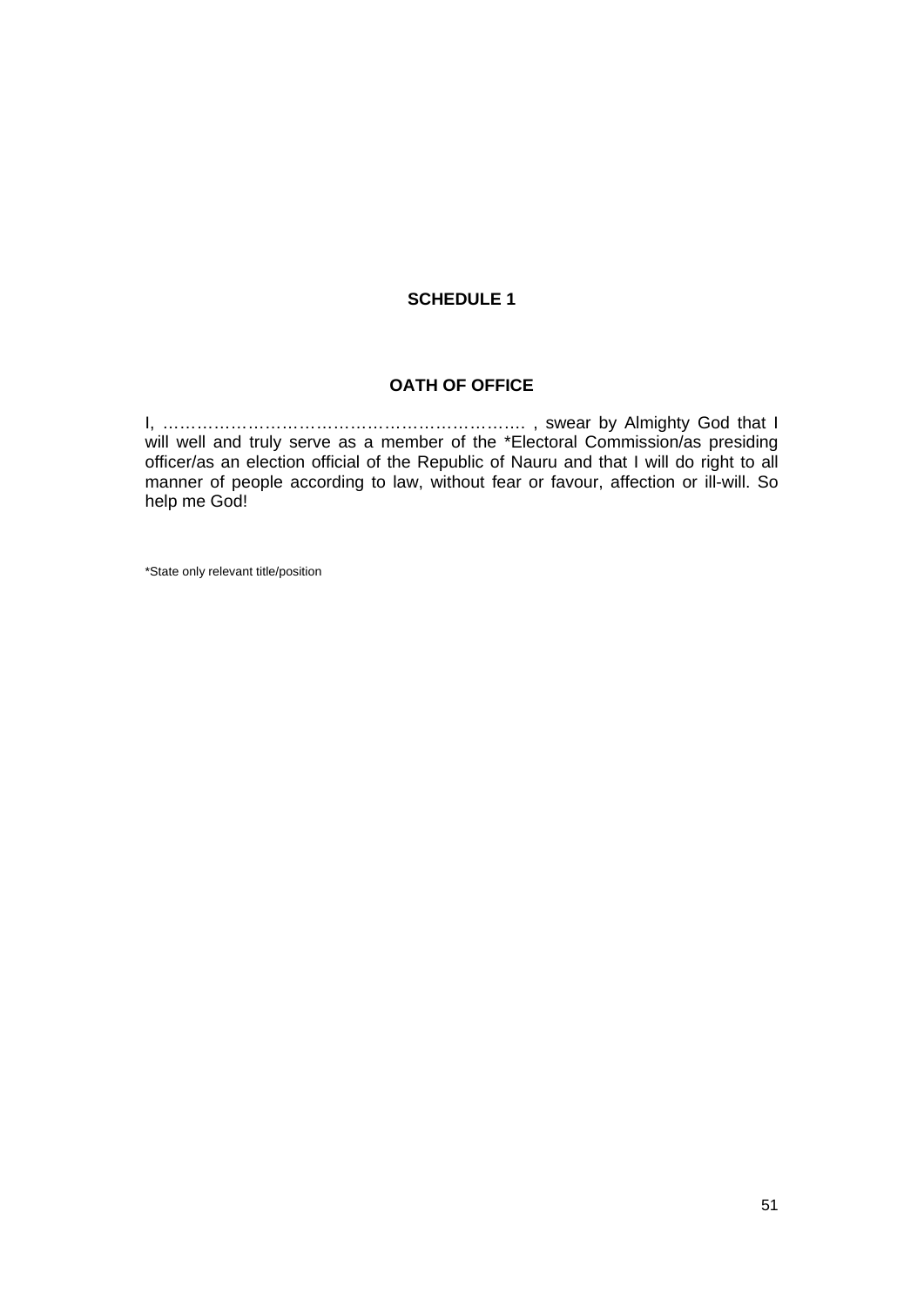# SCHEDULE 1

## OATH OF OFFICE

I, ………………………………………………………. , swear by Almighty God that I will well and truly serve as a member of the *Electoral Commission/as presiding officer/as an election official of the Republic of Nauru and that I will do right to all manner of people according to law, without fear or favour, affection or ill-will. So help me God!

*State only relevant title/position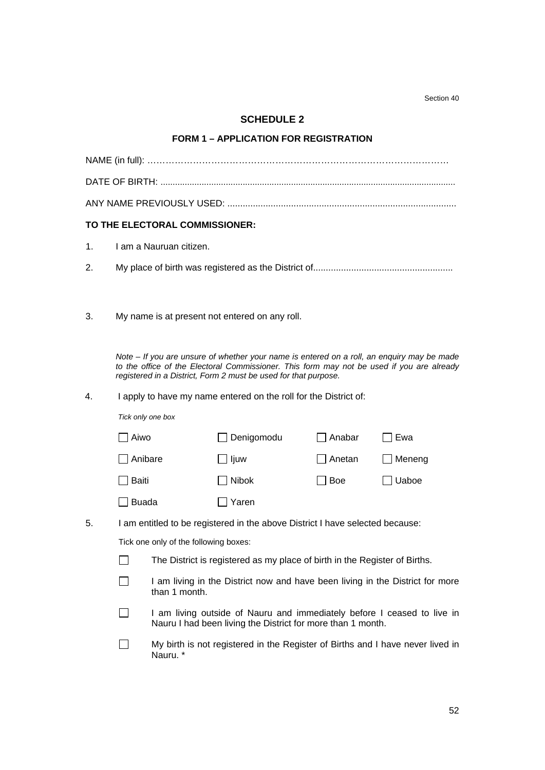Section 40

## SCHEDULE 2

### FORM 1 – APPLICATION FOR REGISTRATION

NAME (in full): ………………………………………………………………………………………

DATE OF BIRTH: ........................................................................................................................

ANY NAME PREVIOUSLY USED: ..........................................................................................

**TO THE ELECTORAL COMMISSIONER:**

1. I am a Nauruan citizen.

2. My place of birth was registered as the District of.......................................................

3. My name is at present not entered on any roll.

*Note – If you are unsure of whether your name is entered on a roll, an enquiry may be made to the office of the Electoral Commissioner. This form may not be used if you are already registered in a District, Form 2 must be used for that purpose.*

4. I apply to have my name entered on the roll for the District of:

*Tick only one box*

| | | | |
|---|---|---|---|
| ☐ Aiwo | ☐ Denigomodu | ☐ Anabar | ☐ Ewa |
| ☐ Anibare | ☐ Ijuw | ☐ Anetan | ☐ Meneng |
| ☐ Baiti | ☐ Nibok | ☐ Boe | ☐ Uaboe |
| ☐ Buada | ☐ Yaren | | |

5. I am entitled to be registered in the above District I have selected because:

Tick one only of the following boxes:

☐ The District is registered as my place of birth in the Register of Births.

☐ I am living in the District now and have been living in the District for more than 1 month.

☐ I am living outside of Nauru and immediately before I ceased to live in Nauru I had been living the District for more than 1 month.

☐ My birth is not registered in the Register of Births and I have never lived in Nauru. *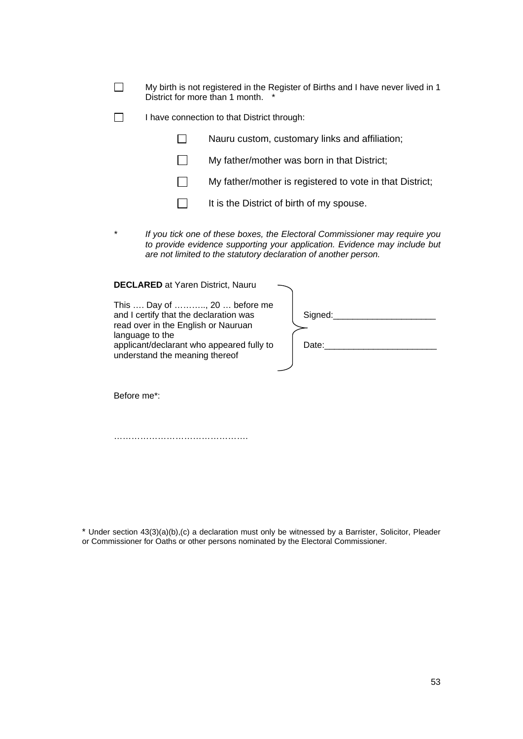- ☐ My birth is not registered in the Register of Births and I have never lived in 1 District for more than 1 month. *
- ☐ I have connection to that District through:
  - ☐ Nauru custom, customary links and affiliation;
  - ☐ My father/mother was born in that District;
  - ☐ My father/mother is registered to vote in that District;
  - ☐ It is the District of birth of my spouse.

\* *If you tick one of these boxes, the Electoral Commissioner may require you to provide evidence supporting your application. Evidence may include but are not limited to the statutory declaration of another person.*

**DECLARED** at Yaren District, Nauru

This …. Day of ……….., 20 … before me and I certify that the declaration was read over in the English or Nauruan language to the applicant/declarant who appeared fully to understand the meaning thereof

Signed:_____________________

Date:_______________________

Before me*:

……………………………………….

\* Under section 43(3)(a)(b),(c) a declaration must only be witnessed by a Barrister, Solicitor, Pleader or Commissioner for Oaths or other persons nominated by the Electoral Commissioner.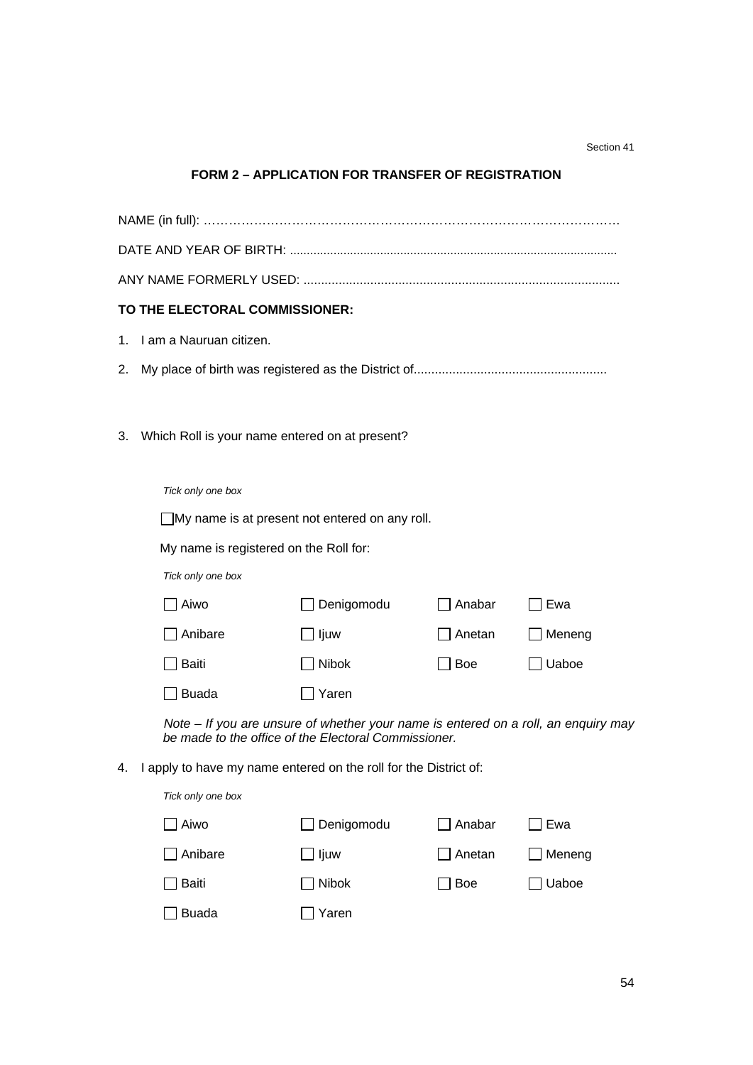Section 41

## FORM 2 – APPLICATION FOR TRANSFER OF REGISTRATION

NAME (in full): ………………………………………………………………………………………

DATE AND YEAR OF BIRTH: ................................................................................................

ANY NAME FORMERLY USED: .........................................................................................

**TO THE ELECTORAL COMMISSIONER:**

1. I am a Nauruan citizen.

2. My place of birth was registered as the District of......................................................

3. Which Roll is your name entered on at present?

*Tick only one box*

☐ My name is at present not entered on any roll.

My name is registered on the Roll for:

*Tick only one box*

| | | | |
|---|---|---|---|
| ☐ Aiwo | ☐ Denigomodu | ☐ Anabar | ☐ Ewa |
| ☐ Anibare | ☐ Ijuw | ☐ Anetan | ☐ Meneng |
| ☐ Baiti | ☐ Nibok | ☐ Boe | ☐ Uaboe |
| ☐ Buada | ☐ Yaren | | |

*Note – If you are unsure of whether your name is entered on a roll, an enquiry may be made to the office of the Electoral Commissioner.*

4. I apply to have my name entered on the roll for the District of:

*Tick only one box*

| | | | |
|---|---|---|---|
| ☐ Aiwo | ☐ Denigomodu | ☐ Anabar | ☐ Ewa |
| ☐ Anibare | ☐ Ijuw | ☐ Anetan | ☐ Meneng |
| ☐ Baiti | ☐ Nibok | ☐ Boe | ☐ Uaboe |
| ☐ Buada | ☐ Yaren | | |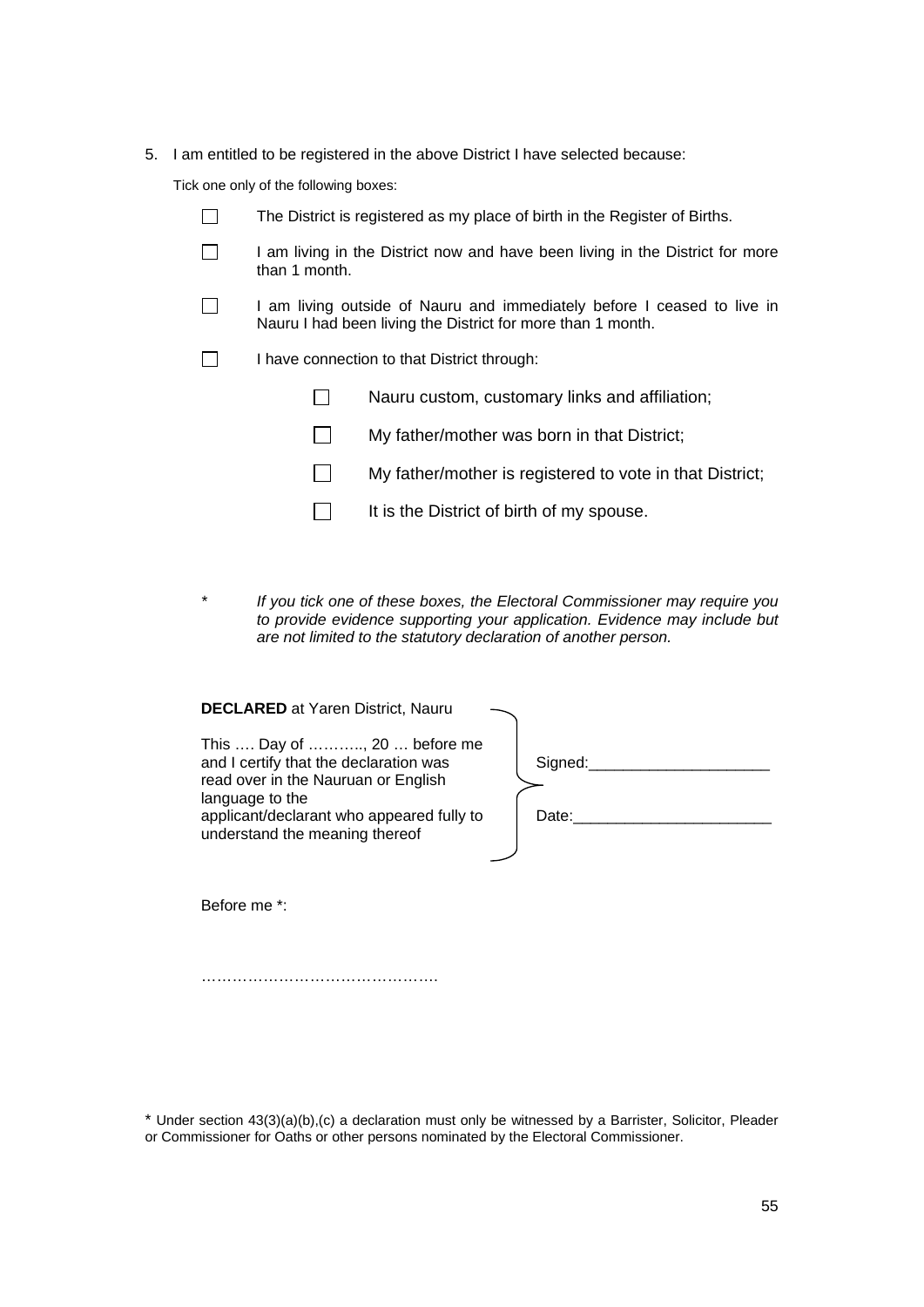5. I am entitled to be registered in the above District I have selected because:

Tick one only of the following boxes:

- ☐ The District is registered as my place of birth in the Register of Births.
- ☐ I am living in the District now and have been living in the District for more than 1 month.
- ☐ I am living outside of Nauru and immediately before I ceased to live in Nauru I had been living the District for more than 1 month.
- ☐ I have connection to that District through:
  - ☐ Nauru custom, customary links and affiliation;
  - ☐ My father/mother was born in that District;
  - ☐ My father/mother is registered to vote in that District;
  - ☐ It is the District of birth of my spouse.

\* *If you tick one of these boxes, the Electoral Commissioner may require you to provide evidence supporting your application. Evidence may include but are not limited to the statutory declaration of another person.*

**DECLARED** at Yaren District, Nauru

This …. Day of ……….., 20 … before me and I certify that the declaration was read over in the Nauruan or English language to the applicant/declarant who appeared fully to understand the meaning thereof

Signed:_____________________

Date:_______________________

Before me *:

……………………………………….

\* Under section 43(3)(a)(b),(c) a declaration must only be witnessed by a Barrister, Solicitor, Pleader or Commissioner for Oaths or other persons nominated by the Electoral Commissioner.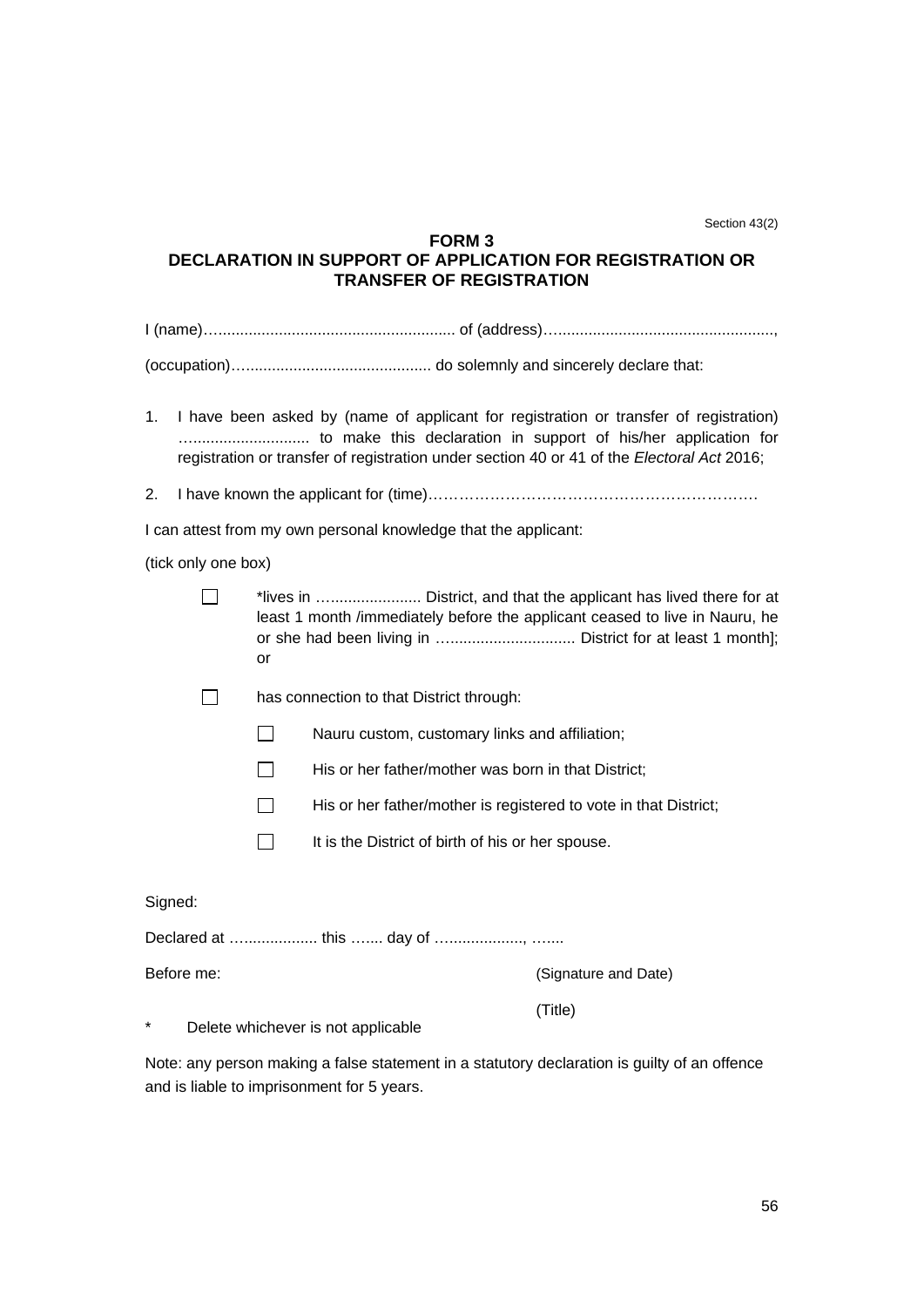Section 43(2)

**FORM 3**

**DECLARATION IN SUPPORT OF APPLICATION FOR REGISTRATION OR TRANSFER OF REGISTRATION**

I (name)……................................................... of (address)…................................................,

(occupation)…......................................... do solemnly and sincerely declare that:

1. I have been asked by (name of applicant for registration or transfer of registration) …......................... to make this declaration in support of his/her application for registration or transfer of registration under section 40 or 41 of the *Electoral Act* 2016;

2. I have known the applicant for (time)……………………………………………………….

I can attest from my own personal knowledge that the applicant:

(tick only one box)

- ☐ *lives in …..................... District, and that the applicant has lived there for at least 1 month /immediately before the applicant ceased to live in Nauru, he or she had been living in …............................ District for at least 1 month]; or

- ☐ has connection to that District through:
  - ☐ Nauru custom, customary links and affiliation;
  - ☐ His or her father/mother was born in that District;
  - ☐ His or her father/mother is registered to vote in that District;
  - ☐ It is the District of birth of his or her spouse.

Signed:

Declared at ….............. this …... day of …..............., …...

Before me: (Signature and Date)

(Title)

* Delete whichever is not applicable

Note: any person making a false statement in a statutory declaration is guilty of an offence and is liable to imprisonment for 5 years.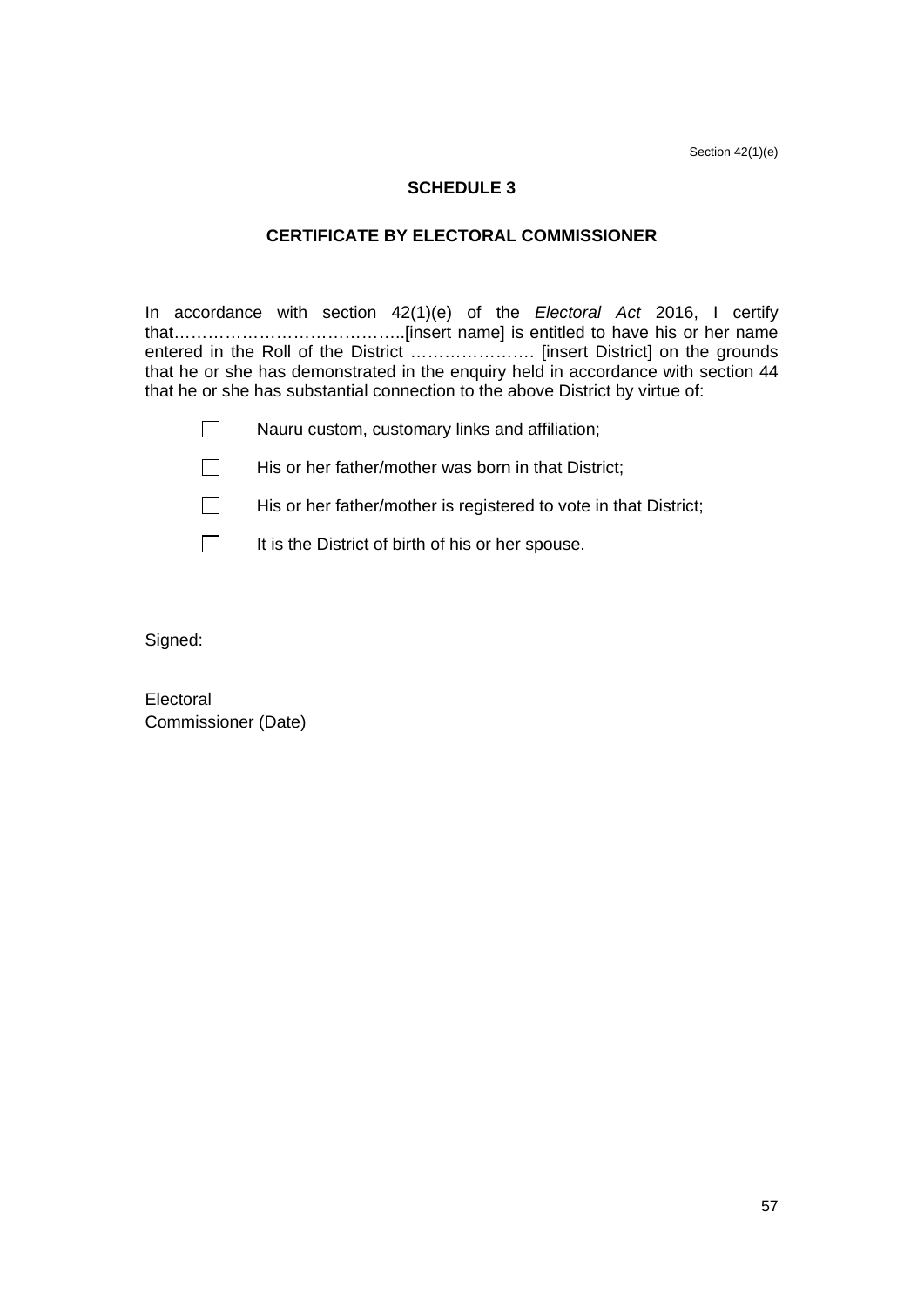Section 42(1)(e)

## SCHEDULE 3

## CERTIFICATE BY ELECTORAL COMMISSIONER

In accordance with section 42(1)(e) of the *Electoral Act* 2016, I certify that…………………………………..[insert name] is entitled to have his or her name entered in the Roll of the District …………………. [insert District] on the grounds that he or she has demonstrated in the enquiry held in accordance with section 44 that he or she has substantial connection to the above District by virtue of:

- ☐ Nauru custom, customary links and affiliation;
- ☐ His or her father/mother was born in that District;
- ☐ His or her father/mother is registered to vote in that District;
- ☐ It is the District of birth of his or her spouse.

Signed:

Electoral
Commissioner (Date)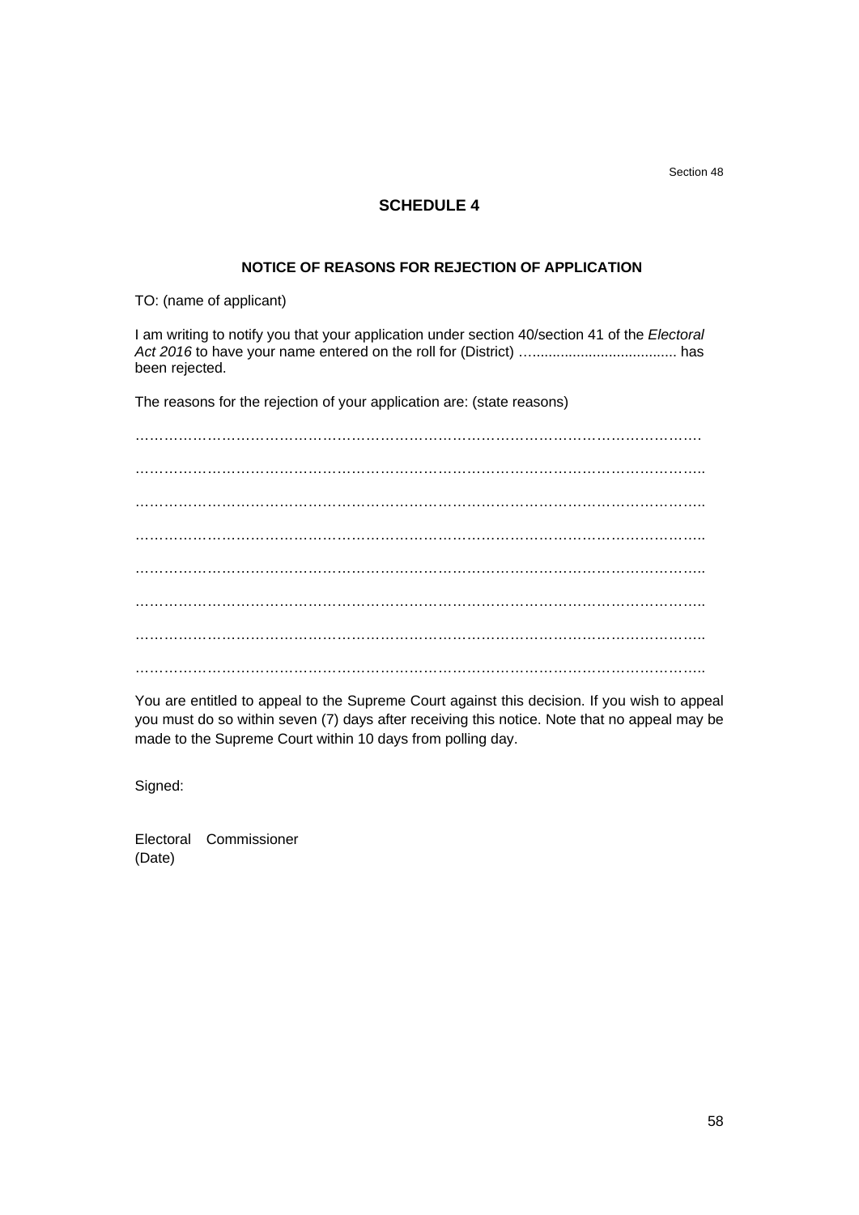Section 48

## SCHEDULE 4

### NOTICE OF REASONS FOR REJECTION OF APPLICATION

TO: (name of applicant)

I am writing to notify you that your application under section 40/section 41 of the *Electoral Act 2016* to have your name entered on the roll for (District) ...................................... has been rejected.

The reasons for the rejection of your application are: (state reasons)

……………………………………………………………………………………………………….

……………………………………………………………………………………………………….

……………………………………………………………………………………………………….

……………………………………………………………………………………………………….

……………………………………………………………………………………………………….

……………………………………………………………………………………………………….

……………………………………………………………………………………………………….

……………………………………………………………………………………………………….

You are entitled to appeal to the Supreme Court against this decision. If you wish to appeal you must do so within seven (7) days after receiving this notice. Note that no appeal may be made to the Supreme Court within 10 days from polling day.

Signed:

Electoral Commissioner
(Date)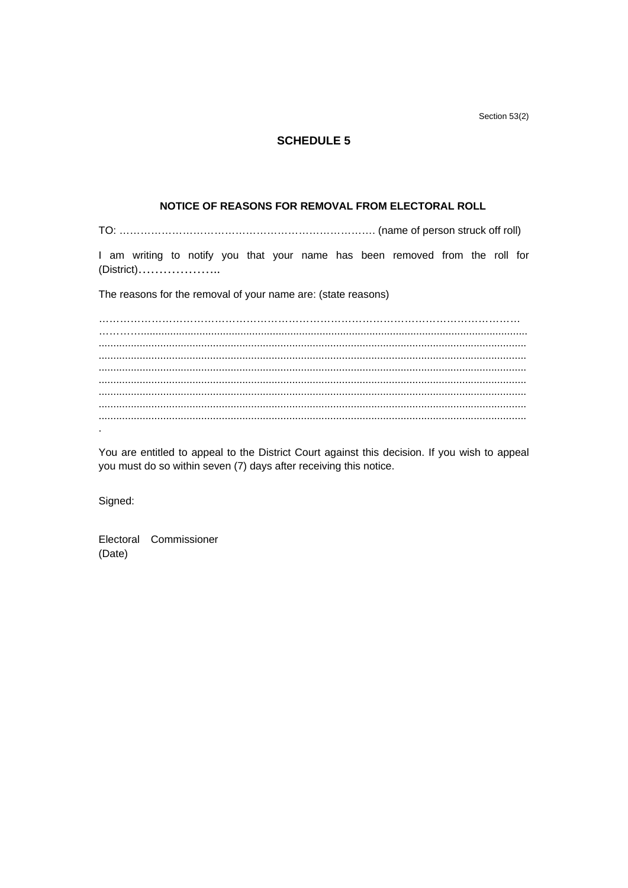Section 53(2)

# SCHEDULE 5

## NOTICE OF REASONS FOR REMOVAL FROM ELECTORAL ROLL

TO: …………………………………………………………………. (name of person struck off roll)

I am writing to notify you that your name has been removed from the roll for (District)………………..

The reasons for the removal of your name are: (state reasons)

…………………………………………………………………………………………………………
………….....................................................................................................................................
...............................................................................................................................................
...............................................................................................................................................
...............................................................................................................................................
...............................................................................................................................................
...............................................................................................................................................
...............................................................................................................................................
...............................................................................................................................................
.

You are entitled to appeal to the District Court against this decision. If you wish to appeal you must do so within seven (7) days after receiving this notice.

Signed:

Electoral Commissioner
(Date)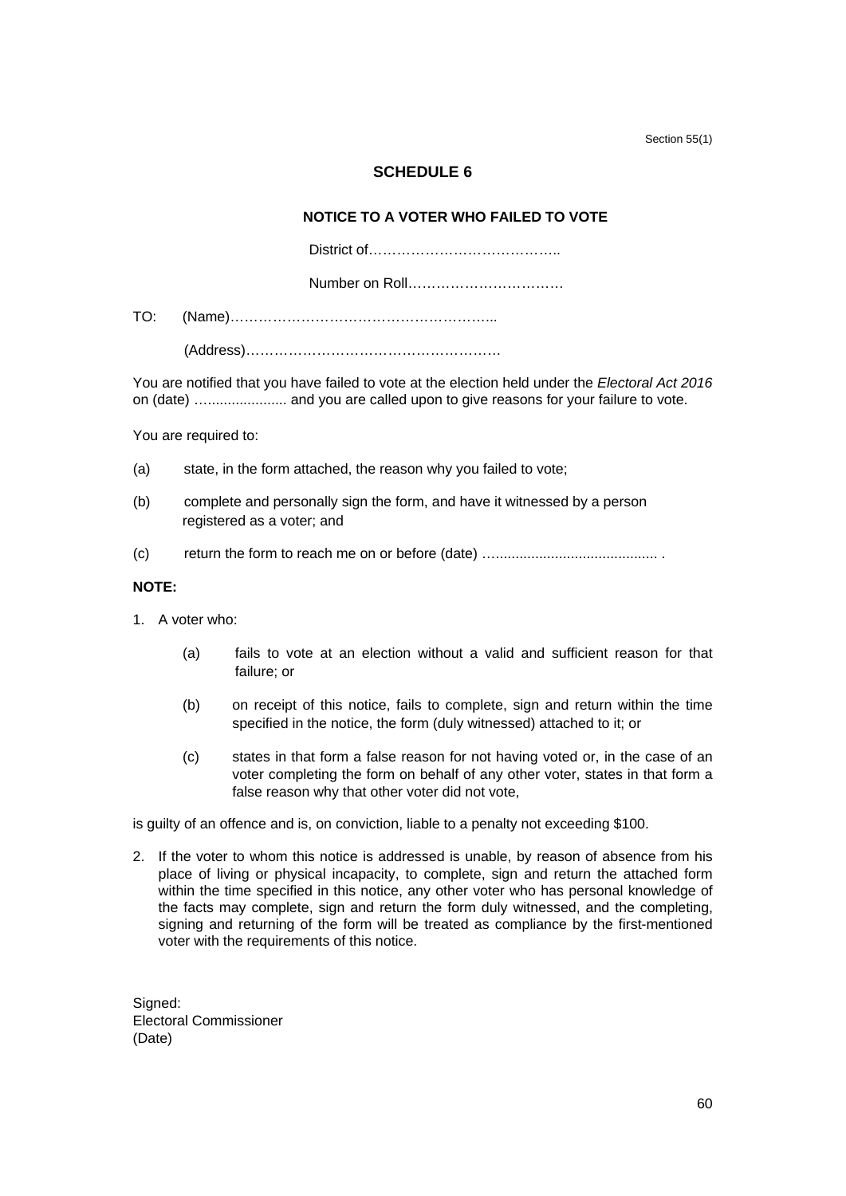Section 55(1)

## SCHEDULE 6

### NOTICE TO A VOTER WHO FAILED TO VOTE

District of…………………………………..

Number on Roll…………………………….

TO: (Name)………………………………………………..

(Address)………………………………………………

You are notified that you have failed to vote at the election held under the *Electoral Act 2016* on (date) …................... and you are called upon to give reasons for your failure to vote.

You are required to:

(a) state, in the form attached, the reason why you failed to vote;

(b) complete and personally sign the form, and have it witnessed by a person registered as a voter; and

(c) return the form to reach me on or before (date) …......................................... .

**NOTE:**

1. A voter who:

   (a) fails to vote at an election without a valid and sufficient reason for that failure; or

   (b) on receipt of this notice, fails to complete, sign and return within the time specified in the notice, the form (duly witnessed) attached to it; or

   (c) states in that form a false reason for not having voted or, in the case of an voter completing the form on behalf of any other voter, states in that form a false reason why that other voter did not vote,

is guilty of an offence and is, on conviction, liable to a penalty not exceeding $100.

2. If the voter to whom this notice is addressed is unable, by reason of absence from his place of living or physical incapacity, to complete, sign and return the attached form within the time specified in this notice, any other voter who has personal knowledge of the facts may complete, sign and return the form duly witnessed, and the completing, signing and returning of the form will be treated as compliance by the first-mentioned voter with the requirements of this notice.

Signed:
Electoral Commissioner
(Date)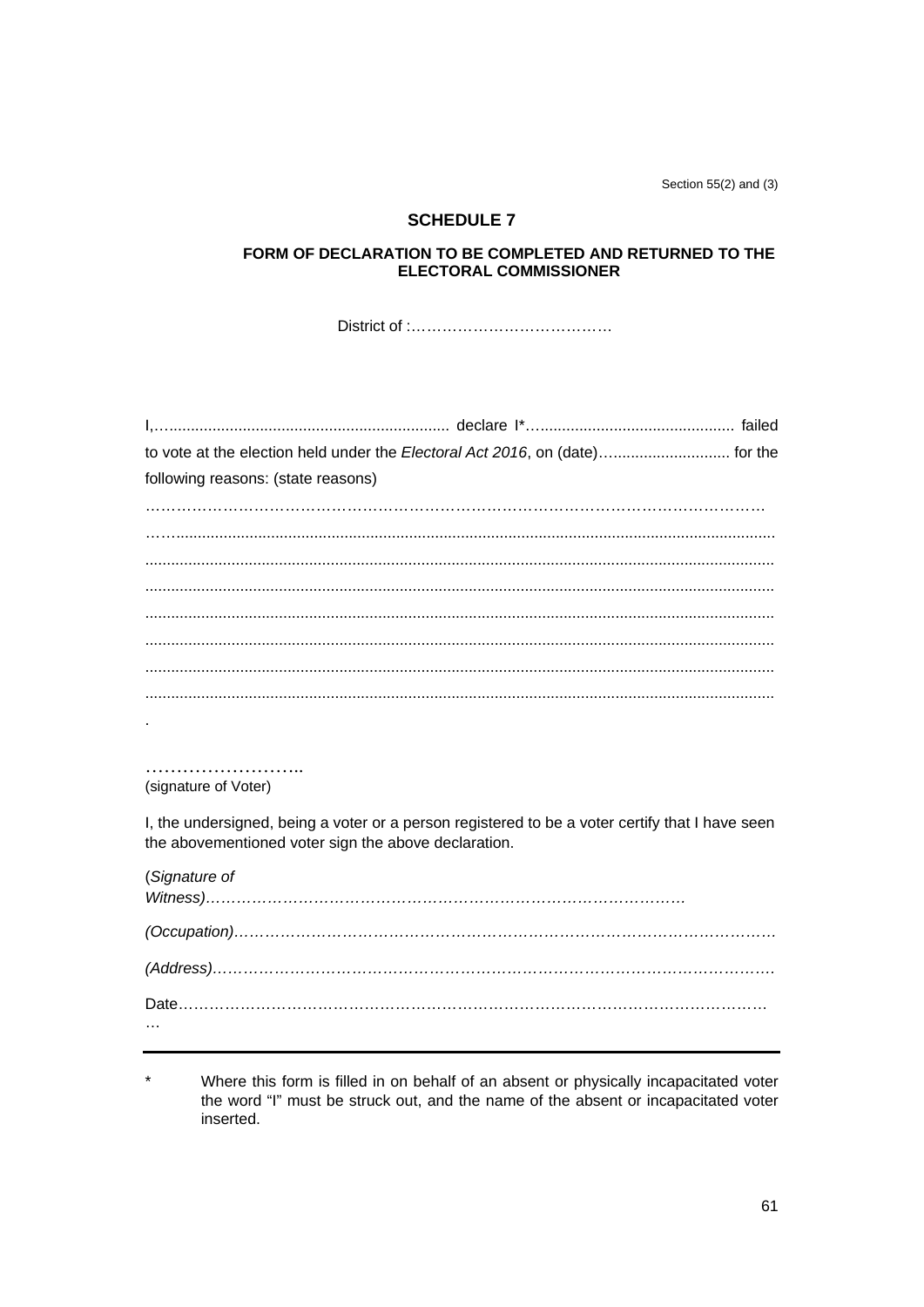Section 55(2) and (3)

## SCHEDULE 7

### FORM OF DECLARATION TO BE COMPLETED AND RETURNED TO THE ELECTORAL COMMISSIONER

District of :…………………………………

I,…............................................................... declare I*…............................................ failed to vote at the election held under the *Electoral Act 2016*, on (date)…........................... for the following reasons: (state reasons)

…………………………………………………………………………………………………………
…….......................................................................................................................................
...............................................................................................................................................
...............................................................................................................................................
...............................................................................................................................................
...............................................................................................................................................
...............................................................................................................................................
...............................................................................................................................................
.

……………………..
(signature of Voter)

I, the undersigned, being a voter or a person registered to be a voter certify that I have seen the abovementioned voter sign the above declaration.

(*Signature of Witness)……………………………………………………………………………….*

*(Occupation)…………………………………………………………………………………………….*

*(Address)……………………………………………………………………………………………….*

Date…………………………………………………………………………………………………………

---

\* Where this form is filled in on behalf of an absent or physically incapacitated voter the word "I" must be struck out, and the name of the absent or incapacitated voter inserted.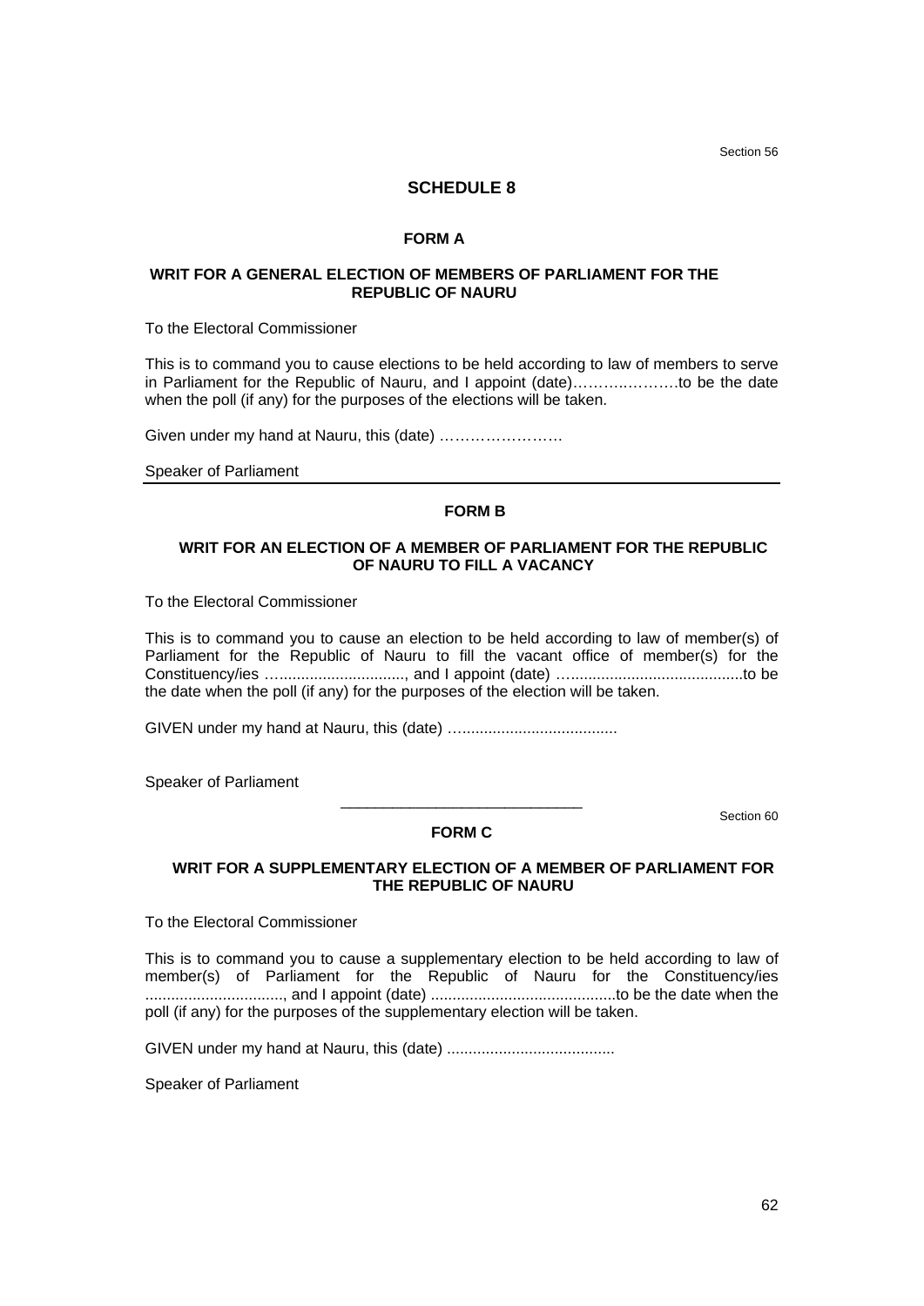Section 56

# SCHEDULE 8

## FORM A

### WRIT FOR A GENERAL ELECTION OF MEMBERS OF PARLIAMENT FOR THE REPUBLIC OF NAURU

To the Electoral Commissioner

This is to command you to cause elections to be held according to law of members to serve in Parliament for the Republic of Nauru, and I appoint (date)……….………to be the date when the poll (if any) for the purposes of the elections will be taken.

Given under my hand at Nauru, this (date) ……………………

Speaker of Parliament

---

## FORM B

### WRIT FOR AN ELECTION OF A MEMBER OF PARLIAMENT FOR THE REPUBLIC OF NAURU TO FILL A VACANCY

To the Electoral Commissioner

This is to command you to cause an election to be held according to law of member(s) of Parliament for the Republic of Nauru to fill the vacant office of member(s) for the Constituency/ies …..............................., and I appoint (date) …........................................to be the date when the poll (if any) for the purposes of the election will be taken.

GIVEN under my hand at Nauru, this (date) …...................................

Speaker of Parliament

---

Section 60

## FORM C

### WRIT FOR A SUPPLEMENTARY ELECTION OF A MEMBER OF PARLIAMENT FOR THE REPUBLIC OF NAURU

To the Electoral Commissioner

This is to command you to cause a supplementary election to be held according to law of member(s) of Parliament for the Republic of Nauru for the Constituency/ies ................................, and I appoint (date) ..........................................to be the date when the poll (if any) for the purposes of the supplementary election will be taken.

GIVEN under my hand at Nauru, this (date) ......................................

Speaker of Parliament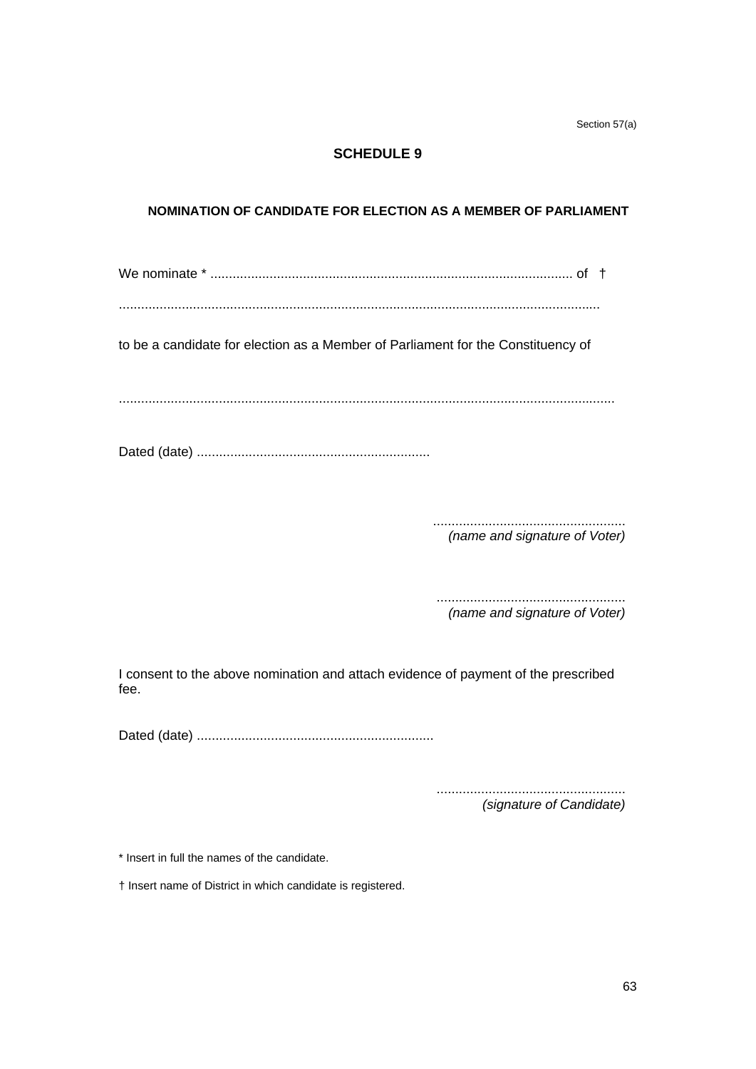Section 57(a)

# SCHEDULE 9

## NOMINATION OF CANDIDATE FOR ELECTION AS A MEMBER OF PARLIAMENT

We nominate * ................................................................................................. of †

.................................................................................................................................

to be a candidate for election as a Member of Parliament for the Constituency of

.................................................................................................................................

Dated (date) ...............................................................

...................................................
*(name and signature of Voter)*

...................................................
*(name and signature of Voter)*

I consent to the above nomination and attach evidence of payment of the prescribed fee.

Dated (date) ................................................................

...................................................
*(signature of Candidate)*

* Insert in full the names of the candidate.

† Insert name of District in which candidate is registered.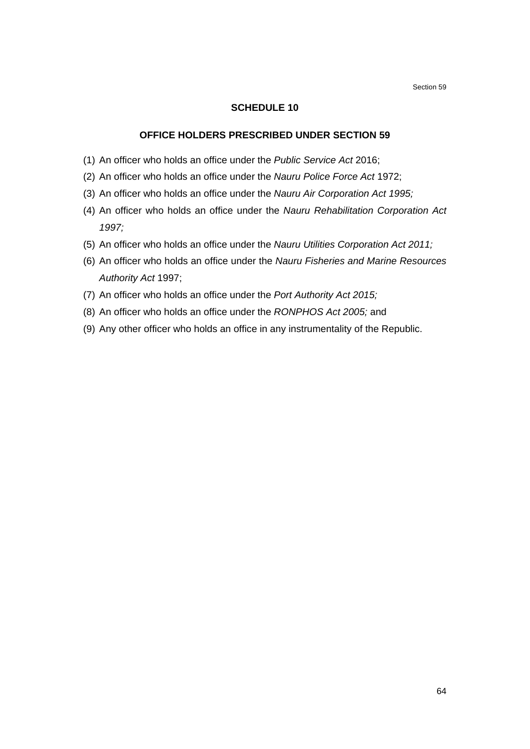Section 59

## SCHEDULE 10

### OFFICE HOLDERS PRESCRIBED UNDER SECTION 59

(1) An officer who holds an office under the *Public Service Act* 2016;

(2) An officer who holds an office under the *Nauru Police Force Act* 1972;

(3) An officer who holds an office under the *Nauru Air Corporation Act 1995;*

(4) An officer who holds an office under the *Nauru Rehabilitation Corporation Act 1997;*

(5) An officer who holds an office under the *Nauru Utilities Corporation Act 2011;*

(6) An officer who holds an office under the *Nauru Fisheries and Marine Resources Authority Act* 1997;

(7) An officer who holds an office under the *Port Authority Act 2015;*

(8) An officer who holds an office under the *RONPHOS Act 2005;* and

(9) Any other officer who holds an office in any instrumentality of the Republic.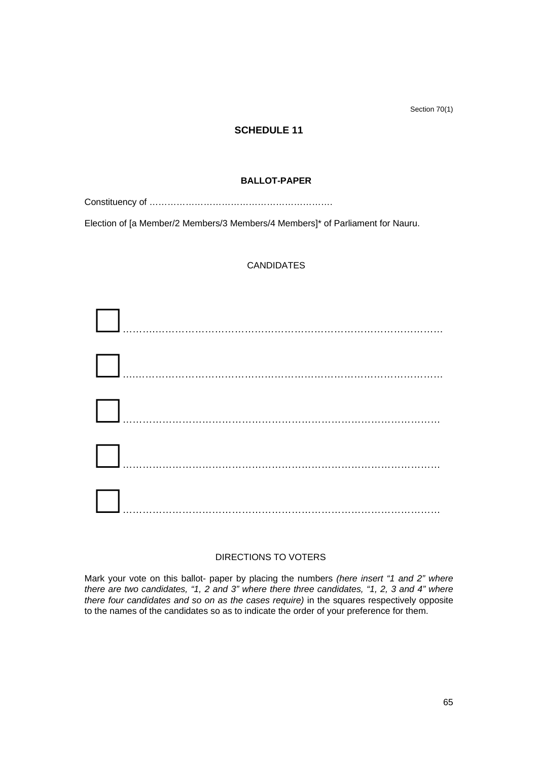Section 70(1)

## SCHEDULE 11

### BALLOT-PAPER

Constituency of …………………………………………………….

Election of [a Member/2 Members/3 Members/4 Members]* of Parliament for Nauru.

CANDIDATES

☐ ……………………………………………………………………………………

☐ ……………………………………………………………………………………

☐ ……………………………………………………………………………………

☐ ……………………………………………………………………………………

☐ ……………………………………………………………………………………

DIRECTIONS TO VOTERS

Mark your vote on this ballot- paper by placing the numbers *(here insert "1 and 2" where there are two candidates, "1, 2 and 3" where there three candidates, "1, 2, 3 and 4" where there four candidates and so on as the cases require)* in the squares respectively opposite to the names of the candidates so as to indicate the order of your preference for them.